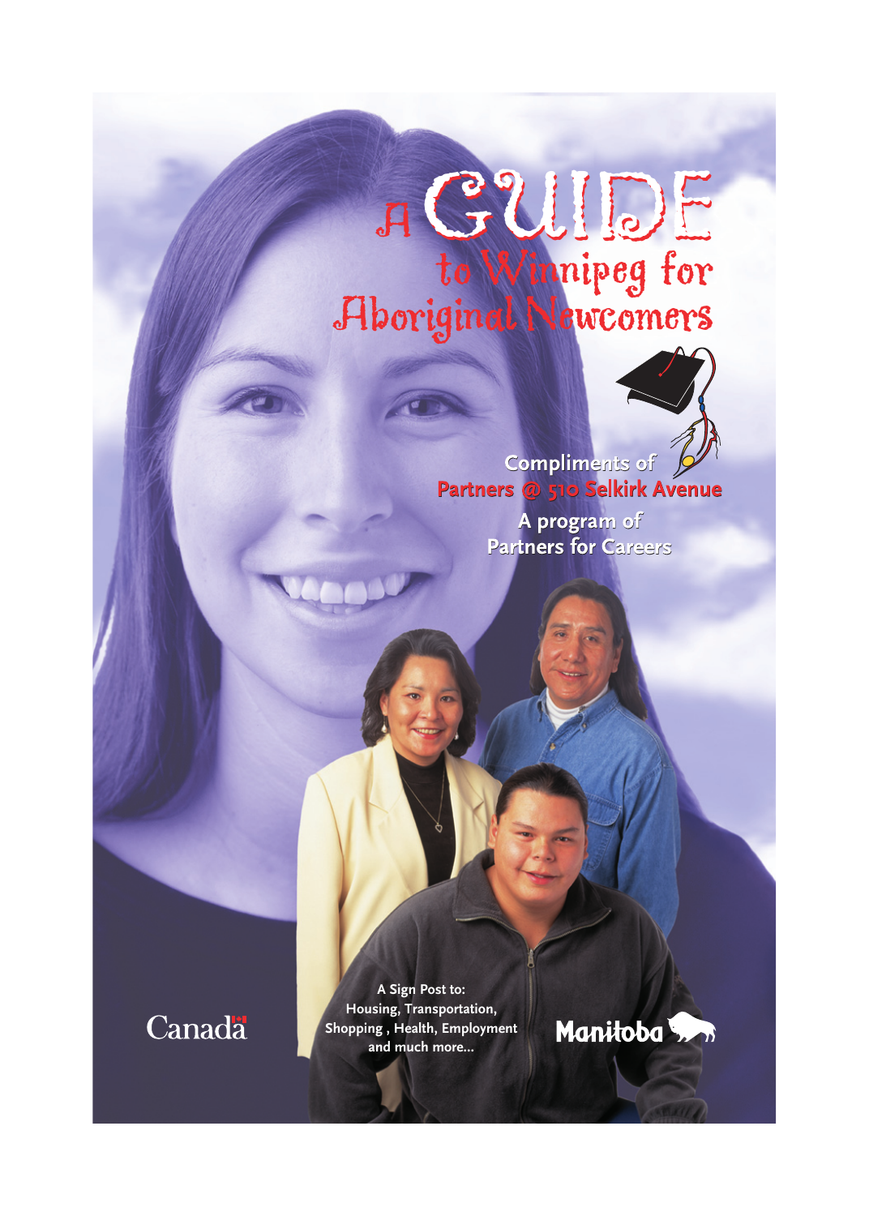# A GUIDE to Winnipeg for Aboriginal Newcomers

Compliments of
**Partners @ 510 Selkirk Avenue**

A program of
Partners for Careers

A Sign Post to:
Housing, Transportation,
Shopping , Health, Employment
and much more...

Canada

Manitoba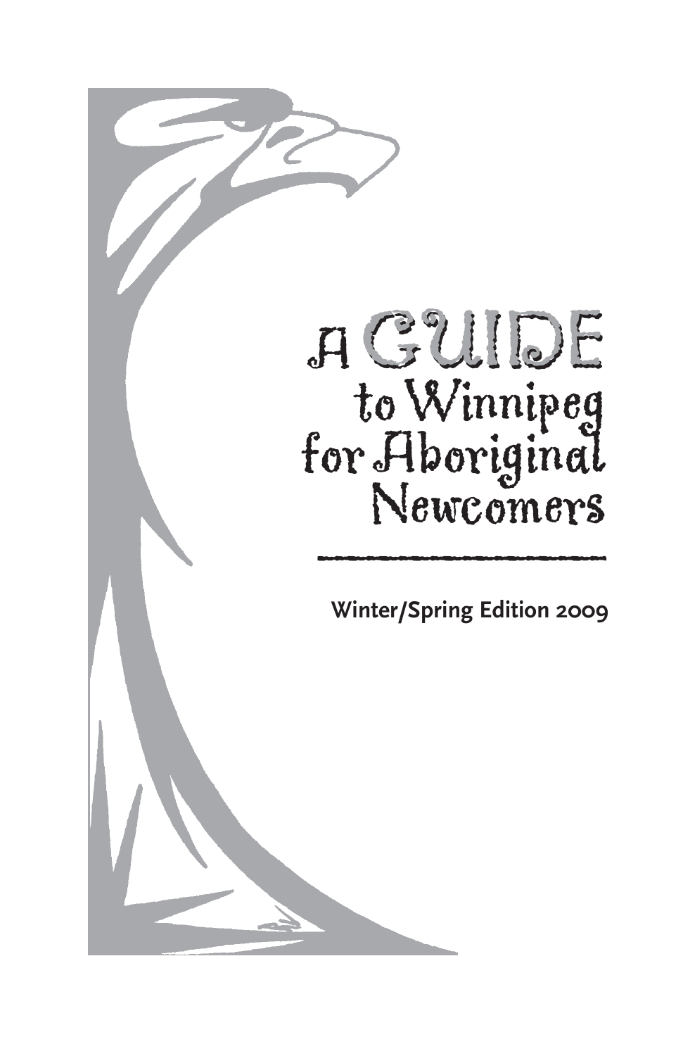# A GUIDE to Winnipeg for Aboriginal Newcomers

**Winter/Spring Edition 2009**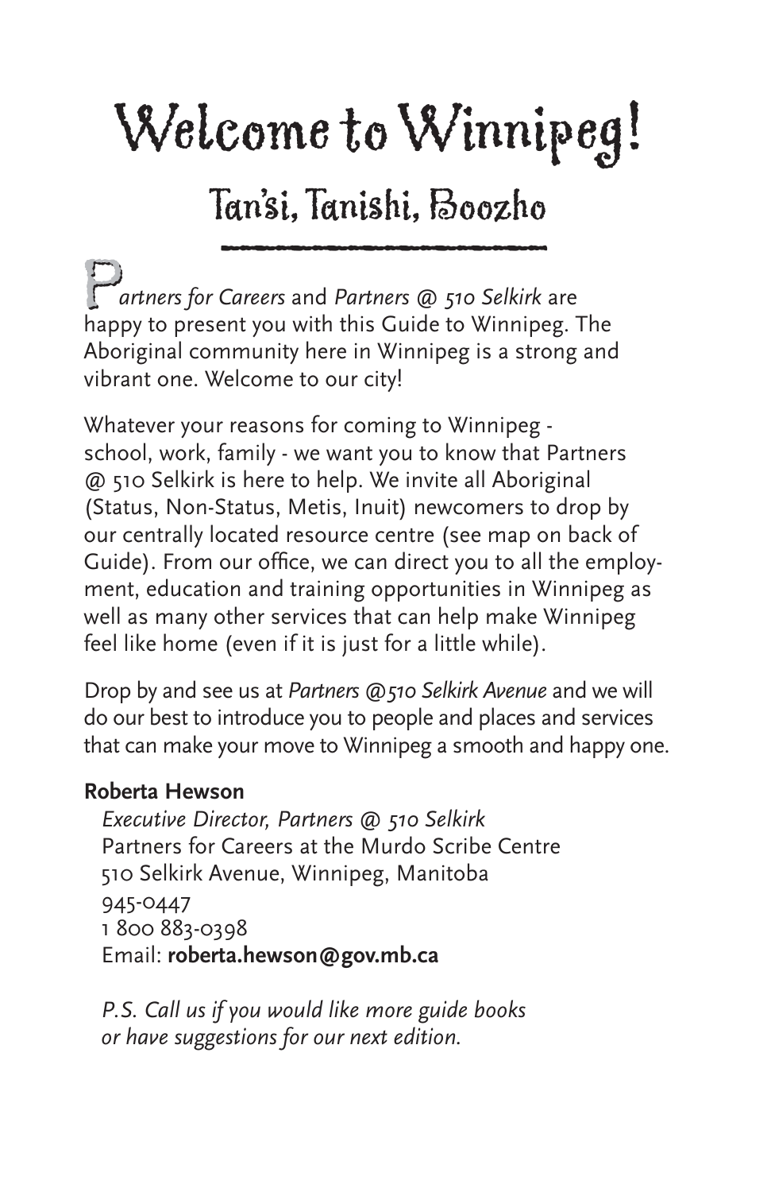# Welcome to Winnipeg!

## Tan'si, Tanishi, Boozho

*Partners for Careers* and *Partners @ 510 Selkirk* are happy to present you with this Guide to Winnipeg. The Aboriginal community here in Winnipeg is a strong and vibrant one. Welcome to our city!

Whatever your reasons for coming to Winnipeg - school, work, family - we want you to know that Partners @ 510 Selkirk is here to help. We invite all Aboriginal (Status, Non-Status, Metis, Inuit) newcomers to drop by our centrally located resource centre (see map on back of Guide). From our office, we can direct you to all the employment, education and training opportunities in Winnipeg as well as many other services that can help make Winnipeg feel like home (even if it is just for a little while).

Drop by and see us at *Partners @510 Selkirk Avenue* and we will do our best to introduce you to people and places and services that can make your move to Winnipeg a smooth and happy one.

**Roberta Hewson**
*Executive Director, Partners @ 510 Selkirk*
Partners for Careers at the Murdo Scribe Centre
510 Selkirk Avenue, Winnipeg, Manitoba
945-0447
1 800 883-0398
Email: **roberta.hewson@gov.mb.ca**

*P.S. Call us if you would like more guide books or have suggestions for our next edition.*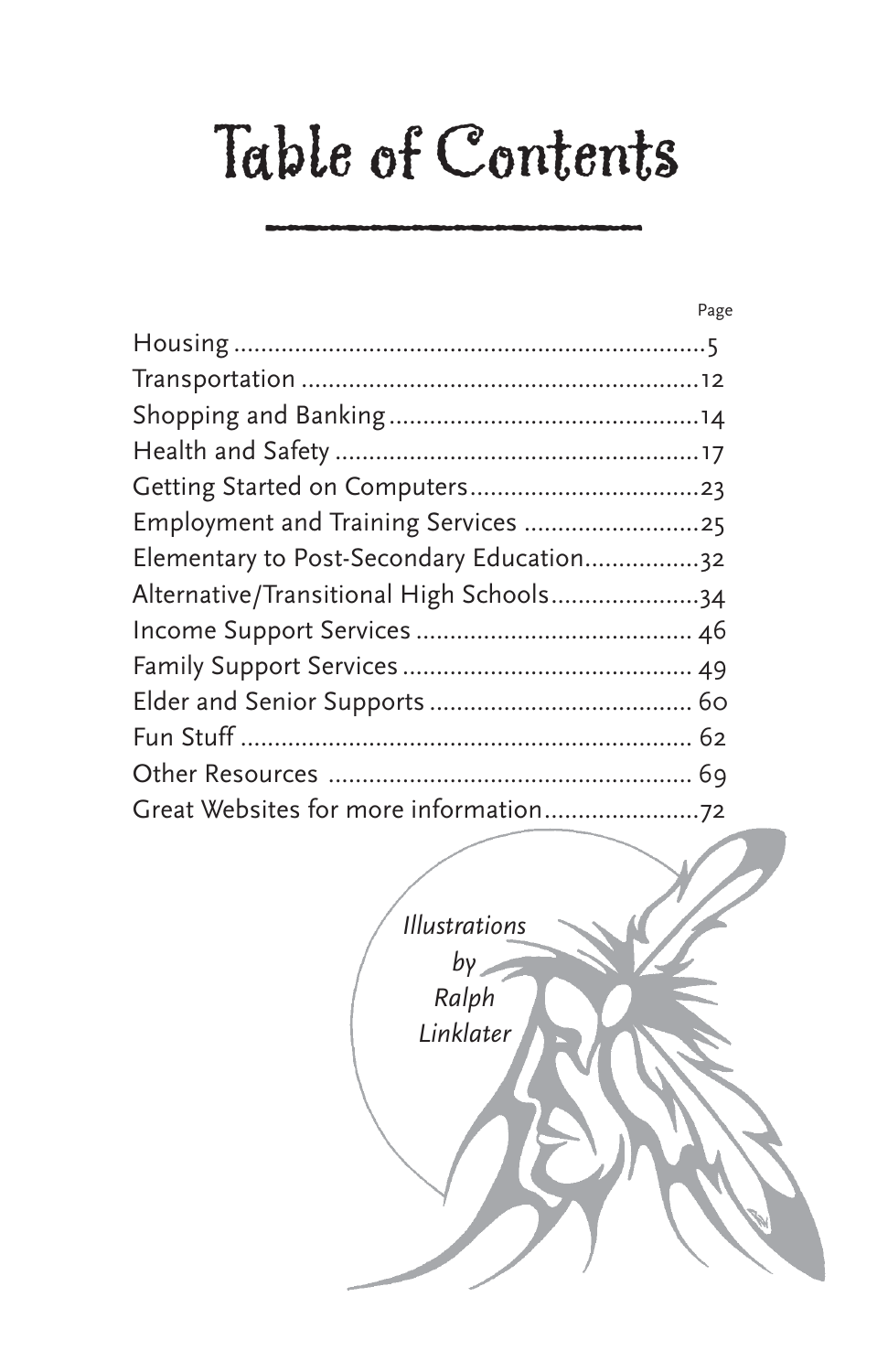# Table of Contents

| | Page |
|---|---|
| Housing | 5 |
| Transportation | 12 |
| Shopping and Banking | 14 |
| Health and Safety | 17 |
| Getting Started on Computers | 23 |
| Employment and Training Services | 25 |
| Elementary to Post-Secondary Education | 32 |
| Alternative/Transitional High Schools | 34 |
| Income Support Services | 46 |
| Family Support Services | 49 |
| Elder and Senior Supports | 60 |
| Fun Stuff | 62 |
| Other Resources | 69 |
| Great Websites for more information | 72 |

*Illustrations by Ralph Linklater*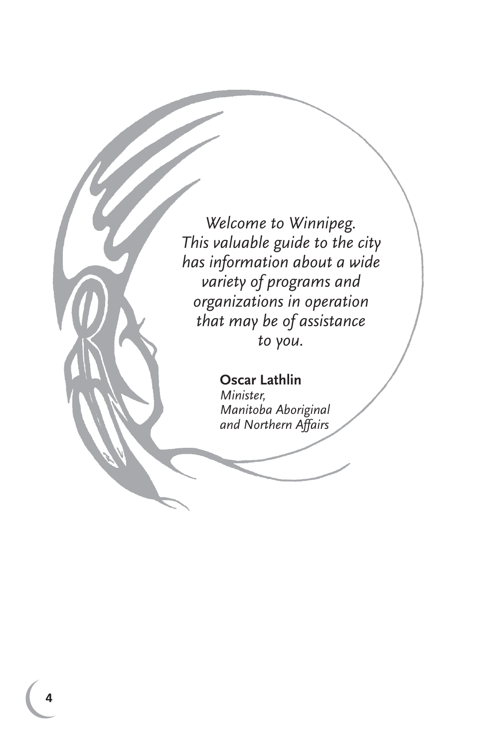*Welcome to Winnipeg. This valuable guide to the city has information about a wide variety of programs and organizations in operation that may be of assistance to you.*

**Oscar Lathlin**
*Minister,*
*Manitoba Aboriginal and Northern Affairs*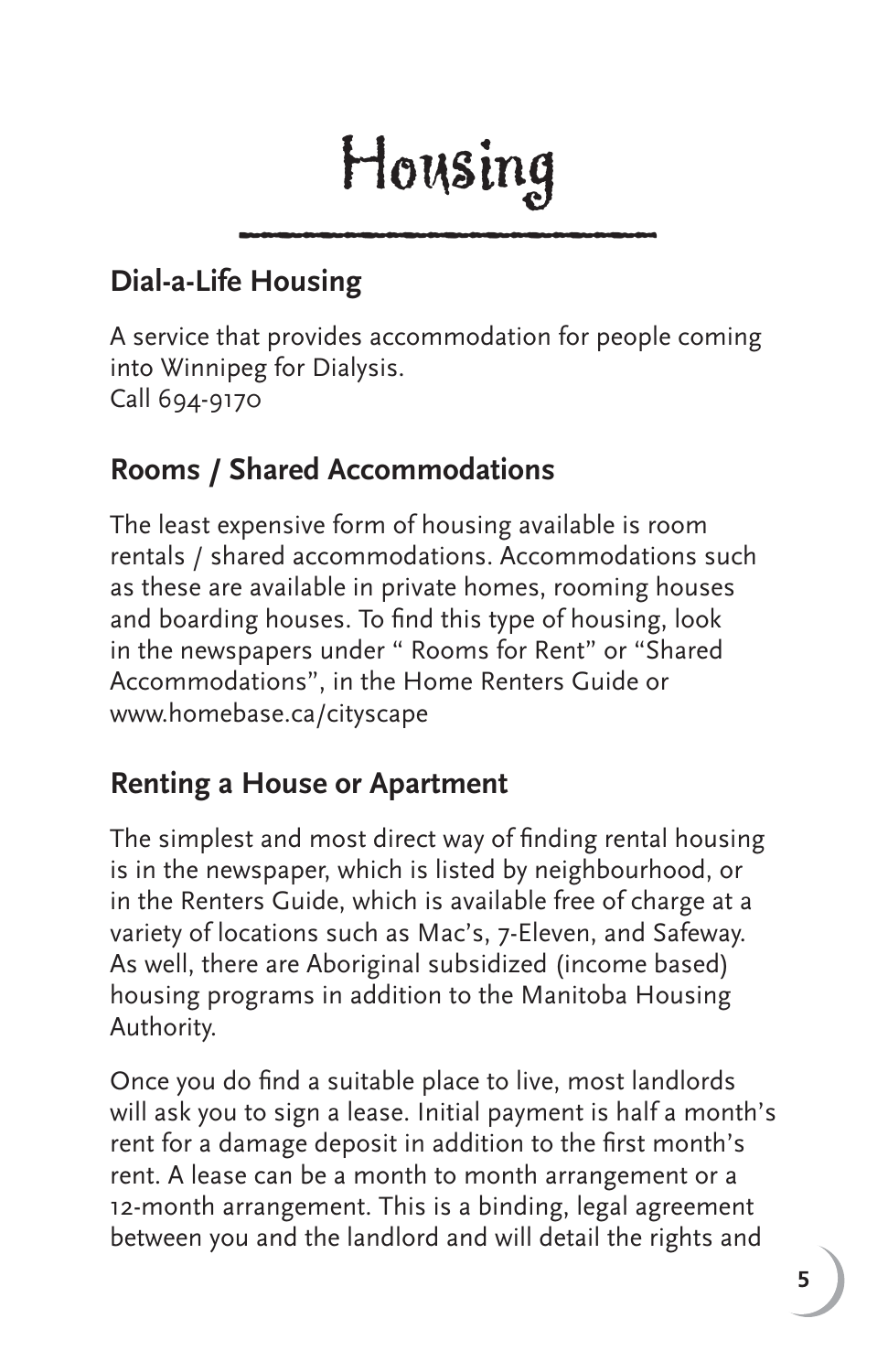# Housing

## Dial-a-Life Housing

A service that provides accommodation for people coming into Winnipeg for Dialysis.
Call 694-9170

## Rooms / Shared Accommodations

The least expensive form of housing available is room rentals / shared accommodations. Accommodations such as these are available in private homes, rooming houses and boarding houses. To find this type of housing, look in the newspapers under " Rooms for Rent" or "Shared Accommodations", in the Home Renters Guide or www.homebase.ca/cityscape

## Renting a House or Apartment

The simplest and most direct way of finding rental housing is in the newspaper, which is listed by neighbourhood, or in the Renters Guide, which is available free of charge at a variety of locations such as Mac's, 7-Eleven, and Safeway. As well, there are Aboriginal subsidized (income based) housing programs in addition to the Manitoba Housing Authority.

Once you do find a suitable place to live, most landlords will ask you to sign a lease. Initial payment is half a month's rent for a damage deposit in addition to the first month's rent. A lease can be a month to month arrangement or a 12-month arrangement. This is a binding, legal agreement between you and the landlord and will detail the rights and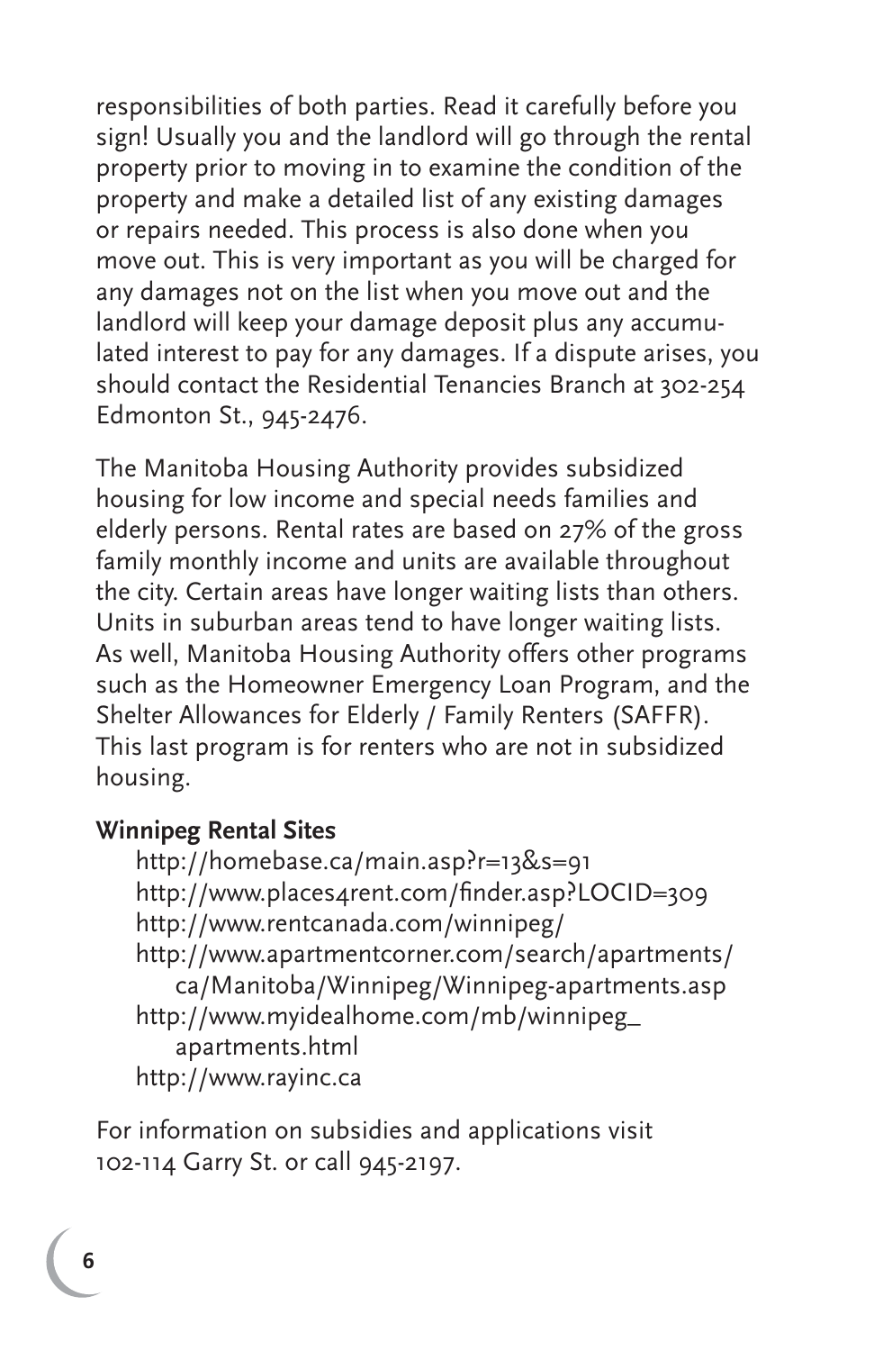responsibilities of both parties. Read it carefully before you sign! Usually you and the landlord will go through the rental property prior to moving in to examine the condition of the property and make a detailed list of any existing damages or repairs needed. This process is also done when you move out. This is very important as you will be charged for any damages not on the list when you move out and the landlord will keep your damage deposit plus any accumulated interest to pay for any damages. If a dispute arises, you should contact the Residential Tenancies Branch at 302-254 Edmonton St., 945-2476.

The Manitoba Housing Authority provides subsidized housing for low income and special needs families and elderly persons. Rental rates are based on 27% of the gross family monthly income and units are available throughout the city. Certain areas have longer waiting lists than others. Units in suburban areas tend to have longer waiting lists. As well, Manitoba Housing Authority offers other programs such as the Homeowner Emergency Loan Program, and the Shelter Allowances for Elderly / Family Renters (SAFFR). This last program is for renters who are not in subsidized housing.

**Winnipeg Rental Sites**

- http://homebase.ca/main.asp?r=13&s=91
- http://www.places4rent.com/finder.asp?LOCID=309
- http://www.rentcanada.com/winnipeg/
- http://www.apartmentcorner.com/search/apartments/ca/Manitoba/Winnipeg/Winnipeg-apartments.asp
- http://www.myidealhome.com/mb/winnipeg_apartments.html
- http://www.rayinc.ca

For information on subsidies and applications visit 102-114 Garry St. or call 945-2197.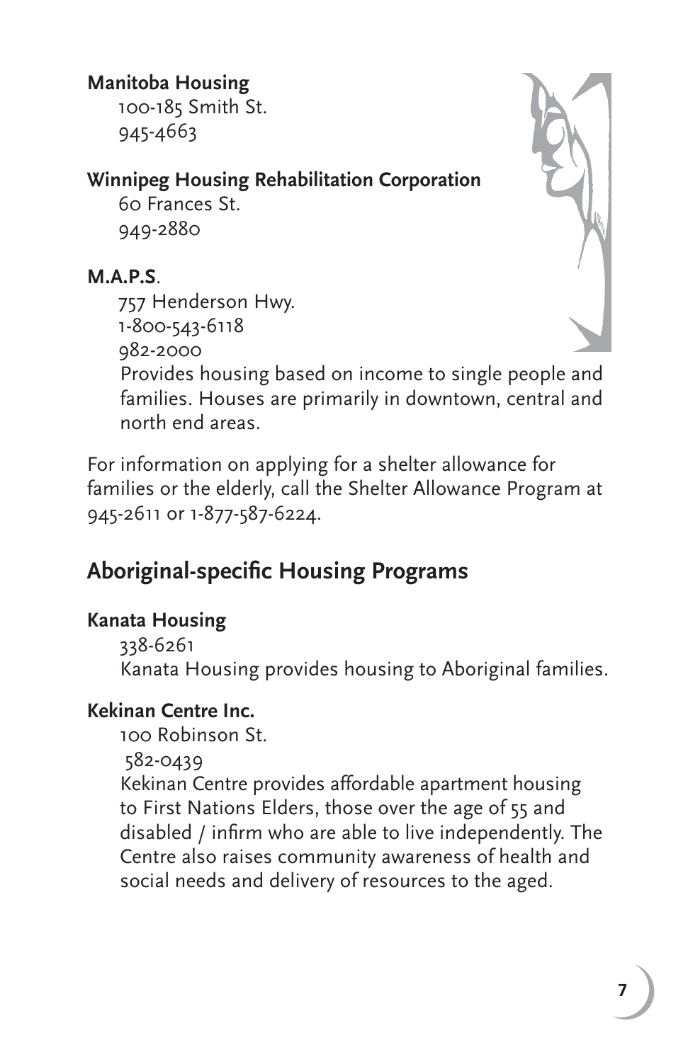**Manitoba Housing**

100-185 Smith St.
945-4663

**Winnipeg Housing Rehabilitation Corporation**

60 Frances St.
949-2880

**M.A.P.S**.

757 Henderson Hwy.
1-800-543-6118
982-2000

Provides housing based on income to single people and families. Houses are primarily in downtown, central and north end areas.

For information on applying for a shelter allowance for families or the elderly, call the Shelter Allowance Program at 945-2611 or 1-877-587-6224.

## Aboriginal-specific Housing Programs

**Kanata Housing**

338-6261

Kanata Housing provides housing to Aboriginal families.

**Kekinan Centre Inc.**

100 Robinson St.
582-0439

Kekinan Centre provides affordable apartment housing to First Nations Elders, those over the age of 55 and disabled / infirm who are able to live independently. The Centre also raises community awareness of health and social needs and delivery of resources to the aged.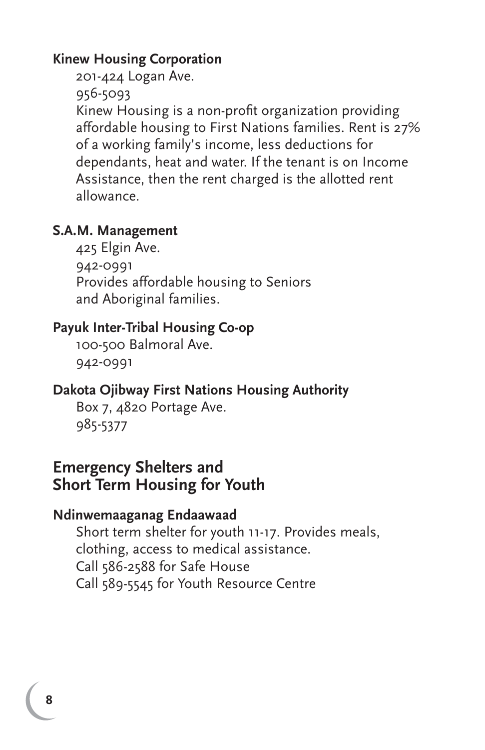**Kinew Housing Corporation**

201-424 Logan Ave.
956-5093
Kinew Housing is a non-profit organization providing affordable housing to First Nations families. Rent is 27% of a working family's income, less deductions for dependants, heat and water. If the tenant is on Income Assistance, then the rent charged is the allotted rent allowance.

**S.A.M. Management**

425 Elgin Ave.
942-0991
Provides affordable housing to Seniors and Aboriginal families.

**Payuk Inter-Tribal Housing Co-op**

100-500 Balmoral Ave.
942-0991

**Dakota Ojibway First Nations Housing Authority**

Box 7, 4820 Portage Ave.
985-5377

## Emergency Shelters and Short Term Housing for Youth

**Ndinwemaaganag Endaawaad**

Short term shelter for youth 11-17. Provides meals, clothing, access to medical assistance.
Call 586-2588 for Safe House
Call 589-5545 for Youth Resource Centre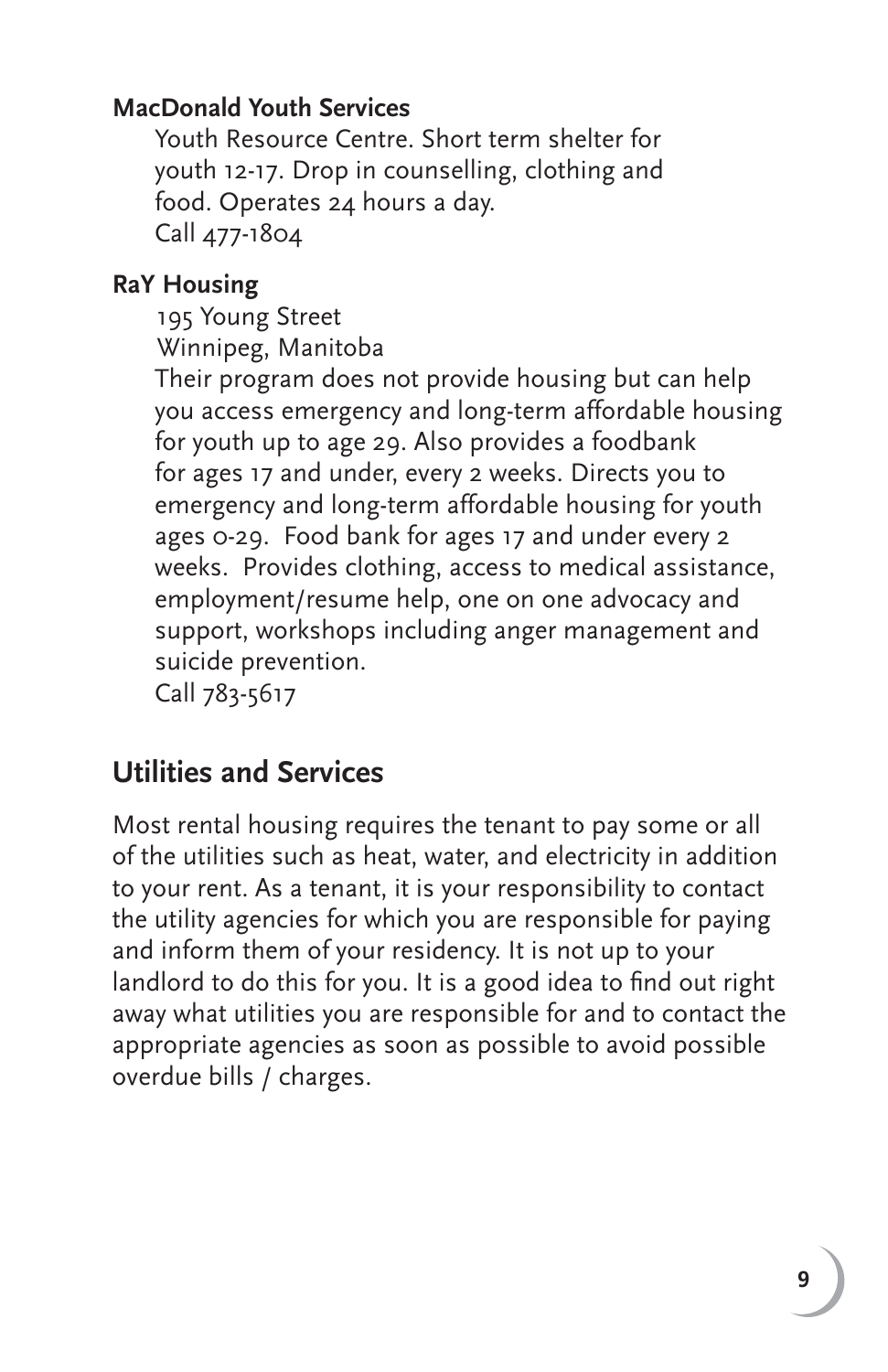**MacDonald Youth Services**

Youth Resource Centre. Short term shelter for youth 12-17. Drop in counselling, clothing and food. Operates 24 hours a day.
Call 477-1804

**RaY Housing**

195 Young Street
Winnipeg, Manitoba
Their program does not provide housing but can help you access emergency and long-term affordable housing for youth up to age 29. Also provides a foodbank for ages 17 and under, every 2 weeks. Directs you to emergency and long-term affordable housing for youth ages 0-29. Food bank for ages 17 and under every 2 weeks. Provides clothing, access to medical assistance, employment/resume help, one on one advocacy and support, workshops including anger management and suicide prevention.
Call 783-5617

## Utilities and Services

Most rental housing requires the tenant to pay some or all of the utilities such as heat, water, and electricity in addition to your rent. As a tenant, it is your responsibility to contact the utility agencies for which you are responsible for paying and inform them of your residency. It is not up to your landlord to do this for you. It is a good idea to find out right away what utilities you are responsible for and to contact the appropriate agencies as soon as possible to avoid possible overdue bills / charges.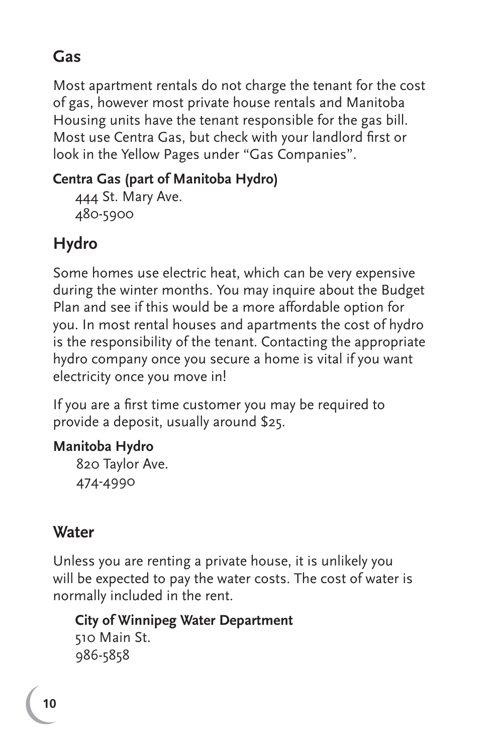## Gas

Most apartment rentals do not charge the tenant for the cost of gas, however most private house rentals and Manitoba Housing units have the tenant responsible for the gas bill. Most use Centra Gas, but check with your landlord first or look in the Yellow Pages under "Gas Companies".

**Centra Gas (part of Manitoba Hydro)**
444 St. Mary Ave.
480-5900

## Hydro

Some homes use electric heat, which can be very expensive during the winter months. You may inquire about the Budget Plan and see if this would be a more affordable option for you. In most rental houses and apartments the cost of hydro is the responsibility of the tenant. Contacting the appropriate hydro company once you secure a home is vital if you want electricity once you move in!

If you are a first time customer you may be required to provide a deposit, usually around $25.

**Manitoba Hydro**
820 Taylor Ave.
474-4990

## Water

Unless you are renting a private house, it is unlikely you will be expected to pay the water costs. The cost of water is normally included in the rent.

**City of Winnipeg Water Department**
510 Main St.
986-5858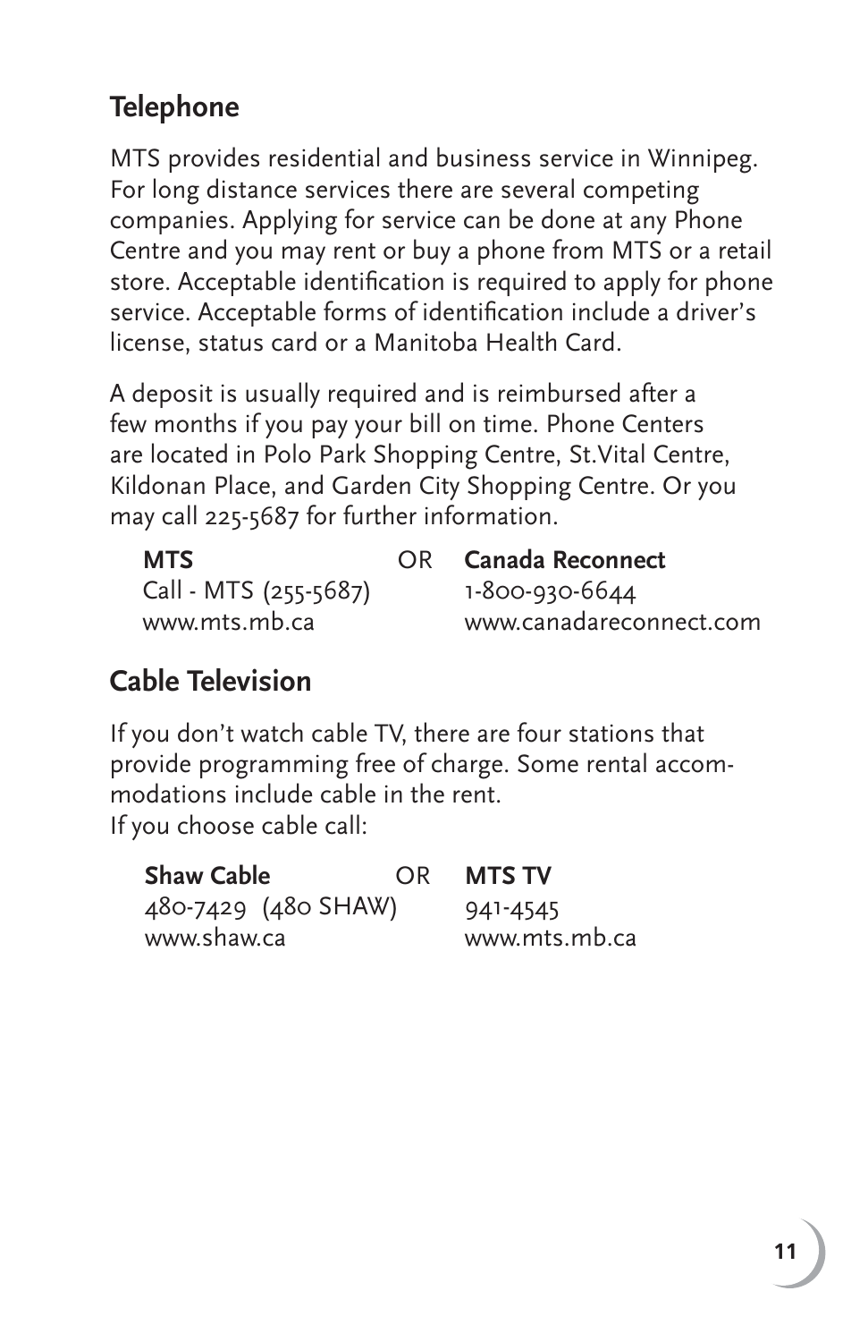## Telephone

MTS provides residential and business service in Winnipeg. For long distance services there are several competing companies. Applying for service can be done at any Phone Centre and you may rent or buy a phone from MTS or a retail store. Acceptable identification is required to apply for phone service. Acceptable forms of identification include a driver's license, status card or a Manitoba Health Card.

A deposit is usually required and is reimbursed after a few months if you pay your bill on time. Phone Centers are located in Polo Park Shopping Centre, St.Vital Centre, Kildonan Place, and Garden City Shopping Centre. Or you may call 225-5687 for further information.

**MTS**
Call - MTS (255-5687)
www.mts.mb.ca

OR

**Canada Reconnect**
1-800-930-6644
www.canadareconnect.com

## Cable Television

If you don't watch cable TV, there are four stations that provide programming free of charge. Some rental accommodations include cable in the rent.
If you choose cable call:

**Shaw Cable**
480-7429 (480 SHAW)
www.shaw.ca

OR

**MTS TV**
941-4545
www.mts.mb.ca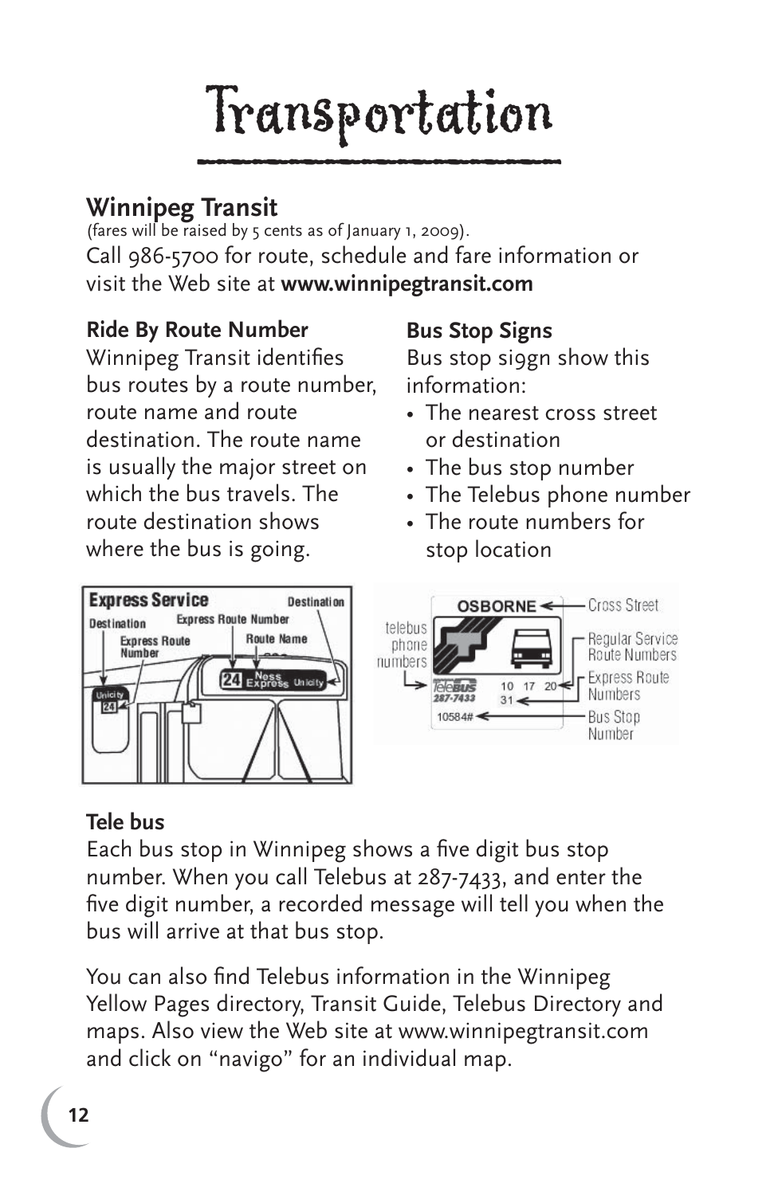# Transportation

## Winnipeg Transit

(fares will be raised by 5 cents as of January 1, 2009).

Call 986-5700 for route, schedule and fare information or visit the Web site at **www.winnipegtransit.com**

### Ride By Route Number

Winnipeg Transit identifies bus routes by a route number, route name and route destination. The route name is usually the major street on which the bus travels. The route destination shows where the bus is going.

### Bus Stop Signs

Bus stop si9gn show this information:

- The nearest cross street or destination
- The bus stop number
- The Telebus phone number
- The route numbers for stop location

### Tele bus

Each bus stop in Winnipeg shows a five digit bus stop number. When you call Telebus at 287-7433, and enter the five digit number, a recorded message will tell you when the bus will arrive at that bus stop.

You can also find Telebus information in the Winnipeg Yellow Pages directory, Transit Guide, Telebus Directory and maps. Also view the Web site at www.winnipegtransit.com and click on "navigo" for an individual map.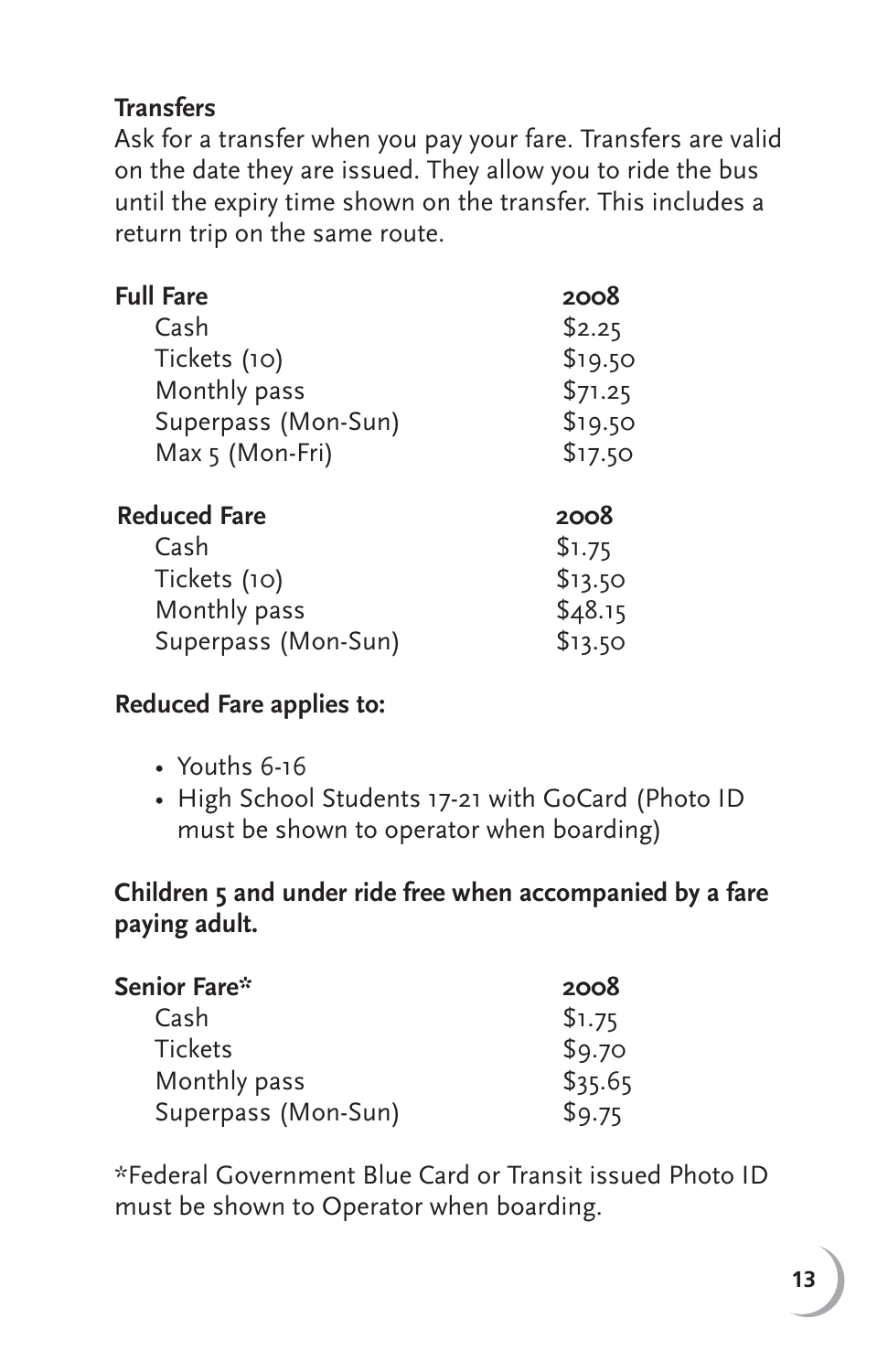## Transfers

Ask for a transfer when you pay your fare. Transfers are valid on the date they are issued. They allow you to ride the bus until the expiry time shown on the transfer. This includes a return trip on the same route.

| Full Fare | 2008 |
|---|---|
| Cash | $2.25 |
| Tickets (10) | $19.50 |
| Monthly pass | $71.25 |
| Superpass (Mon-Sun) | $19.50 |
| Max 5 (Mon-Fri) | $17.50 |

| Reduced Fare | 2008 |
|---|---|
| Cash | $1.75 |
| Tickets (10) | $13.50 |
| Monthly pass | $48.15 |
| Superpass (Mon-Sun) | $13.50 |

**Reduced Fare applies to:**

- Youths 6-16
- High School Students 17-21 with GoCard (Photo ID must be shown to operator when boarding)

**Children 5 and under ride free when accompanied by a fare paying adult.**

| Senior Fare* | 2008 |
|---|---|
| Cash | $1.75 |
| Tickets | $9.70 |
| Monthly pass | $35.65 |
| Superpass (Mon-Sun) | $9.75 |

*Federal Government Blue Card or Transit issued Photo ID must be shown to Operator when boarding.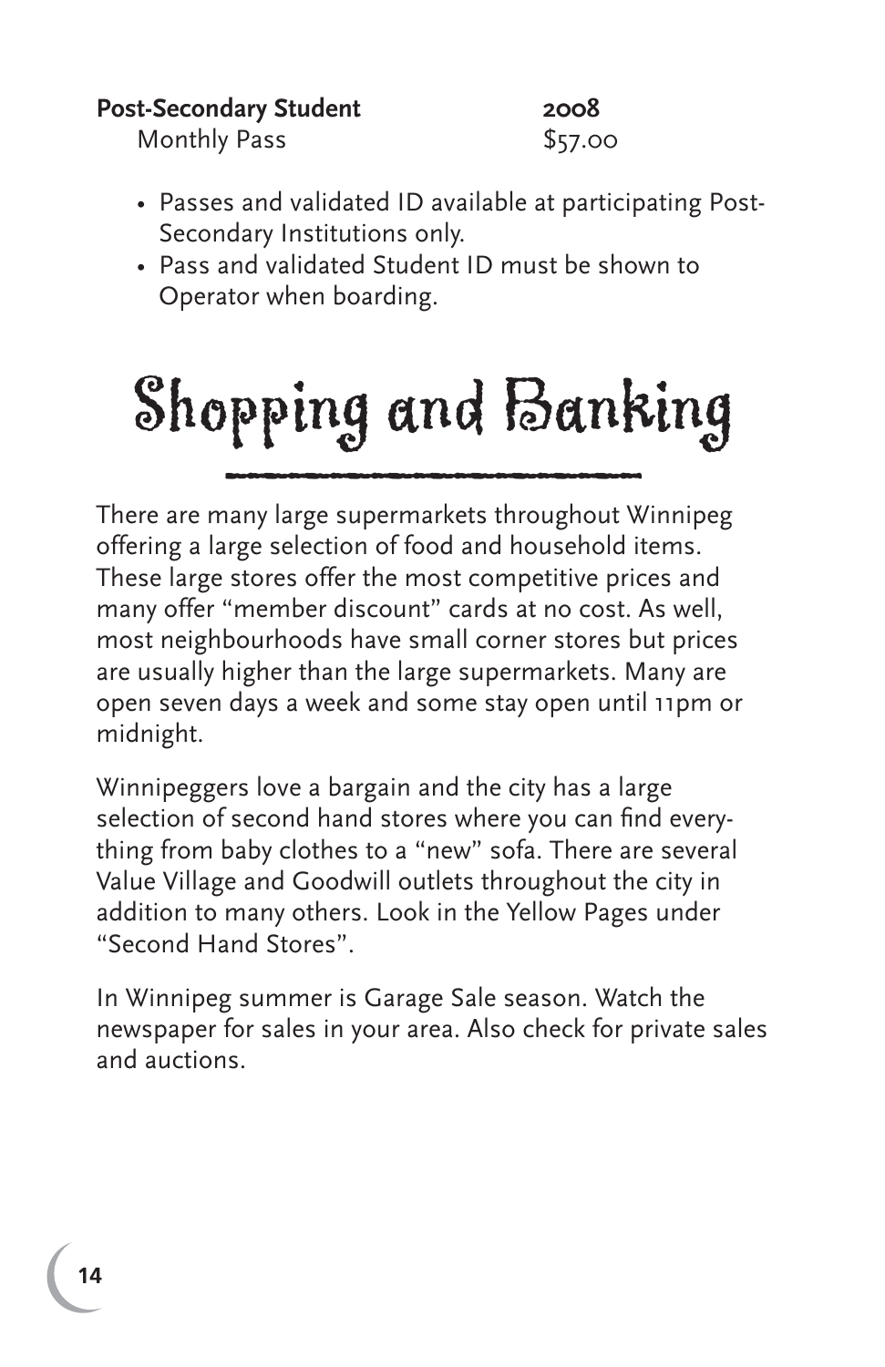| **Post-Secondary Student** | **2008** |
|---|---|
| Monthly Pass | $57.00 |

- Passes and validated ID available at participating Post-Secondary Institutions only.
- Pass and validated Student ID must be shown to Operator when boarding.

# Shopping and Banking

There are many large supermarkets throughout Winnipeg offering a large selection of food and household items. These large stores offer the most competitive prices and many offer "member discount" cards at no cost. As well, most neighbourhoods have small corner stores but prices are usually higher than the large supermarkets. Many are open seven days a week and some stay open until 11pm or midnight.

Winnipeggers love a bargain and the city has a large selection of second hand stores where you can find everything from baby clothes to a "new" sofa. There are several Value Village and Goodwill outlets throughout the city in addition to many others. Look in the Yellow Pages under "Second Hand Stores".

In Winnipeg summer is Garage Sale season. Watch the newspaper for sales in your area. Also check for private sales and auctions.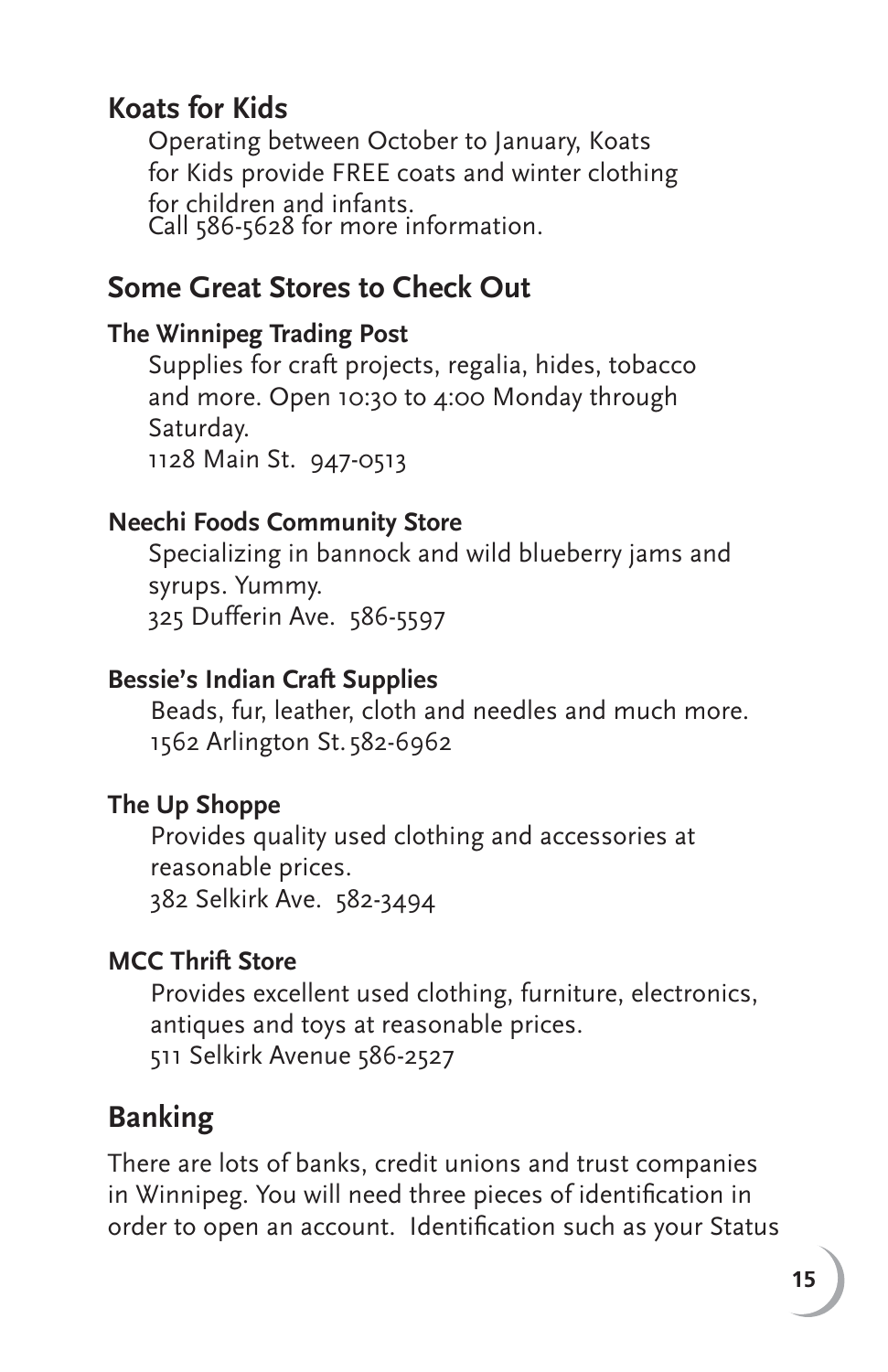## Koats for Kids

Operating between October to January, Koats for Kids provide FREE coats and winter clothing for children and infants.
Call 586-5628 for more information.

## Some Great Stores to Check Out

### The Winnipeg Trading Post

Supplies for craft projects, regalia, hides, tobacco and more. Open 10:30 to 4:00 Monday through Saturday.
1128 Main St. 947-0513

### Neechi Foods Community Store

Specializing in bannock and wild blueberry jams and syrups. Yummy.
325 Dufferin Ave. 586-5597

### Bessie's Indian Craft Supplies

Beads, fur, leather, cloth and needles and much more.
1562 Arlington St. 582-6962

### The Up Shoppe

Provides quality used clothing and accessories at reasonable prices.
382 Selkirk Ave. 582-3494

### MCC Thrift Store

Provides excellent used clothing, furniture, electronics, antiques and toys at reasonable prices.
511 Selkirk Avenue 586-2527

## Banking

There are lots of banks, credit unions and trust companies in Winnipeg. You will need three pieces of identification in order to open an account. Identification such as your Status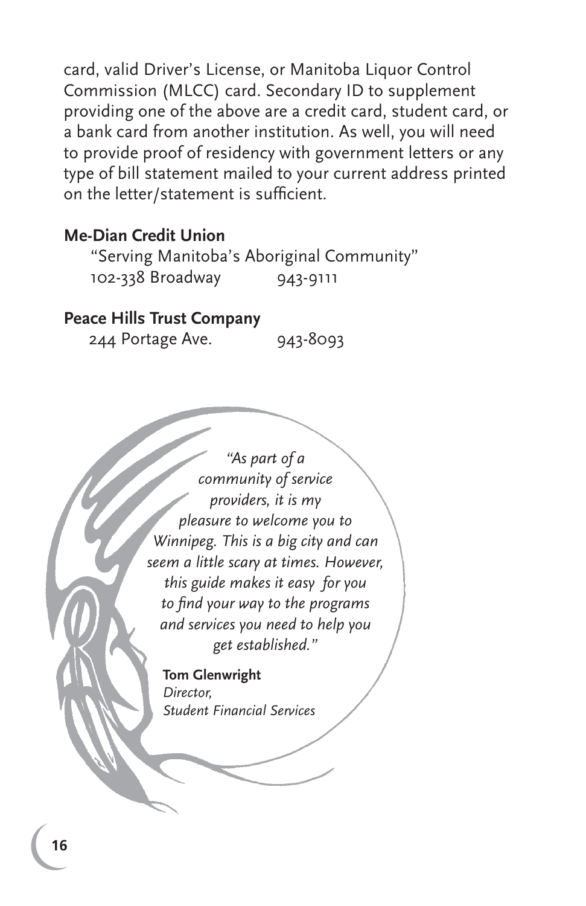card, valid Driver's License, or Manitoba Liquor Control Commission (MLCC) card. Secondary ID to supplement providing one of the above are a credit card, student card, or a bank card from another institution. As well, you will need to provide proof of residency with government letters or any type of bill statement mailed to your current address printed on the letter/statement is sufficient.

**Me-Dian Credit Union**

"Serving Manitoba's Aboriginal Community"
102-338 Broadway 943-9111

**Peace Hills Trust Company**

244 Portage Ave. 943-8093

*"As part of a community of service providers, it is my pleasure to welcome you to Winnipeg. This is a big city and can seem a little scary at times. However, this guide makes it easy for you to find your way to the programs and services you need to help you get established."*

**Tom Glenwright**
*Director,*
*Student Financial Services*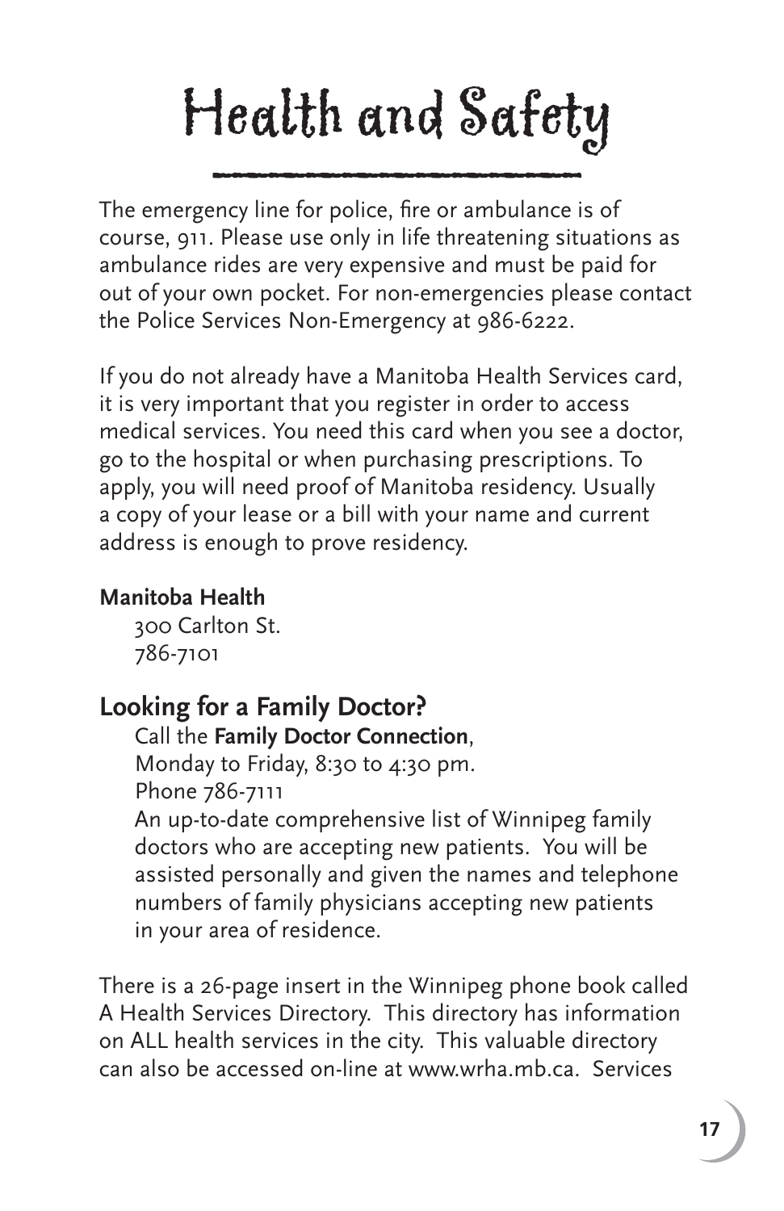# Health and Safety

The emergency line for police, fire or ambulance is of course, 911. Please use only in life threatening situations as ambulance rides are very expensive and must be paid for out of your own pocket. For non-emergencies please contact the Police Services Non-Emergency at 986-6222.

If you do not already have a Manitoba Health Services card, it is very important that you register in order to access medical services. You need this card when you see a doctor, go to the hospital or when purchasing prescriptions. To apply, you will need proof of Manitoba residency. Usually a copy of your lease or a bill with your name and current address is enough to prove residency.

**Manitoba Health**

300 Carlton St.
786-7101

## Looking for a Family Doctor?

Call the **Family Doctor Connection**,
Monday to Friday, 8:30 to 4:30 pm.
Phone 786-7111
An up-to-date comprehensive list of Winnipeg family doctors who are accepting new patients. You will be assisted personally and given the names and telephone numbers of family physicians accepting new patients in your area of residence.

There is a 26-page insert in the Winnipeg phone book called A Health Services Directory. This directory has information on ALL health services in the city. This valuable directory can also be accessed on-line at www.wrha.mb.ca. Services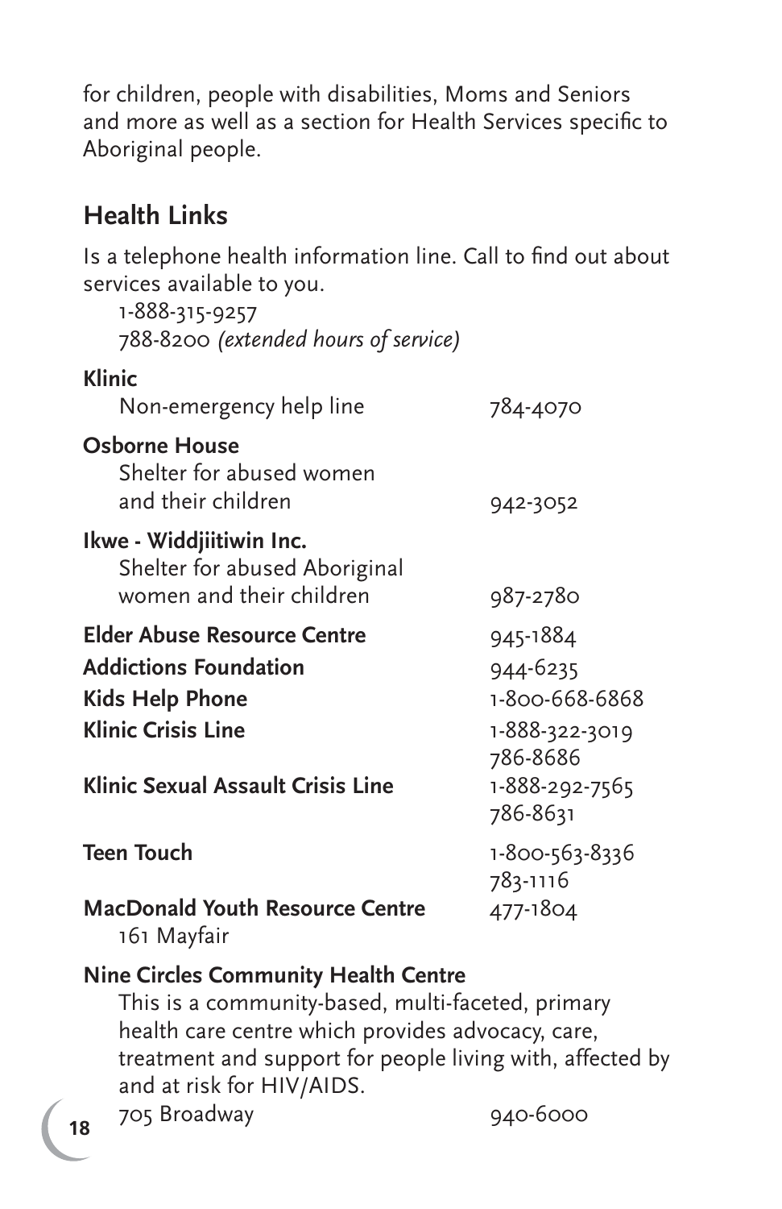for children, people with disabilities, Moms and Seniors and more as well as a section for Health Services specific to Aboriginal people.

## Health Links

Is a telephone health information line. Call to find out about services available to you.

1-888-315-9257
788-8200 *(extended hours of service)*

**Klinic**
Non-emergency help line — 784-4070

**Osborne House**
Shelter for abused women and their children — 942-3052

**Ikwe - Widdjiitiwin Inc.**
Shelter for abused Aboriginal women and their children — 987-2780

**Elder Abuse Resource Centre** — 945-1884

**Addictions Foundation** — 944-6235

**Kids Help Phone** — 1-800-668-6868

**Klinic Crisis Line** — 1-888-322-3019, 786-8686

**Klinic Sexual Assault Crisis Line** — 1-888-292-7565, 786-8631

**Teen Touch** — 1-800-563-8336, 783-1116

**MacDonald Youth Resource Centre** — 477-1804
161 Mayfair

**Nine Circles Community Health Centre**
This is a community-based, multi-faceted, primary health care centre which provides advocacy, care, treatment and support for people living with, affected by and at risk for HIV/AIDS.
705 Broadway — 940-6000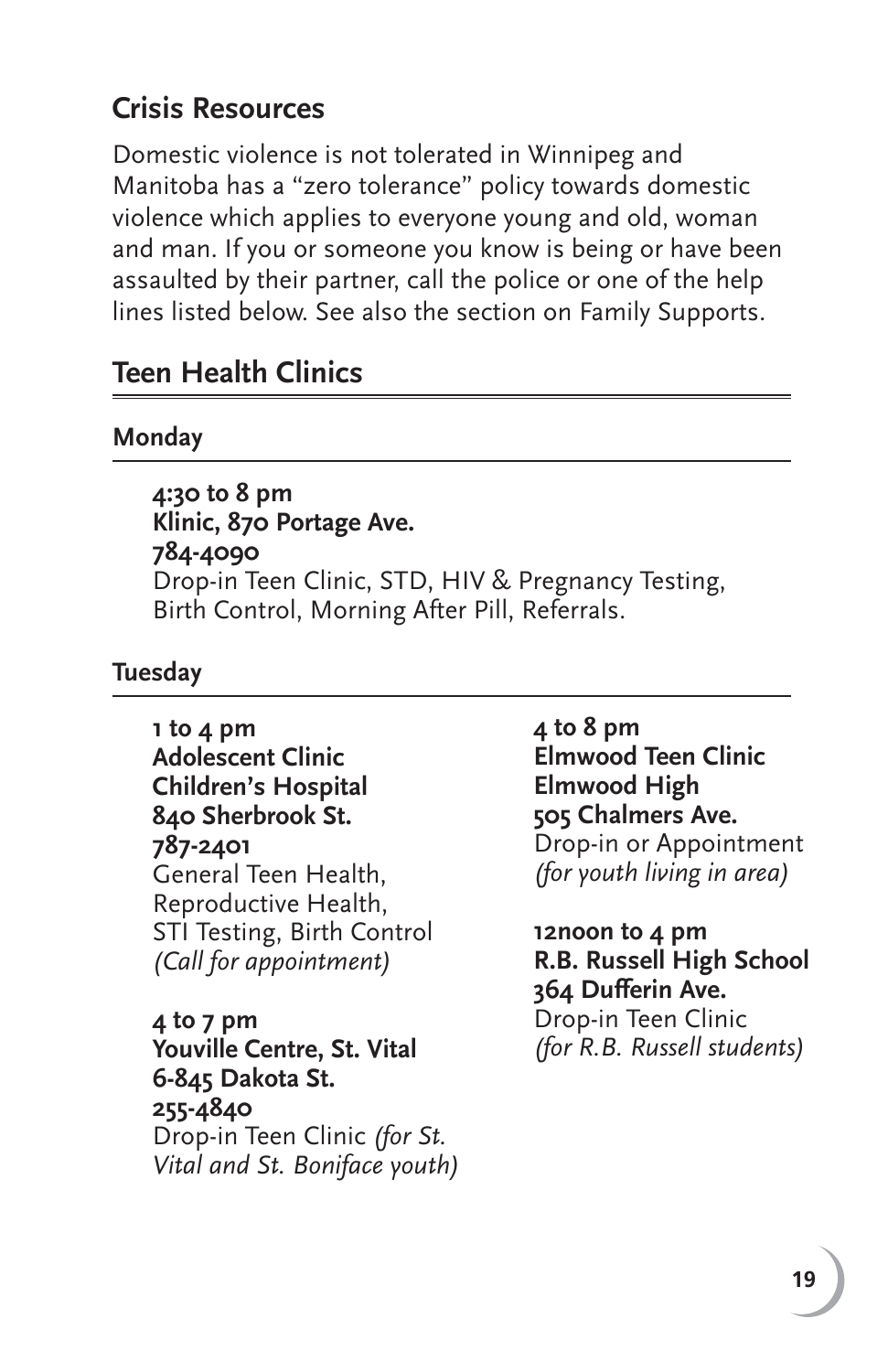## Crisis Resources

Domestic violence is not tolerated in Winnipeg and Manitoba has a "zero tolerance" policy towards domestic violence which applies to everyone young and old, woman and man. If you or someone you know is being or have been assaulted by their partner, call the police or one of the help lines listed below. See also the section on Family Supports.

## Teen Health Clinics

### Monday

**4:30 to 8 pm**
**Klinic, 870 Portage Ave.**
**784-4090**
Drop-in Teen Clinic, STD, HIV & Pregnancy Testing, Birth Control, Morning After Pill, Referrals.

### Tuesday

**1 to 4 pm**
**Adolescent Clinic**
**Children's Hospital**
**840 Sherbrook St.**
**787-2401**
General Teen Health, Reproductive Health, STI Testing, Birth Control
*(Call for appointment)*

**4 to 7 pm**
**Youville Centre, St. Vital**
**6-845 Dakota St.**
**255-4840**
Drop-in Teen Clinic *(for St. Vital and St. Boniface youth)*

**4 to 8 pm**
**Elmwood Teen Clinic**
**Elmwood High**
**505 Chalmers Ave.**
Drop-in or Appointment
*(for youth living in area)*

**12noon to 4 pm**
**R.B. Russell High School**
**364 Dufferin Ave.**
Drop-in Teen Clinic
*(for R.B. Russell students)*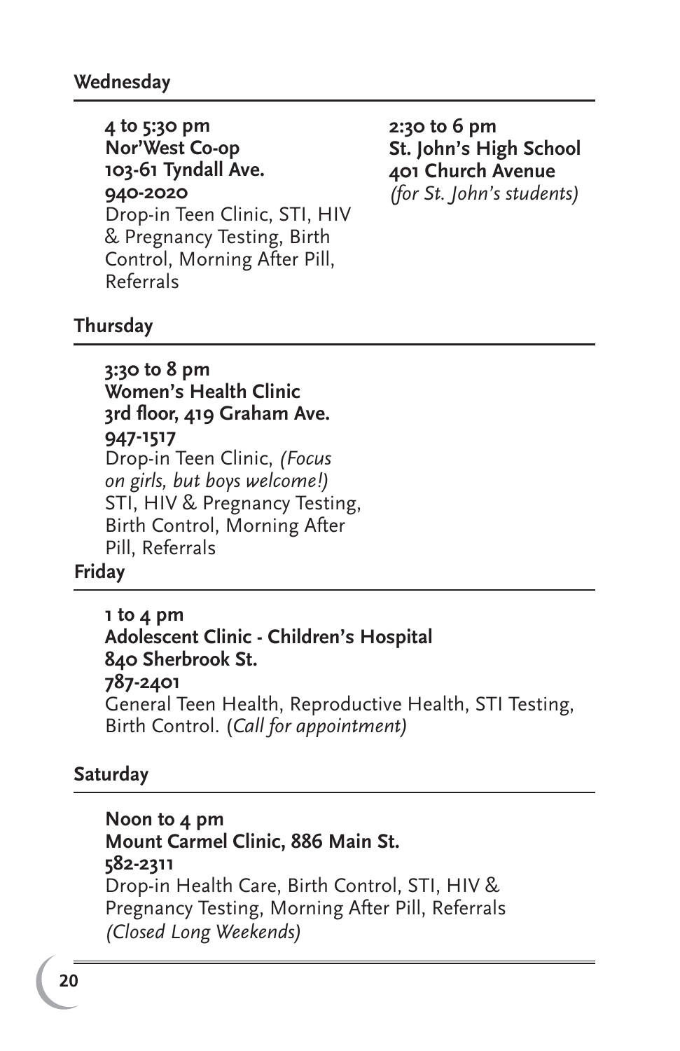## Wednesday

**4 to 5:30 pm**
**Nor'West Co-op**
**103-61 Tyndall Ave.**
**940-2020**
Drop-in Teen Clinic, STI, HIV & Pregnancy Testing, Birth Control, Morning After Pill, Referrals

**2:30 to 6 pm**
**St. John's High School**
**401 Church Avenue**
*(for St. John's students)*

## Thursday

**3:30 to 8 pm**
**Women's Health Clinic**
**3rd floor, 419 Graham Ave.**
**947-1517**
Drop-in Teen Clinic, *(Focus on girls, but boys welcome!)* STI, HIV & Pregnancy Testing, Birth Control, Morning After Pill, Referrals

## Friday

**1 to 4 pm**
**Adolescent Clinic - Children's Hospital**
**840 Sherbrook St.**
**787-2401**
General Teen Health, Reproductive Health, STI Testing, Birth Control. *(Call for appointment)*

## Saturday

**Noon to 4 pm**
**Mount Carmel Clinic, 886 Main St.**
**582-2311**
Drop-in Health Care, Birth Control, STI, HIV & Pregnancy Testing, Morning After Pill, Referrals
*(Closed Long Weekends)*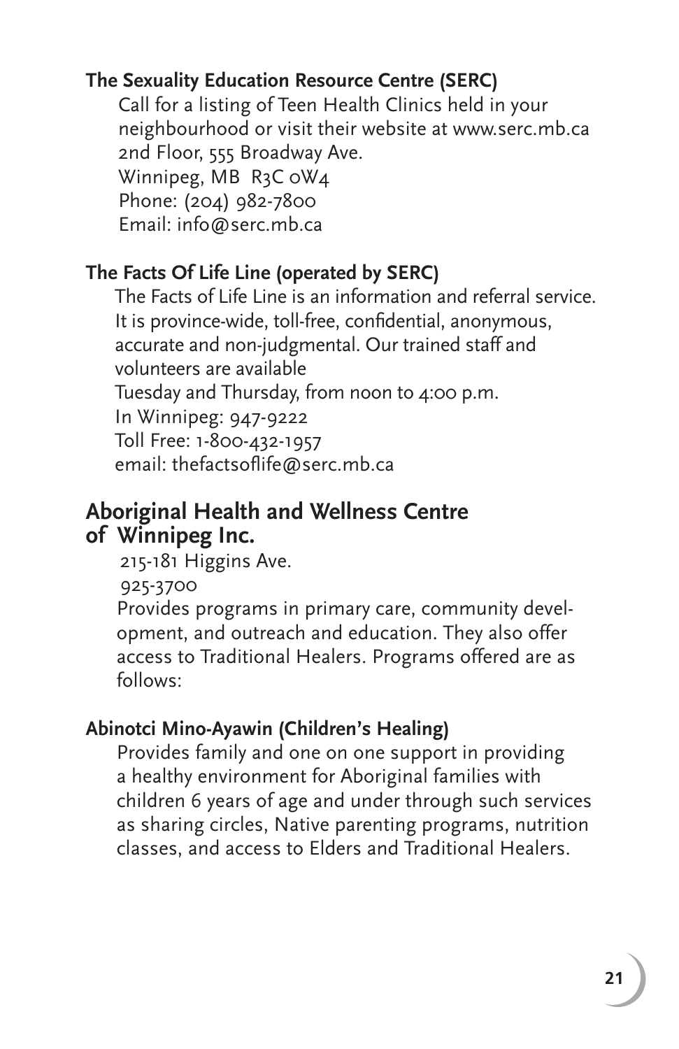### The Sexuality Education Resource Centre (SERC)

Call for a listing of Teen Health Clinics held in your neighbourhood or visit their website at www.serc.mb.ca
2nd Floor, 555 Broadway Ave.
Winnipeg, MB R3C 0W4
Phone: (204) 982-7800
Email: info@serc.mb.ca

### The Facts Of Life Line (operated by SERC)

The Facts of Life Line is an information and referral service. It is province-wide, toll-free, confidential, anonymous, accurate and non-judgmental. Our trained staff and volunteers are available
Tuesday and Thursday, from noon to 4:00 p.m.
In Winnipeg: 947-9222
Toll Free: 1-800-432-1957
email: thefactsoflife@serc.mb.ca

## Aboriginal Health and Wellness Centre of Winnipeg Inc.

215-181 Higgins Ave.
925-3700
Provides programs in primary care, community development, and outreach and education. They also offer access to Traditional Healers. Programs offered are as follows:

### Abinotci Mino-Ayawin (Children's Healing)

Provides family and one on one support in providing a healthy environment for Aboriginal families with children 6 years of age and under through such services as sharing circles, Native parenting programs, nutrition classes, and access to Elders and Traditional Healers.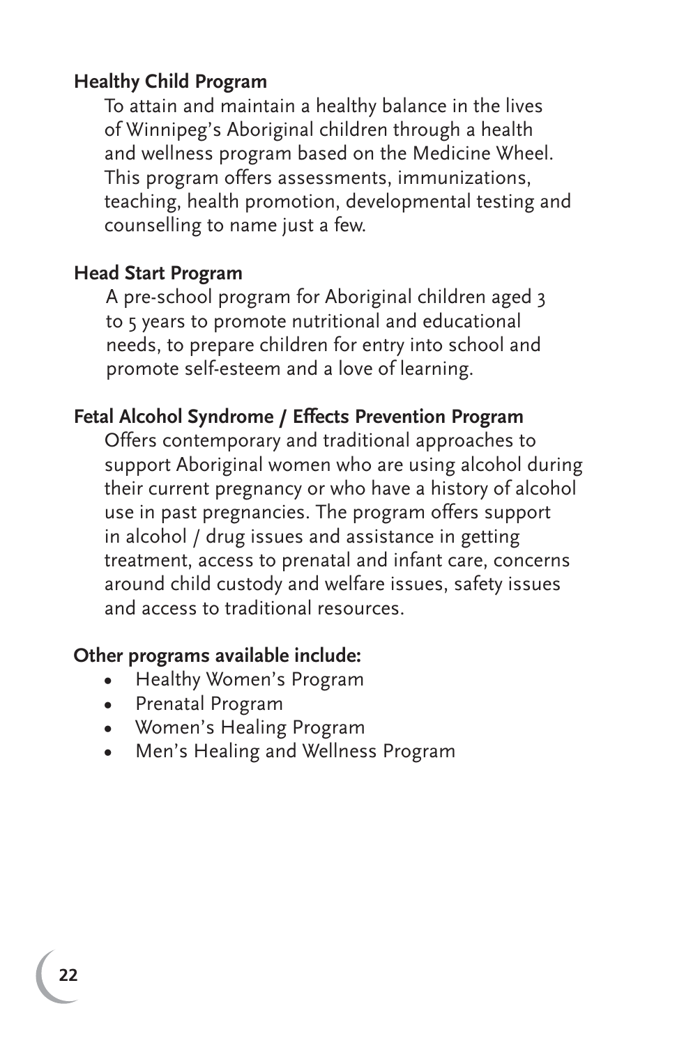**Healthy Child Program**

To attain and maintain a healthy balance in the lives of Winnipeg's Aboriginal children through a health and wellness program based on the Medicine Wheel. This program offers assessments, immunizations, teaching, health promotion, developmental testing and counselling to name just a few.

**Head Start Program**

A pre-school program for Aboriginal children aged 3 to 5 years to promote nutritional and educational needs, to prepare children for entry into school and promote self-esteem and a love of learning.

**Fetal Alcohol Syndrome / Effects Prevention Program**

Offers contemporary and traditional approaches to support Aboriginal women who are using alcohol during their current pregnancy or who have a history of alcohol use in past pregnancies. The program offers support in alcohol / drug issues and assistance in getting treatment, access to prenatal and infant care, concerns around child custody and welfare issues, safety issues and access to traditional resources.

**Other programs available include:**

- Healthy Women's Program
- Prenatal Program
- Women's Healing Program
- Men's Healing and Wellness Program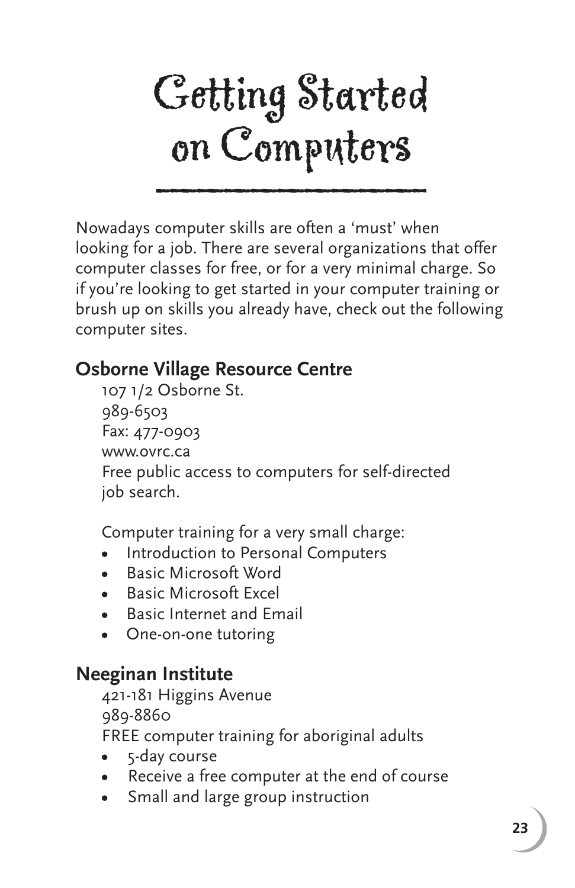# Getting Started on Computers

Nowadays computer skills are often a 'must' when looking for a job. There are several organizations that offer computer classes for free, or for a very minimal charge. So if you're looking to get started in your computer training or brush up on skills you already have, check out the following computer sites.

## Osborne Village Resource Centre

107 1/2 Osborne St.
989-6503
Fax: 477-0903
www.ovrc.ca
Free public access to computers for self-directed job search.

Computer training for a very small charge:

- Introduction to Personal Computers
- Basic Microsoft Word
- Basic Microsoft Excel
- Basic Internet and Email
- One-on-one tutoring

## Neeginan Institute

421-181 Higgins Avenue
989-8860
FREE computer training for aboriginal adults

- 5-day course
- Receive a free computer at the end of course
- Small and large group instruction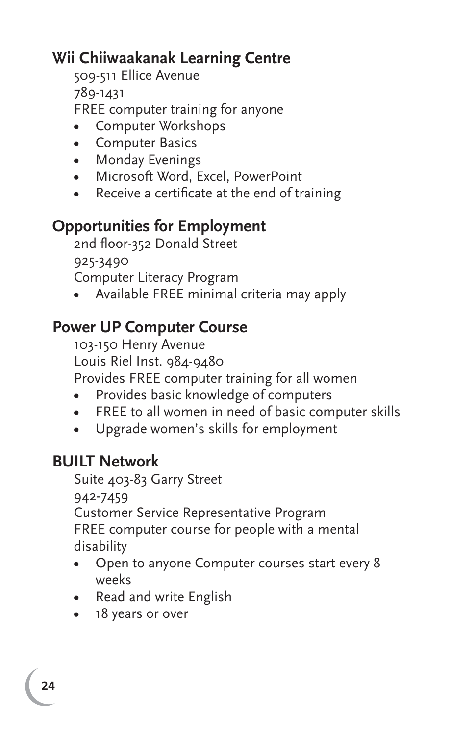## Wii Chiiwaakanak Learning Centre

509-511 Ellice Avenue
789-1431
FREE computer training for anyone

- Computer Workshops
- Computer Basics
- Monday Evenings
- Microsoft Word, Excel, PowerPoint
- Receive a certificate at the end of training

## Opportunities for Employment

2nd floor-352 Donald Street
925-3490
Computer Literacy Program

- Available FREE minimal criteria may apply

## Power UP Computer Course

103-150 Henry Avenue
Louis Riel Inst. 984-9480
Provides FREE computer training for all women

- Provides basic knowledge of computers
- FREE to all women in need of basic computer skills
- Upgrade women's skills for employment

## BUILT Network

Suite 403-83 Garry Street
942-7459
Customer Service Representative Program
FREE computer course for people with a mental disability

- Open to anyone Computer courses start every 8 weeks
- Read and write English
- 18 years or over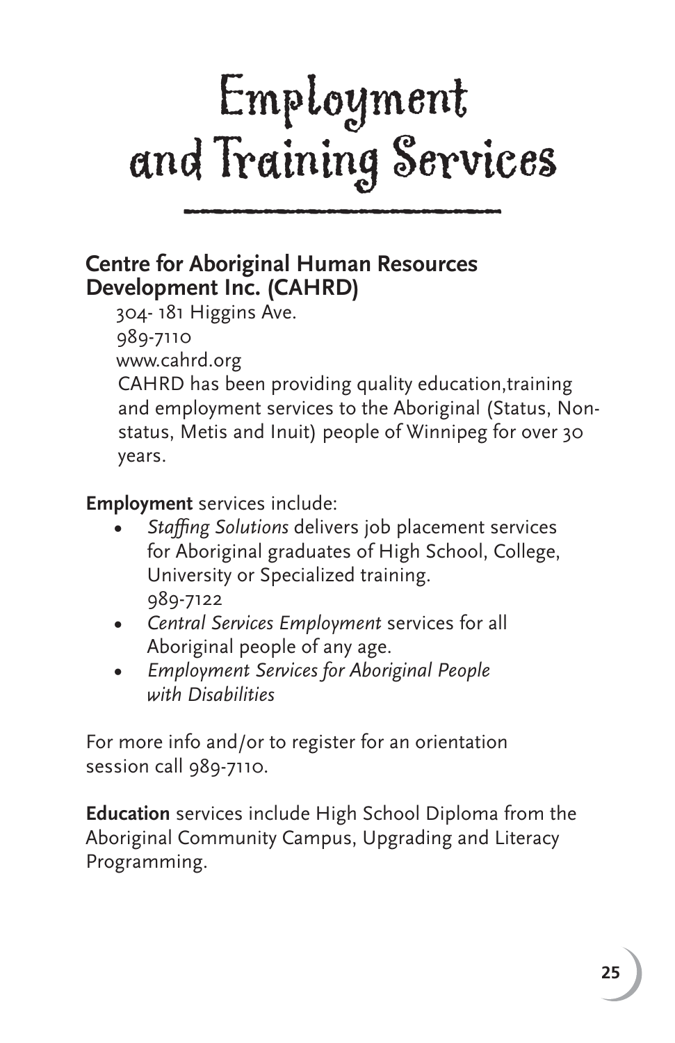# Employment and Training Services

## Centre for Aboriginal Human Resources Development Inc. (CAHRD)

304- 181 Higgins Ave.
989-7110
www.cahrd.org
CAHRD has been providing quality education,training and employment services to the Aboriginal (Status, Non-status, Metis and Inuit) people of Winnipeg for over 30 years.

**Employment** services include:

- *Staffing Solutions* delivers job placement services for Aboriginal graduates of High School, College, University or Specialized training. 989-7122
- *Central Services Employment* services for all Aboriginal people of any age.
- *Employment Services for Aboriginal People with Disabilities*

For more info and/or to register for an orientation session call 989-7110.

**Education** services include High School Diploma from the Aboriginal Community Campus, Upgrading and Literacy Programming.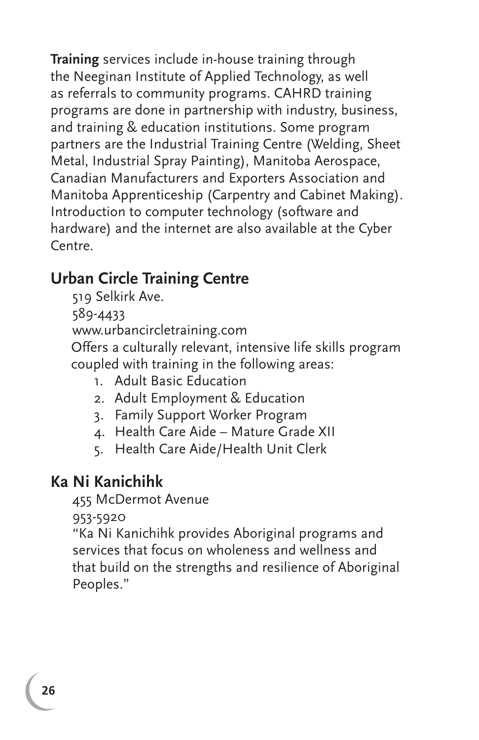**Training** services include in-house training through the Neeginan Institute of Applied Technology, as well as referrals to community programs. CAHRD training programs are done in partnership with industry, business, and training & education institutions. Some program partners are the Industrial Training Centre (Welding, Sheet Metal, Industrial Spray Painting), Manitoba Aerospace, Canadian Manufacturers and Exporters Association and Manitoba Apprenticeship (Carpentry and Cabinet Making). Introduction to computer technology (software and hardware) and the internet are also available at the Cyber Centre.

## Urban Circle Training Centre

519 Selkirk Ave.
589-4433
www.urbancircletraining.com

Offers a culturally relevant, intensive life skills program coupled with training in the following areas:

1. Adult Basic Education
2. Adult Employment & Education
3. Family Support Worker Program
4. Health Care Aide – Mature Grade XII
5. Health Care Aide/Health Unit Clerk

## Ka Ni Kanichihk

455 McDermot Avenue
953-5920

"Ka Ni Kanichihk provides Aboriginal programs and services that focus on wholeness and wellness and that build on the strengths and resilience of Aboriginal Peoples."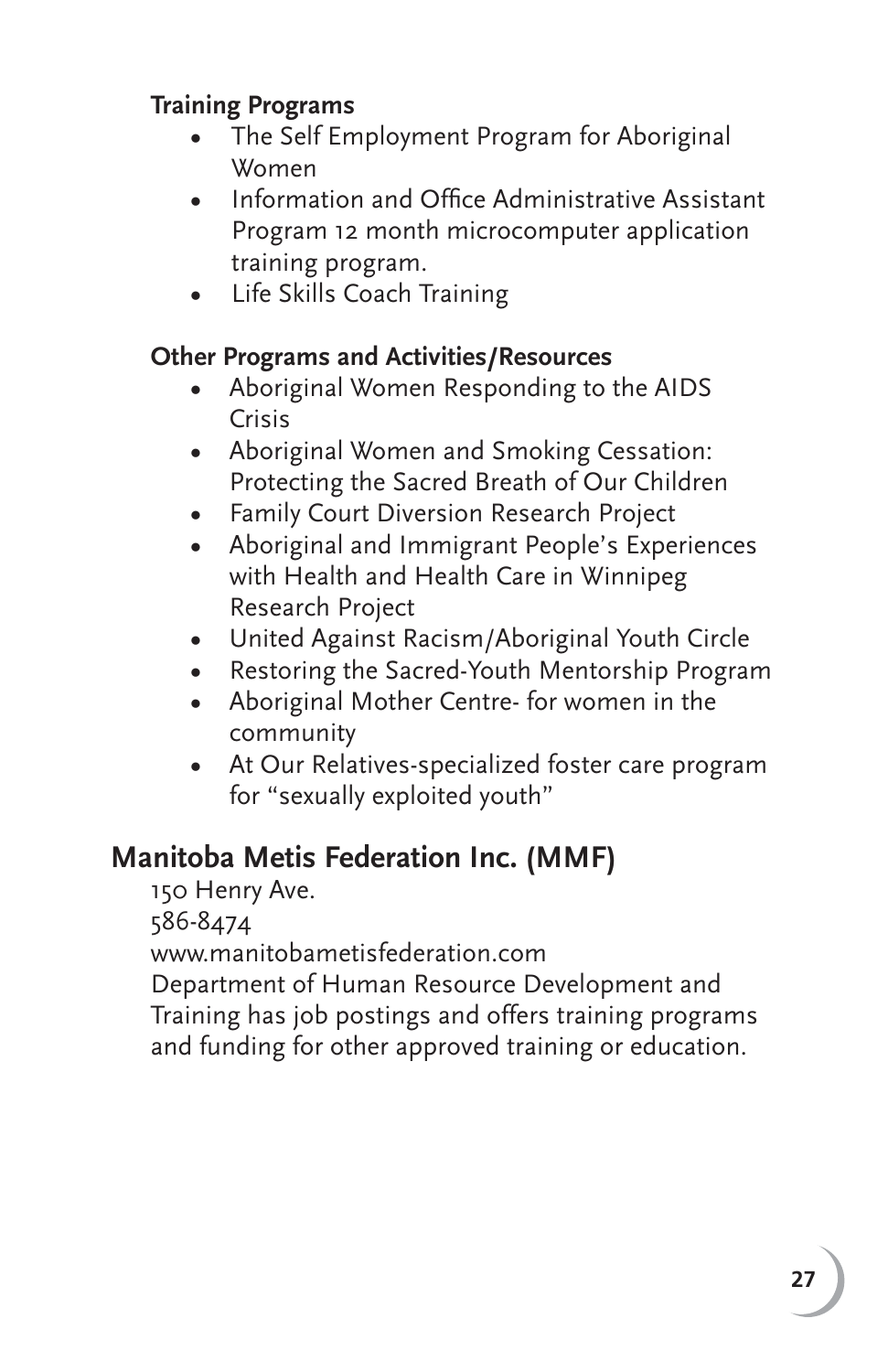**Training Programs**

- The Self Employment Program for Aboriginal Women
- Information and Office Administrative Assistant Program 12 month microcomputer application training program.
- Life Skills Coach Training

**Other Programs and Activities/Resources**

- Aboriginal Women Responding to the AIDS Crisis
- Aboriginal Women and Smoking Cessation: Protecting the Sacred Breath of Our Children
- Family Court Diversion Research Project
- Aboriginal and Immigrant People's Experiences with Health and Health Care in Winnipeg Research Project
- United Against Racism/Aboriginal Youth Circle
- Restoring the Sacred-Youth Mentorship Program
- Aboriginal Mother Centre- for women in the community
- At Our Relatives-specialized foster care program for "sexually exploited youth"

## Manitoba Metis Federation Inc. (MMF)

150 Henry Ave.
586-8474
www.manitobametisfederation.com
Department of Human Resource Development and Training has job postings and offers training programs and funding for other approved training or education.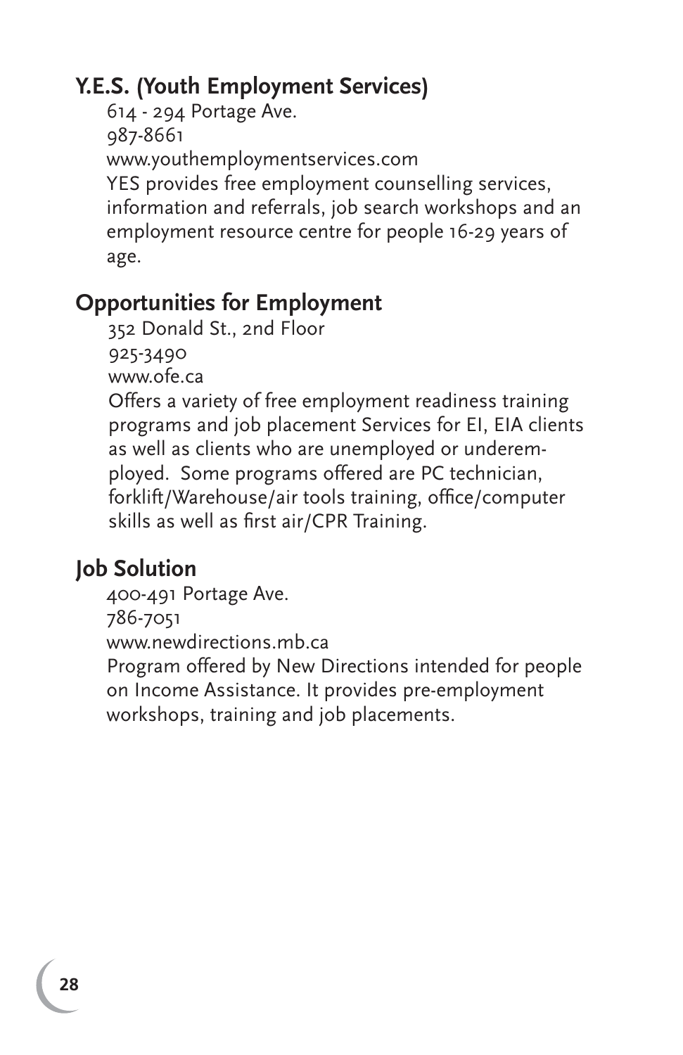## Y.E.S. (Youth Employment Services)

614 - 294 Portage Ave.
987-8661
www.youthemploymentservices.com
YES provides free employment counselling services, information and referrals, job search workshops and an employment resource centre for people 16-29 years of age.

## Opportunities for Employment

352 Donald St., 2nd Floor
925-3490
www.ofe.ca
Offers a variety of free employment readiness training programs and job placement Services for EI, EIA clients as well as clients who are unemployed or underemployed. Some programs offered are PC technician, forklift/Warehouse/air tools training, office/computer skills as well as first air/CPR Training.

## Job Solution

400-491 Portage Ave.
786-7051
www.newdirections.mb.ca
Program offered by New Directions intended for people on Income Assistance. It provides pre-employment workshops, training and job placements.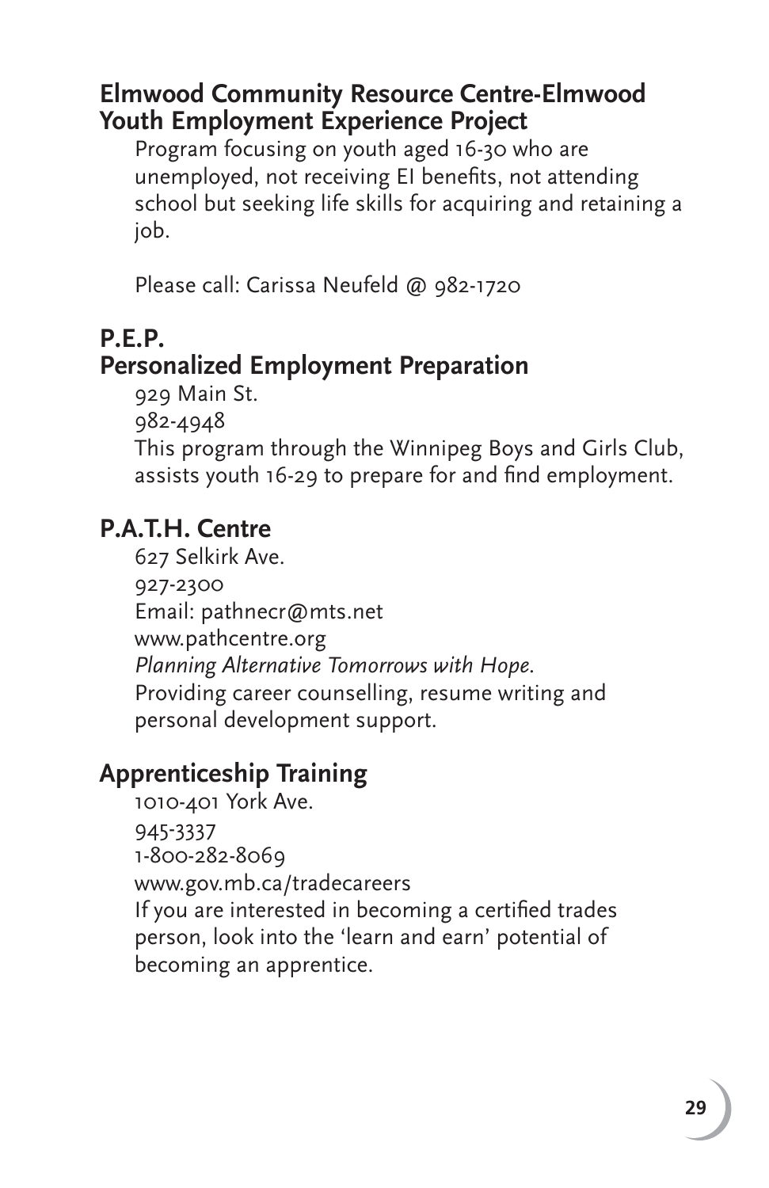## Elmwood Community Resource Centre-Elmwood Youth Employment Experience Project

Program focusing on youth aged 16-30 who are unemployed, not receiving EI benefits, not attending school but seeking life skills for acquiring and retaining a job.

Please call: Carissa Neufeld @ 982-1720

## P.E.P. Personalized Employment Preparation

929 Main St.
982-4948
This program through the Winnipeg Boys and Girls Club, assists youth 16-29 to prepare for and find employment.

## P.A.T.H. Centre

627 Selkirk Ave.
927-2300
Email: pathnecr@mts.net
www.pathcentre.org
*Planning Alternative Tomorrows with Hope.*
Providing career counselling, resume writing and personal development support.

## Apprenticeship Training

1010-401 York Ave.
945-3337
1-800-282-8069
www.gov.mb.ca/tradecareers
If you are interested in becoming a certified trades person, look into the 'learn and earn' potential of becoming an apprentice.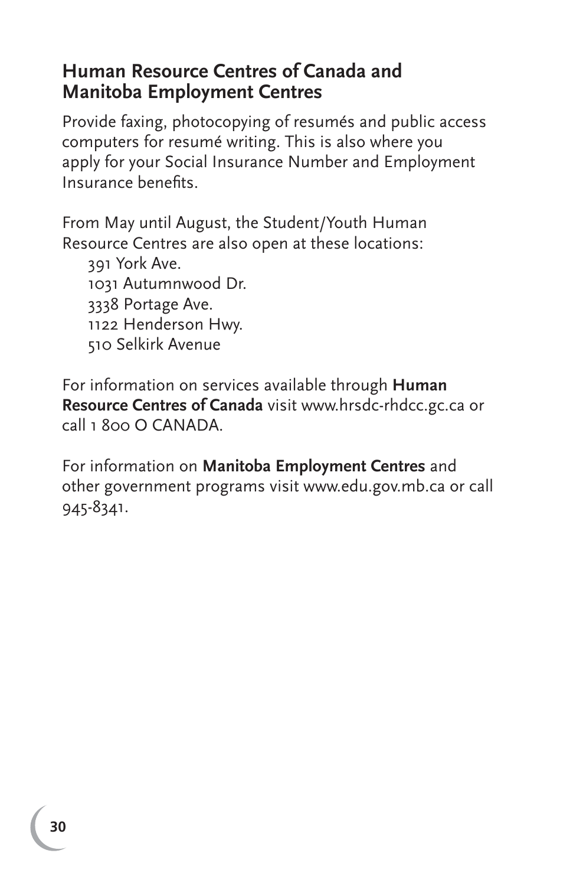## Human Resource Centres of Canada and Manitoba Employment Centres

Provide faxing, photocopying of resumés and public access computers for resumé writing. This is also where you apply for your Social Insurance Number and Employment Insurance benefits.

From May until August, the Student/Youth Human Resource Centres are also open at these locations:

- 391 York Ave.
- 1031 Autumnwood Dr.
- 3338 Portage Ave.
- 1122 Henderson Hwy.
- 510 Selkirk Avenue

For information on services available through **Human Resource Centres of Canada** visit www.hrsdc-rhdcc.gc.ca or call 1 800 O CANADA.

For information on **Manitoba Employment Centres** and other government programs visit www.edu.gov.mb.ca or call 945-8341.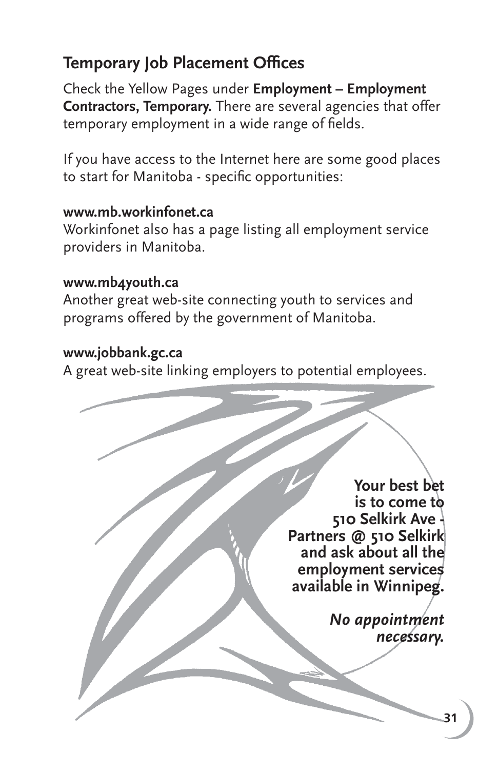## Temporary Job Placement Offices

Check the Yellow Pages under **Employment – Employment Contractors, Temporary.** There are several agencies that offer temporary employment in a wide range of fields.

If you have access to the Internet here are some good places to start for Manitoba - specific opportunities:

**www.mb.workinfonet.ca**
Workinfonet also has a page listing all employment service providers in Manitoba.

**www.mb4youth.ca**
Another great web-site connecting youth to services and programs offered by the government of Manitoba.

**www.jobbank.gc.ca**
A great web-site linking employers to potential employees.

**Your best bet is to come to 510 Selkirk Ave - Partners @ 510 Selkirk and ask about all the employment services available in Winnipeg.**

***No appointment necessary.***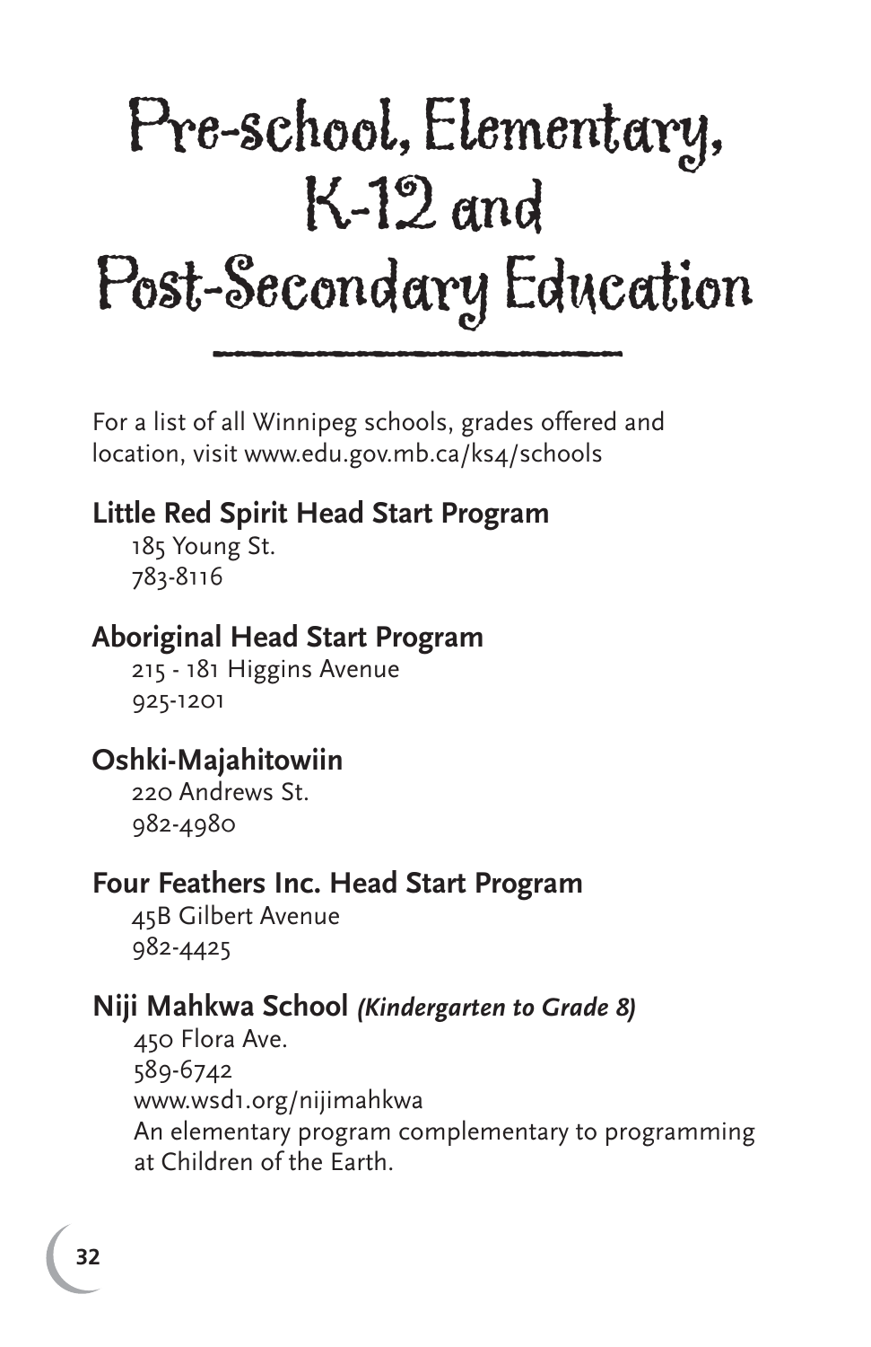# Pre-school, Elementary, K-12 and Post-Secondary Education

For a list of all Winnipeg schools, grades offered and location, visit www.edu.gov.mb.ca/ks4/schools

### Little Red Spirit Head Start Program

185 Young St.
783-8116

### Aboriginal Head Start Program

215 - 181 Higgins Avenue
925-1201

### Oshki-Majahitowiin

220 Andrews St.
982-4980

### Four Feathers Inc. Head Start Program

45B Gilbert Avenue
982-4425

### Niji Mahkwa School *(Kindergarten to Grade 8)*

450 Flora Ave.
589-6742
www.wsd1.org/nijimahkwa
An elementary program complementary to programming at Children of the Earth.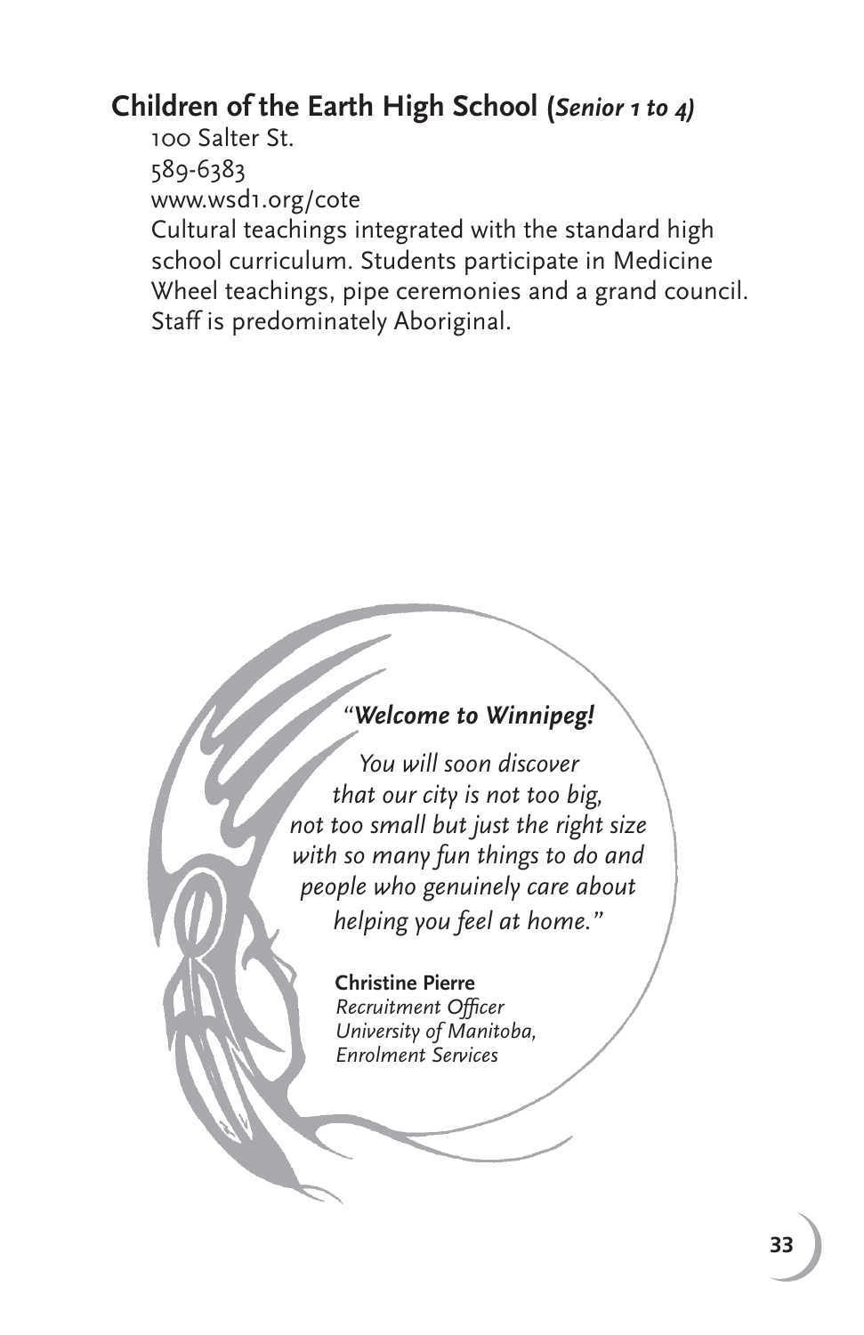## Children of the Earth High School (*Senior 1 to 4)*

100 Salter St.
589-6383
www.wsd1.org/cote
Cultural teachings integrated with the standard high school curriculum. Students participate in Medicine Wheel teachings, pipe ceremonies and a grand council. Staff is predominately Aboriginal.

*"**Welcome to Winnipeg!***

*You will soon discover that our city is not too big, not too small but just the right size with so many fun things to do and people who genuinely care about helping you feel at home."*

**Christine Pierre**
*Recruitment Officer*
*University of Manitoba,*
*Enrolment Services*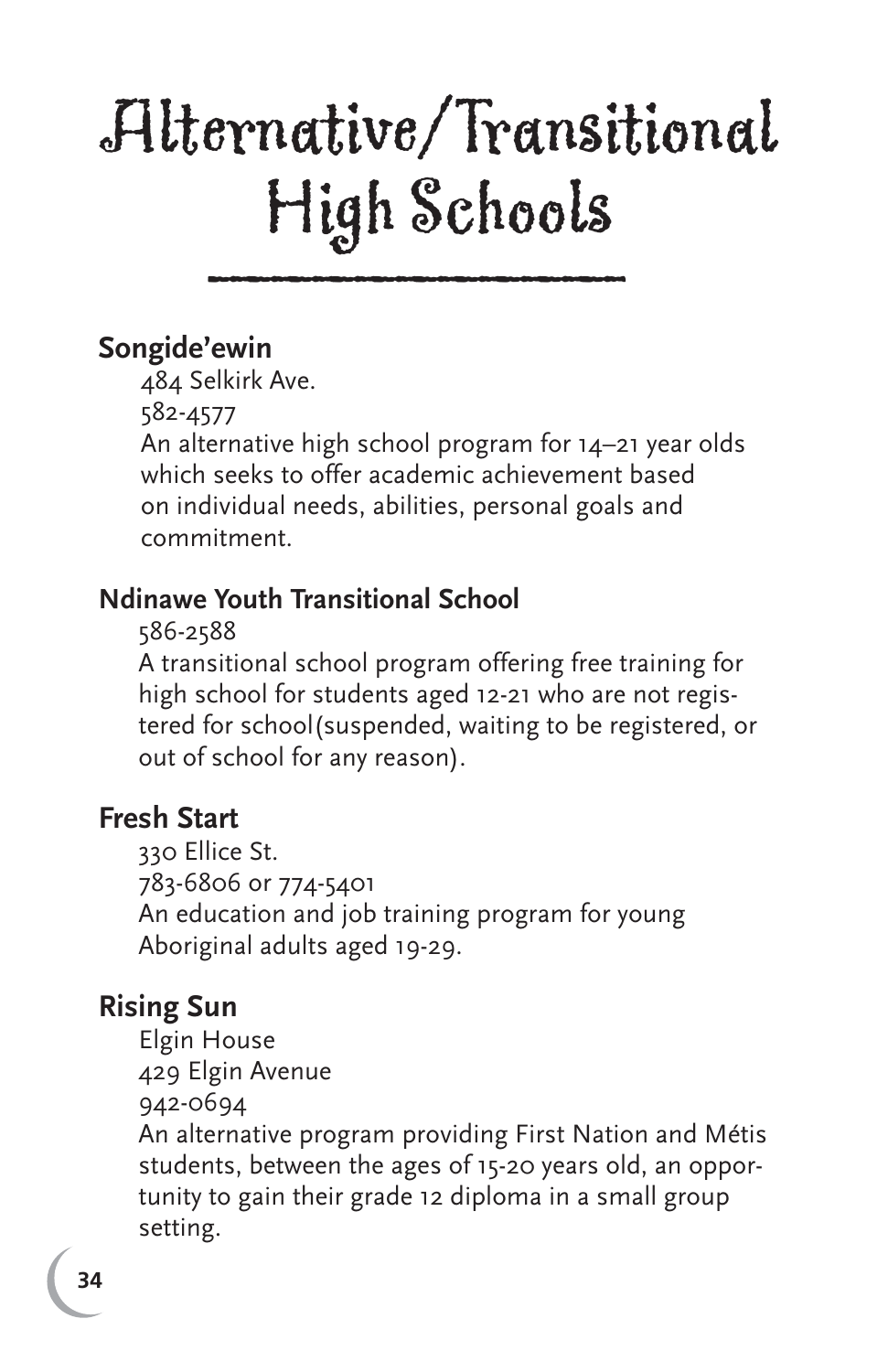# Alternative/Transitional High Schools

## Songide'ewin

484 Selkirk Ave.
582-4577
An alternative high school program for 14–21 year olds which seeks to offer academic achievement based on individual needs, abilities, personal goals and commitment.

## Ndinawe Youth Transitional School

586-2588
A transitional school program offering free training for high school for students aged 12-21 who are not registered for school(suspended, waiting to be registered, or out of school for any reason).

## Fresh Start

330 Ellice St.
783-6806 or 774-5401
An education and job training program for young Aboriginal adults aged 19-29.

## Rising Sun

Elgin House
429 Elgin Avenue
942-0694
An alternative program providing First Nation and Métis students, between the ages of 15-20 years old, an opportunity to gain their grade 12 diploma in a small group setting.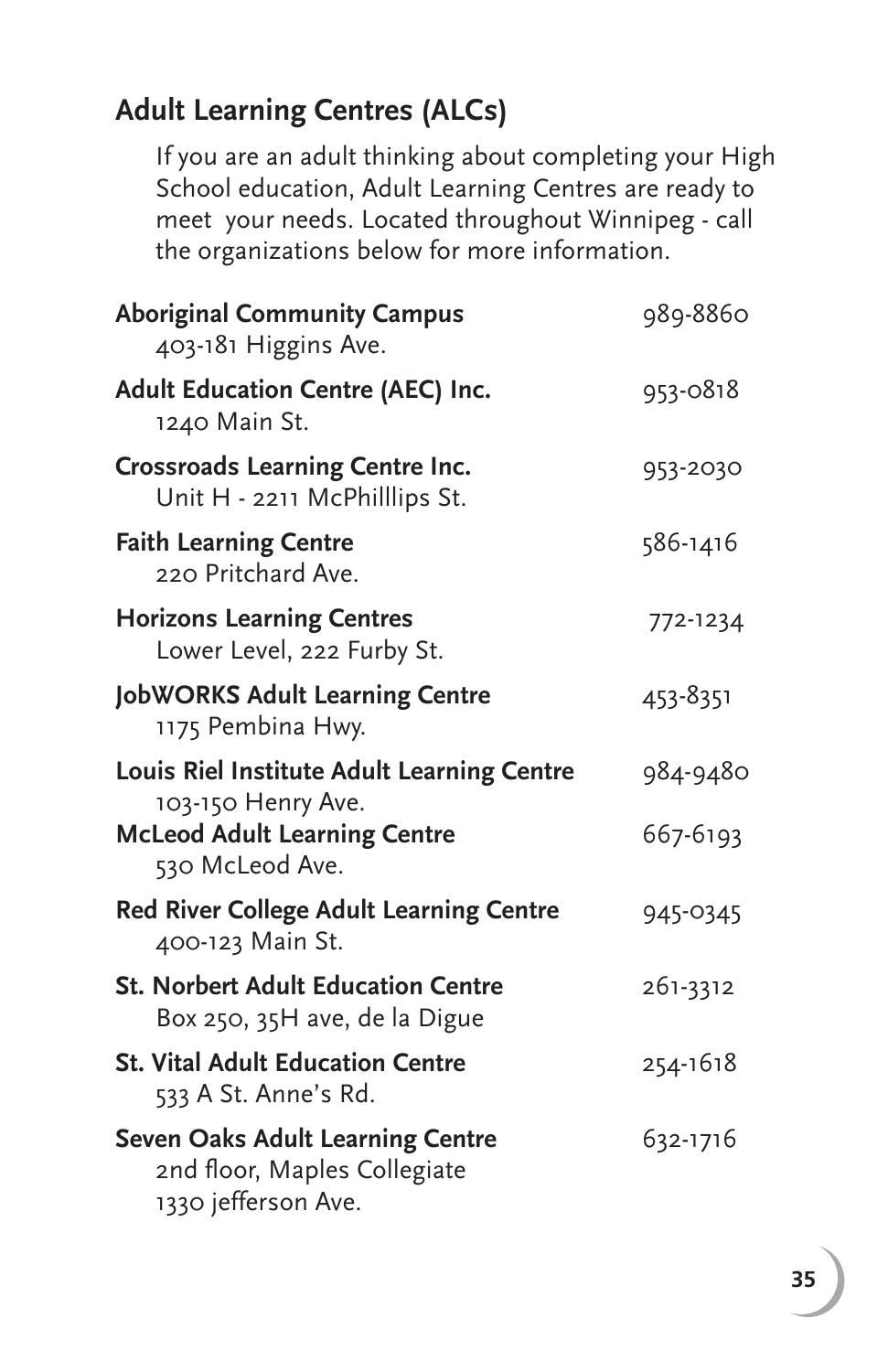## Adult Learning Centres (ALCs)

If you are an adult thinking about completing your High School education, Adult Learning Centres are ready to meet your needs. Located throughout Winnipeg - call the organizations below for more information.

**Aboriginal Community Campus** 989-8860
403-181 Higgins Ave.

**Adult Education Centre (AEC) Inc.** 953-0818
1240 Main St.

**Crossroads Learning Centre Inc.** 953-2030
Unit H - 2211 McPhilllips St.

**Faith Learning Centre** 586-1416
220 Pritchard Ave.

**Horizons Learning Centres** 772-1234
Lower Level, 222 Furby St.

**JobWORKS Adult Learning Centre** 453-8351
1175 Pembina Hwy.

**Louis Riel Institute Adult Learning Centre** 984-9480
103-150 Henry Ave.

**McLeod Adult Learning Centre** 667-6193
530 McLeod Ave.

**Red River College Adult Learning Centre** 945-0345
400-123 Main St.

**St. Norbert Adult Education Centre** 261-3312
Box 250, 35H ave, de la Digue

**St. Vital Adult Education Centre** 254-1618
533 A St. Anne's Rd.

**Seven Oaks Adult Learning Centre** 632-1716
2nd floor, Maples Collegiate
1330 jefferson Ave.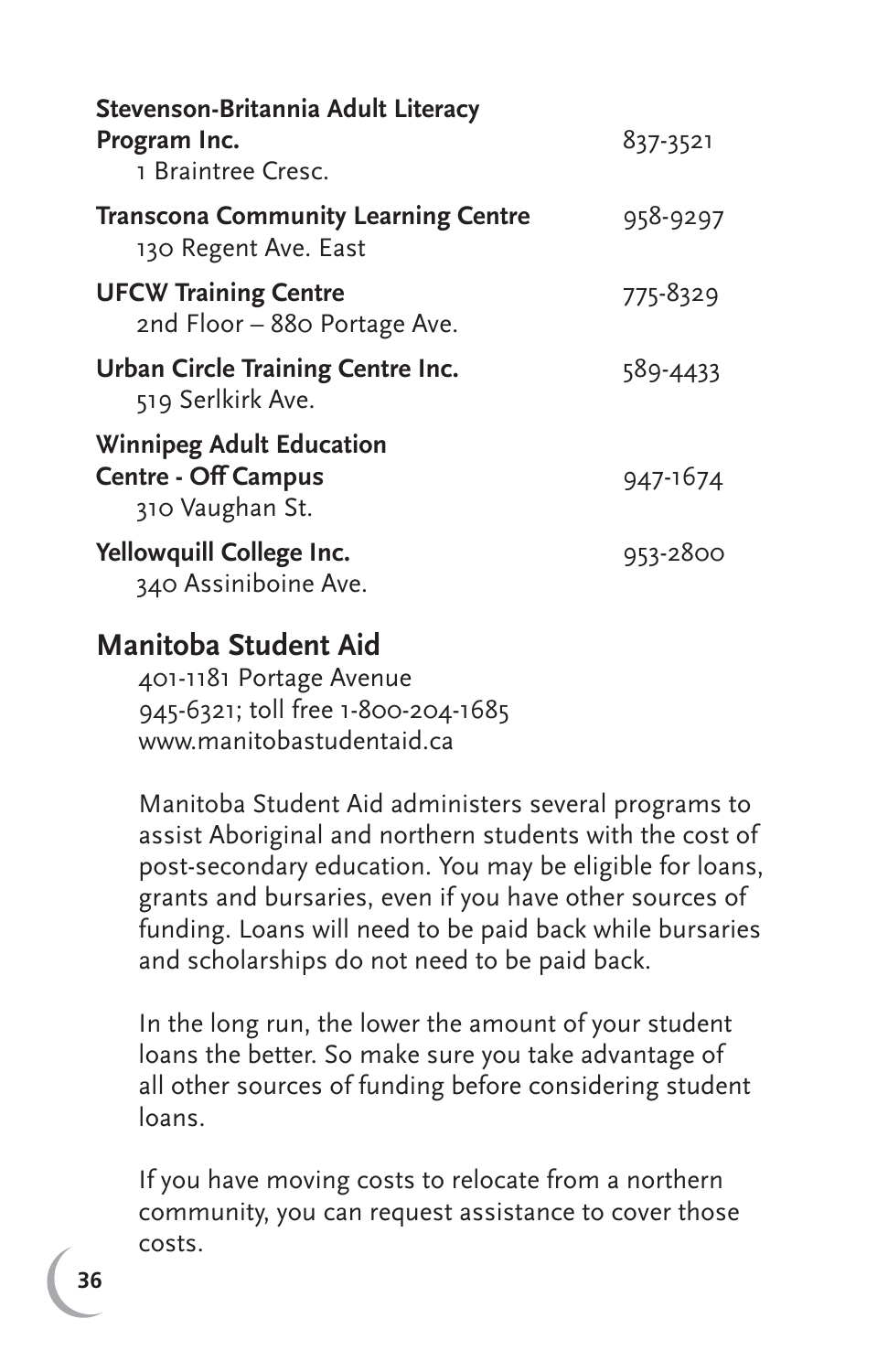**Stevenson-Britannia Adult Literacy Program Inc.** 837-3521
1 Braintree Cresc.

**Transcona Community Learning Centre** 958-9297
130 Regent Ave. East

**UFCW Training Centre** 775-8329
2nd Floor – 880 Portage Ave.

**Urban Circle Training Centre Inc.** 589-4433
519 Serlkirk Ave.

**Winnipeg Adult Education Centre - Off Campus** 947-1674
310 Vaughan St.

**Yellowquill College Inc.** 953-2800
340 Assiniboine Ave.

## Manitoba Student Aid

401-1181 Portage Avenue
945-6321; toll free 1-800-204-1685
www.manitobastudentaid.ca

Manitoba Student Aid administers several programs to assist Aboriginal and northern students with the cost of post-secondary education. You may be eligible for loans, grants and bursaries, even if you have other sources of funding. Loans will need to be paid back while bursaries and scholarships do not need to be paid back.

In the long run, the lower the amount of your student loans the better. So make sure you take advantage of all other sources of funding before considering student loans.

If you have moving costs to relocate from a northern community, you can request assistance to cover those costs.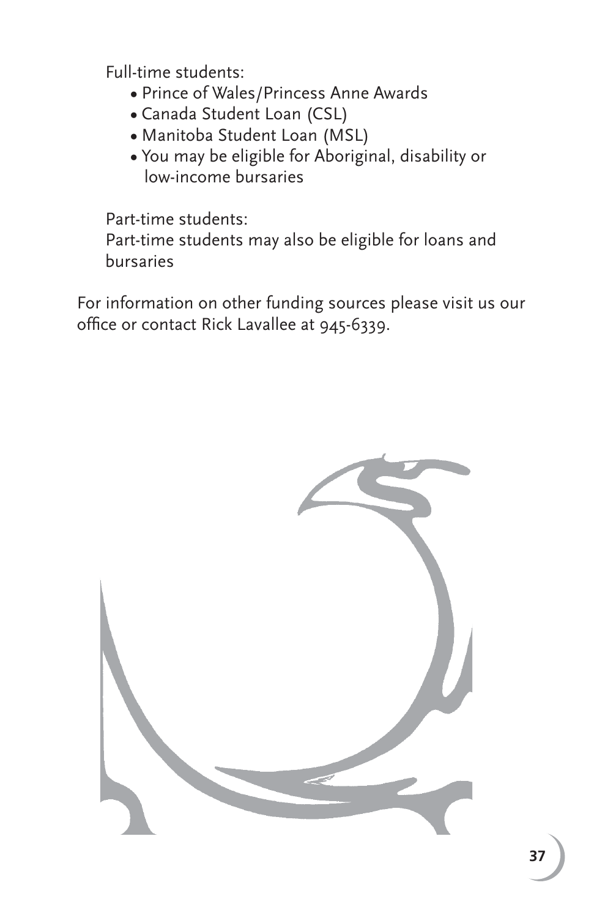Full-time students:

- Prince of Wales/Princess Anne Awards
- Canada Student Loan (CSL)
- Manitoba Student Loan (MSL)
- You may be eligible for Aboriginal, disability or low-income bursaries

Part-time students:

Part-time students may also be eligible for loans and bursaries

For information on other funding sources please visit us our office or contact Rick Lavallee at 945-6339.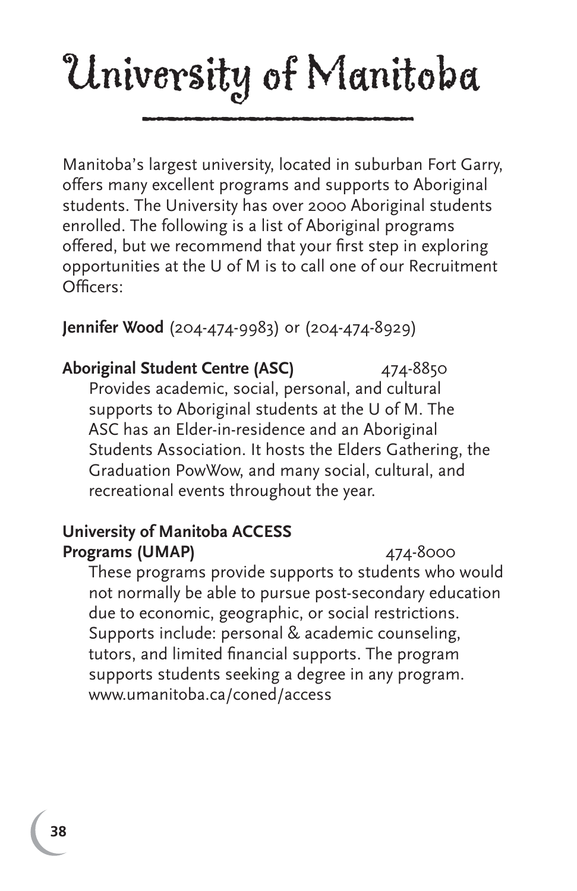# University of Manitoba

Manitoba's largest university, located in suburban Fort Garry, offers many excellent programs and supports to Aboriginal students. The University has over 2000 Aboriginal students enrolled. The following is a list of Aboriginal programs offered, but we recommend that your first step in exploring opportunities at the U of M is to call one of our Recruitment Officers:

**Jennifer Wood** (204-474-9983) or (204-474-8929)

**Aboriginal Student Centre (ASC)** 474-8850

Provides academic, social, personal, and cultural supports to Aboriginal students at the U of M. The ASC has an Elder-in-residence and an Aboriginal Students Association. It hosts the Elders Gathering, the Graduation PowWow, and many social, cultural, and recreational events throughout the year.

**University of Manitoba ACCESS Programs (UMAP)** 474-8000

These programs provide supports to students who would not normally be able to pursue post-secondary education due to economic, geographic, or social restrictions. Supports include: personal & academic counseling, tutors, and limited financial supports. The program supports students seeking a degree in any program. www.umanitoba.ca/coned/access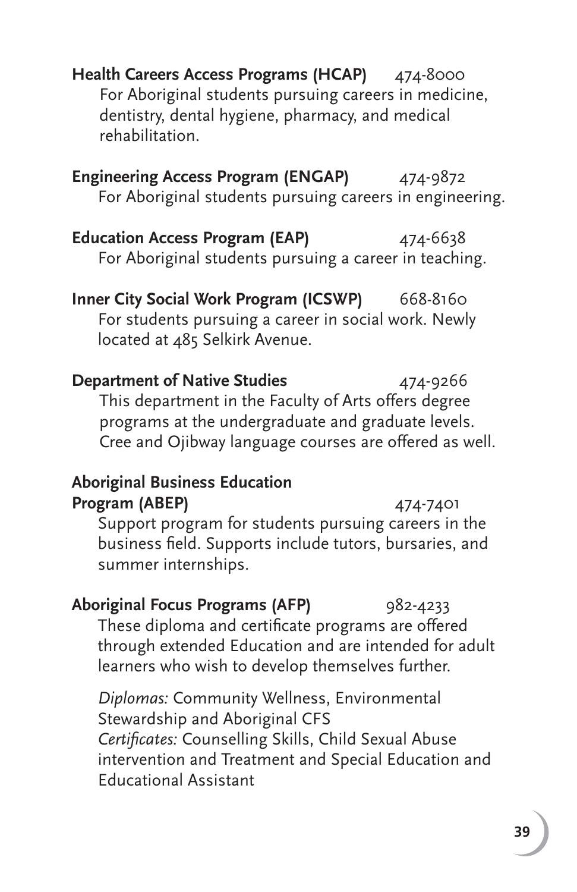**Health Careers Access Programs (HCAP)** 474-8000

For Aboriginal students pursuing careers in medicine, dentistry, dental hygiene, pharmacy, and medical rehabilitation.

**Engineering Access Program (ENGAP)** 474-9872

For Aboriginal students pursuing careers in engineering.

**Education Access Program (EAP)** 474-6638

For Aboriginal students pursuing a career in teaching.

**Inner City Social Work Program (ICSWP)** 668-8160

For students pursuing a career in social work. Newly located at 485 Selkirk Avenue.

**Department of Native Studies** 474-9266

This department in the Faculty of Arts offers degree programs at the undergraduate and graduate levels. Cree and Ojibway language courses are offered as well.

**Aboriginal Business Education Program (ABEP)** 474-7401

Support program for students pursuing careers in the business field. Supports include tutors, bursaries, and summer internships.

**Aboriginal Focus Programs (AFP)** 982-4233

These diploma and certificate programs are offered through extended Education and are intended for adult learners who wish to develop themselves further.

*Diplomas:* Community Wellness, Environmental Stewardship and Aboriginal CFS
*Certificates:* Counselling Skills, Child Sexual Abuse intervention and Treatment and Special Education and Educational Assistant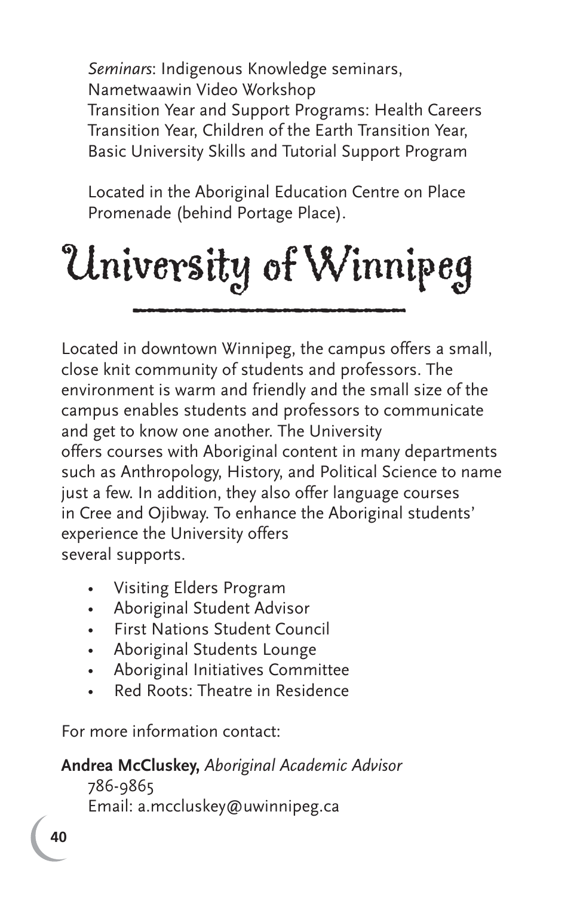*Seminars*: Indigenous Knowledge seminars, Nametwaawin Video Workshop
Transition Year and Support Programs: Health Careers Transition Year, Children of the Earth Transition Year, Basic University Skills and Tutorial Support Program

Located in the Aboriginal Education Centre on Place Promenade (behind Portage Place).

# University of Winnipeg

Located in downtown Winnipeg, the campus offers a small, close knit community of students and professors. The environment is warm and friendly and the small size of the campus enables students and professors to communicate and get to know one another. The University offers courses with Aboriginal content in many departments such as Anthropology, History, and Political Science to name just a few. In addition, they also offer language courses in Cree and Ojibway. To enhance the Aboriginal students' experience the University offers several supports.

- Visiting Elders Program
- Aboriginal Student Advisor
- First Nations Student Council
- Aboriginal Students Lounge
- Aboriginal Initiatives Committee
- Red Roots: Theatre in Residence

For more information contact:

**Andrea McCluskey,** *Aboriginal Academic Advisor*
786-9865
Email: a.mccluskey@uwinnipeg.ca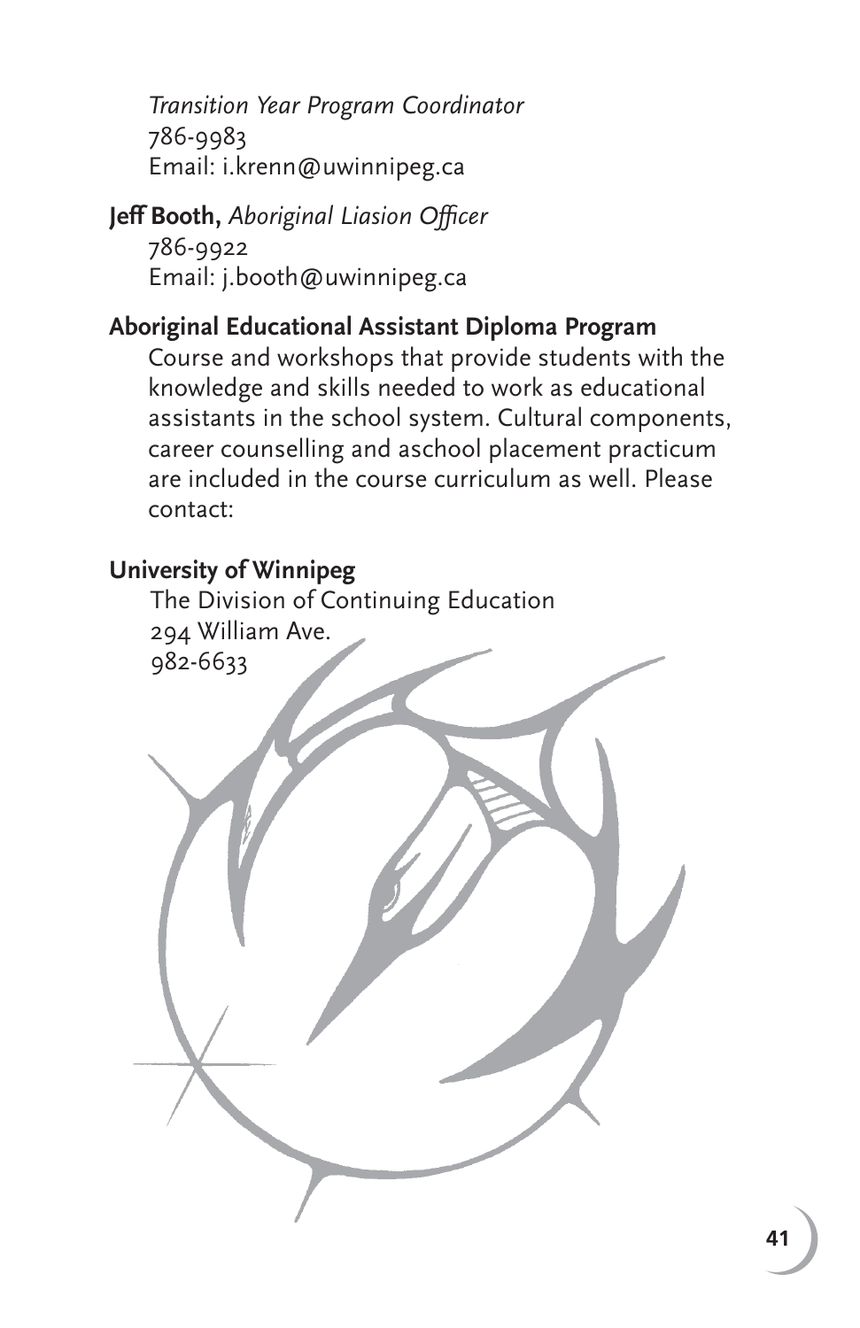*Transition Year Program Coordinator*
786-9983
Email: i.krenn@uwinnipeg.ca

**Jeff Booth,** *Aboriginal Liasion Officer*
786-9922
Email: j.booth@uwinnipeg.ca

**Aboriginal Educational Assistant Diploma Program**

Course and workshops that provide students with the knowledge and skills needed to work as educational assistants in the school system. Cultural components, career counselling and aschool placement practicum are included in the course curriculum as well. Please contact:

**University of Winnipeg**

The Division of Continuing Education
294 William Ave.
982-6633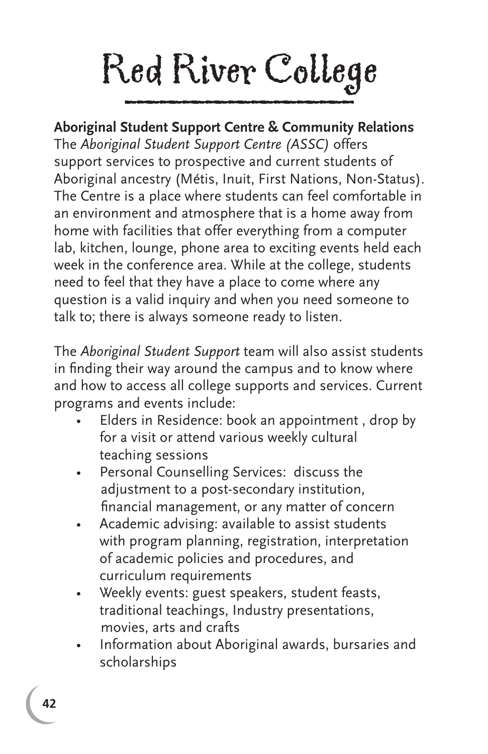# Red River College

**Aboriginal Student Support Centre & Community Relations**

The *Aboriginal Student Support Centre (ASSC)* offers support services to prospective and current students of Aboriginal ancestry (Métis, Inuit, First Nations, Non-Status). The Centre is a place where students can feel comfortable in an environment and atmosphere that is a home away from home with facilities that offer everything from a computer lab, kitchen, lounge, phone area to exciting events held each week in the conference area. While at the college, students need to feel that they have a place to come where any question is a valid inquiry and when you need someone to talk to; there is always someone ready to listen.

The *Aboriginal Student Support* team will also assist students in finding their way around the campus and to know where and how to access all college supports and services. Current programs and events include:

- Elders in Residence: book an appointment , drop by for a visit or attend various weekly cultural teaching sessions
- Personal Counselling Services: discuss the adjustment to a post-secondary institution, financial management, or any matter of concern
- Academic advising: available to assist students with program planning, registration, interpretation of academic policies and procedures, and curriculum requirements
- Weekly events: guest speakers, student feasts, traditional teachings, Industry presentations, movies, arts and crafts
- Information about Aboriginal awards, bursaries and scholarships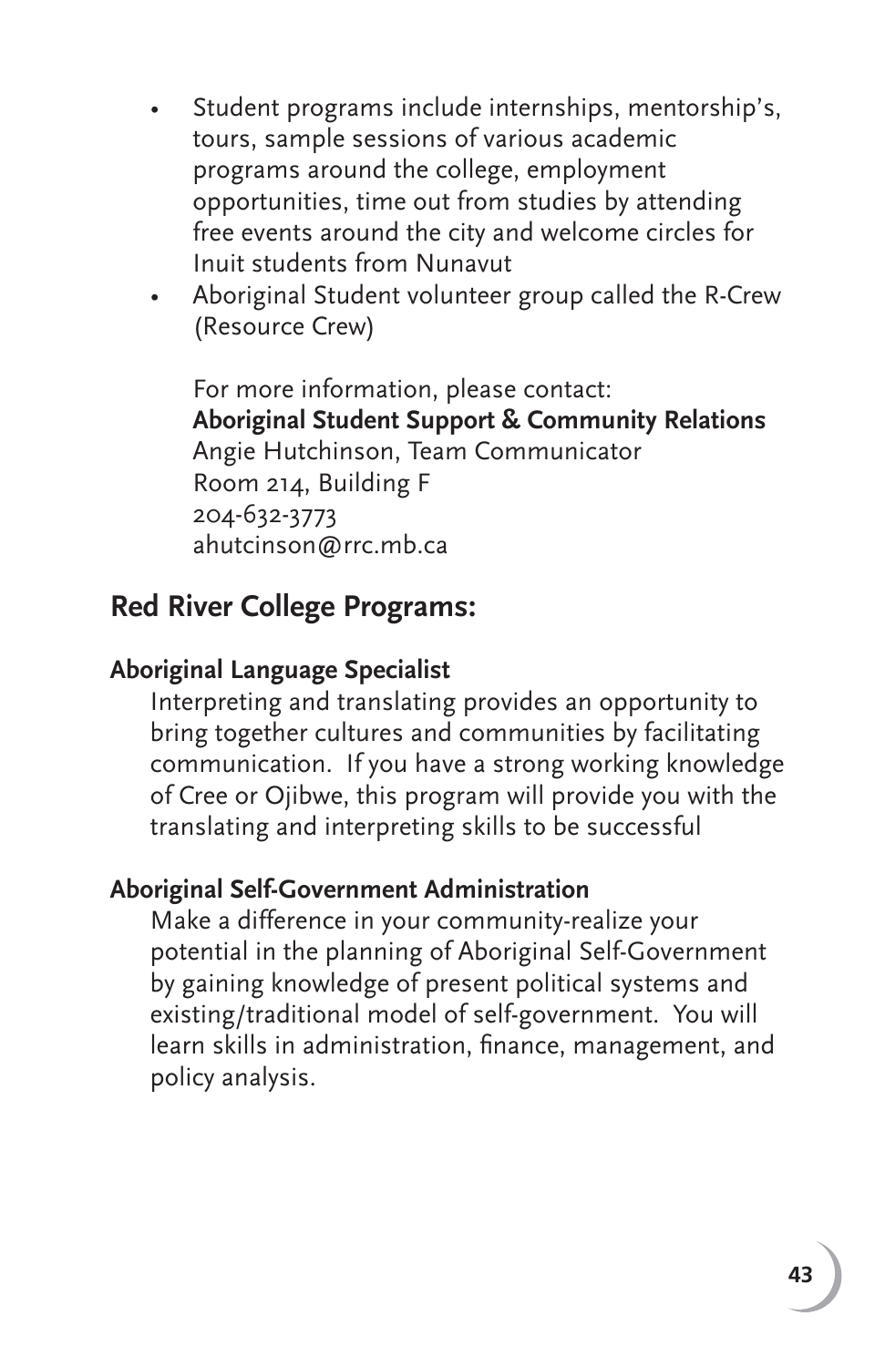- Student programs include internships, mentorship's, tours, sample sessions of various academic programs around the college, employment opportunities, time out from studies by attending free events around the city and welcome circles for Inuit students from Nunavut
- Aboriginal Student volunteer group called the R-Crew (Resource Crew)

  For more information, please contact:
  **Aboriginal Student Support & Community Relations**
  Angie Hutchinson, Team Communicator
  Room 214, Building F
  204-632-3773
  ahutcinson@rrc.mb.ca

## Red River College Programs:

### Aboriginal Language Specialist

Interpreting and translating provides an opportunity to bring together cultures and communities by facilitating communication. If you have a strong working knowledge of Cree or Ojibwe, this program will provide you with the translating and interpreting skills to be successful

### Aboriginal Self-Government Administration

Make a difference in your community-realize your potential in the planning of Aboriginal Self-Government by gaining knowledge of present political systems and existing/traditional model of self-government. You will learn skills in administration, finance, management, and policy analysis.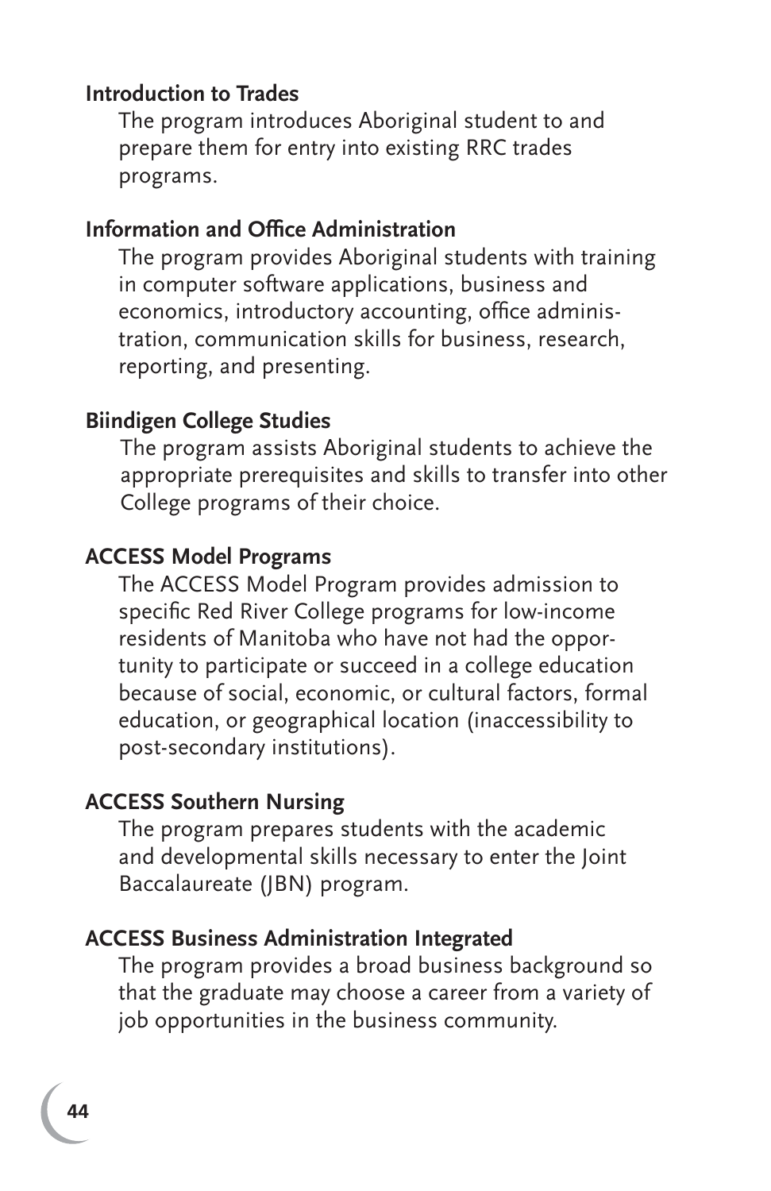**Introduction to Trades**

The program introduces Aboriginal student to and prepare them for entry into existing RRC trades programs.

**Information and Office Administration**

The program provides Aboriginal students with training in computer software applications, business and economics, introductory accounting, office administration, communication skills for business, research, reporting, and presenting.

**Biindigen College Studies**

The program assists Aboriginal students to achieve the appropriate prerequisites and skills to transfer into other College programs of their choice.

**ACCESS Model Programs**

The ACCESS Model Program provides admission to specific Red River College programs for low-income residents of Manitoba who have not had the opportunity to participate or succeed in a college education because of social, economic, or cultural factors, formal education, or geographical location (inaccessibility to post-secondary institutions).

**ACCESS Southern Nursing**

The program prepares students with the academic and developmental skills necessary to enter the Joint Baccalaureate (JBN) program.

**ACCESS Business Administration Integrated**

The program provides a broad business background so that the graduate may choose a career from a variety of job opportunities in the business community.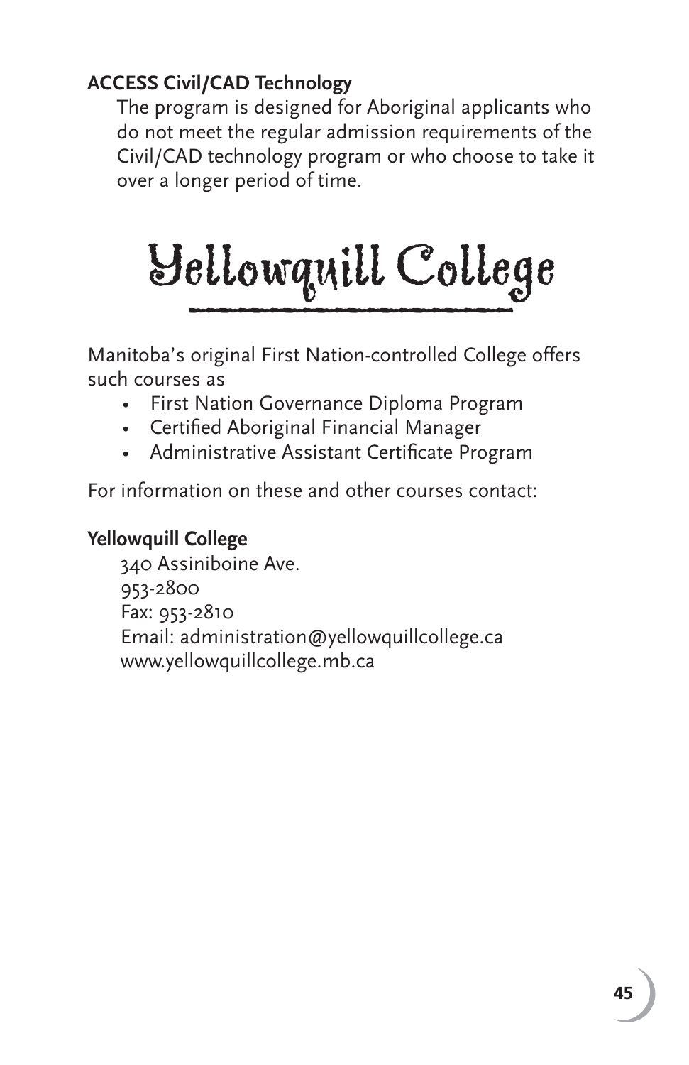**ACCESS Civil/CAD Technology**

The program is designed for Aboriginal applicants who do not meet the regular admission requirements of the Civil/CAD technology program or who choose to take it over a longer period of time.

# Yellowquill College

Manitoba's original First Nation-controlled College offers such courses as

- First Nation Governance Diploma Program
- Certified Aboriginal Financial Manager
- Administrative Assistant Certificate Program

For information on these and other courses contact:

**Yellowquill College**

340 Assiniboine Ave.
953-2800
Fax: 953-2810
Email: administration@yellowquillcollege.ca
www.yellowquillcollege.mb.ca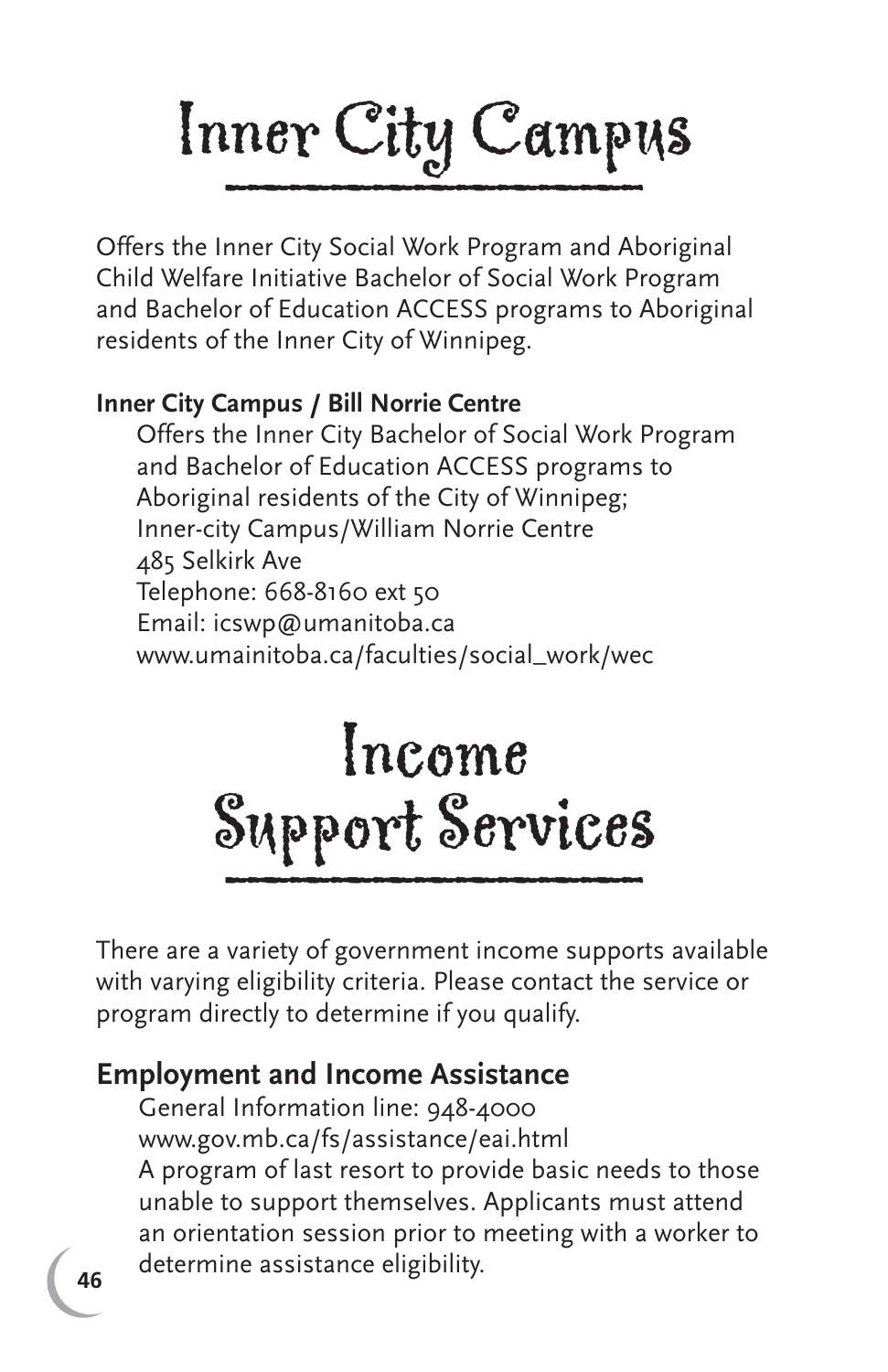# Inner City Campus

Offers the Inner City Social Work Program and Aboriginal Child Welfare Initiative Bachelor of Social Work Program and Bachelor of Education ACCESS programs to Aboriginal residents of the Inner City of Winnipeg.

**Inner City Campus / Bill Norrie Centre**

Offers the Inner City Bachelor of Social Work Program and Bachelor of Education ACCESS programs to Aboriginal residents of the City of Winnipeg;
Inner-city Campus/William Norrie Centre
485 Selkirk Ave
Telephone: 668-8160 ext 50
Email: icswp@umanitoba.ca
www.umainitoba.ca/faculties/social_work/wec

# Income Support Services

There are a variety of government income supports available with varying eligibility criteria. Please contact the service or program directly to determine if you qualify.

## Employment and Income Assistance

General Information line: 948-4000
www.gov.mb.ca/fs/assistance/eai.html
A program of last resort to provide basic needs to those unable to support themselves. Applicants must attend an orientation session prior to meeting with a worker to determine assistance eligibility.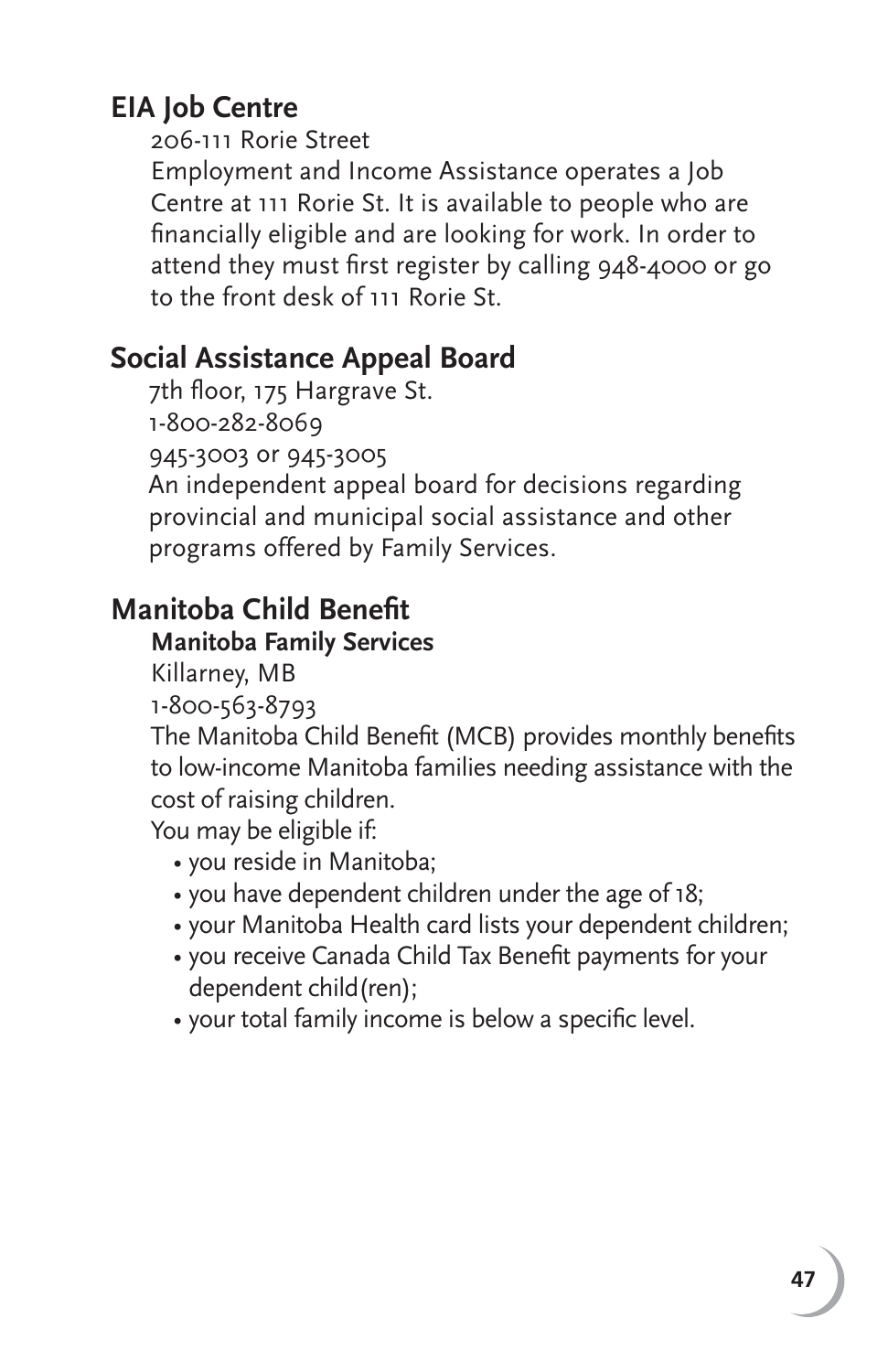## EIA Job Centre

206-111 Rorie Street

Employment and Income Assistance operates a Job Centre at 111 Rorie St. It is available to people who are financially eligible and are looking for work. In order to attend they must first register by calling 948-4000 or go to the front desk of 111 Rorie St.

## Social Assistance Appeal Board

7th floor, 175 Hargrave St.
1-800-282-8069
945-3003 or 945-3005

An independent appeal board for decisions regarding provincial and municipal social assistance and other programs offered by Family Services.

## Manitoba Child Benefit

### Manitoba Family Services

Killarney, MB
1-800-563-8793

The Manitoba Child Benefit (MCB) provides monthly benefits to low-income Manitoba families needing assistance with the cost of raising children.

You may be eligible if:

- you reside in Manitoba;
- you have dependent children under the age of 18;
- your Manitoba Health card lists your dependent children;
- you receive Canada Child Tax Benefit payments for your dependent child(ren);
- your total family income is below a specific level.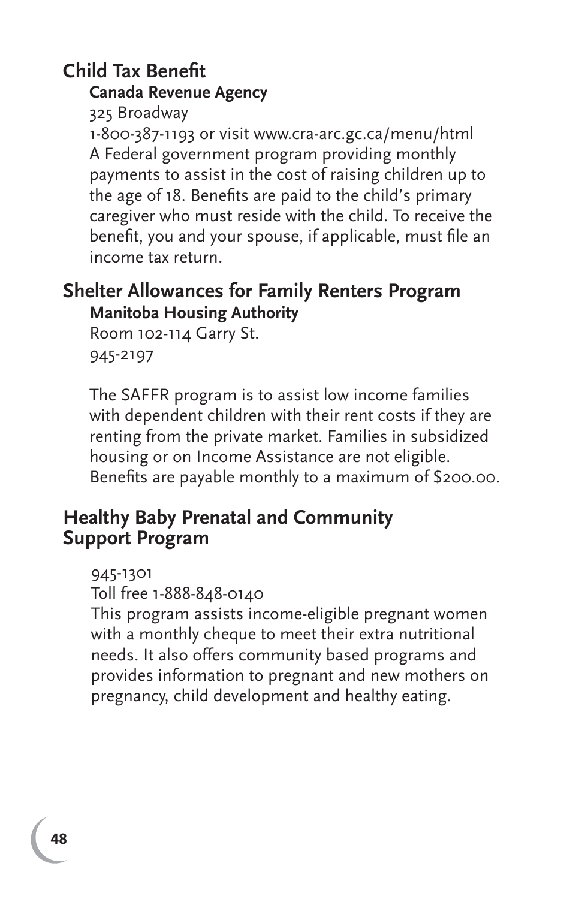## Child Tax Benefit

**Canada Revenue Agency**

325 Broadway

1-800-387-1193 or visit www.cra-arc.gc.ca/menu/html

A Federal government program providing monthly payments to assist in the cost of raising children up to the age of 18. Benefits are paid to the child's primary caregiver who must reside with the child. To receive the benefit, you and your spouse, if applicable, must file an income tax return.

## Shelter Allowances for Family Renters Program

**Manitoba Housing Authority**

Room 102-114 Garry St.

945-2197

The SAFFR program is to assist low income families with dependent children with their rent costs if they are renting from the private market. Families in subsidized housing or on Income Assistance are not eligible. Benefits are payable monthly to a maximum of $200.00.

## Healthy Baby Prenatal and Community Support Program

945-1301

Toll free 1-888-848-0140

This program assists income-eligible pregnant women with a monthly cheque to meet their extra nutritional needs. It also offers community based programs and provides information to pregnant and new mothers on pregnancy, child development and healthy eating.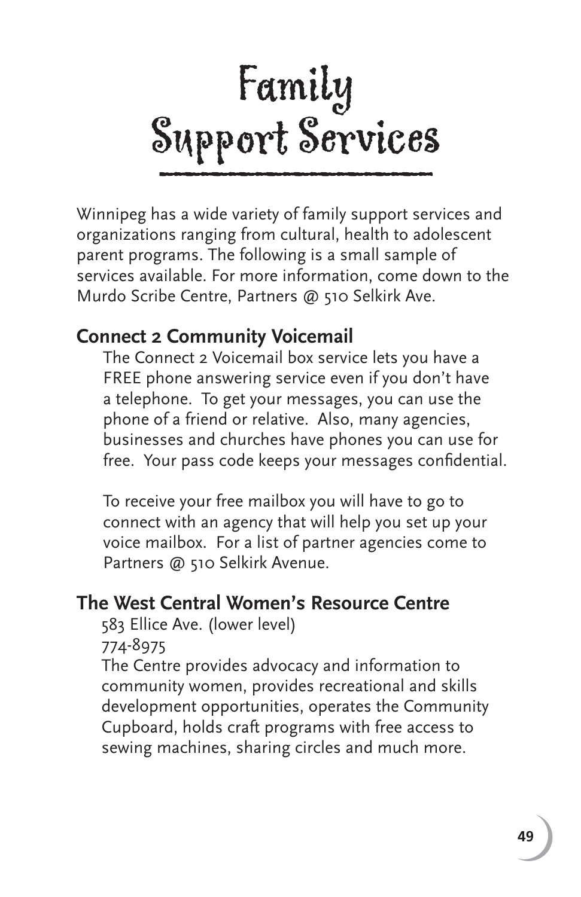# Family Support Services

Winnipeg has a wide variety of family support services and organizations ranging from cultural, health to adolescent parent programs. The following is a small sample of services available. For more information, come down to the Murdo Scribe Centre, Partners @ 510 Selkirk Ave.

### Connect 2 Community Voicemail

The Connect 2 Voicemail box service lets you have a FREE phone answering service even if you don't have a telephone. To get your messages, you can use the phone of a friend or relative. Also, many agencies, businesses and churches have phones you can use for free. Your pass code keeps your messages confidential.

To receive your free mailbox you will have to go to connect with an agency that will help you set up your voice mailbox. For a list of partner agencies come to Partners @ 510 Selkirk Avenue.

### The West Central Women's Resource Centre

583 Ellice Ave. (lower level)
774-8975
The Centre provides advocacy and information to community women, provides recreational and skills development opportunities, operates the Community Cupboard, holds craft programs with free access to sewing machines, sharing circles and much more.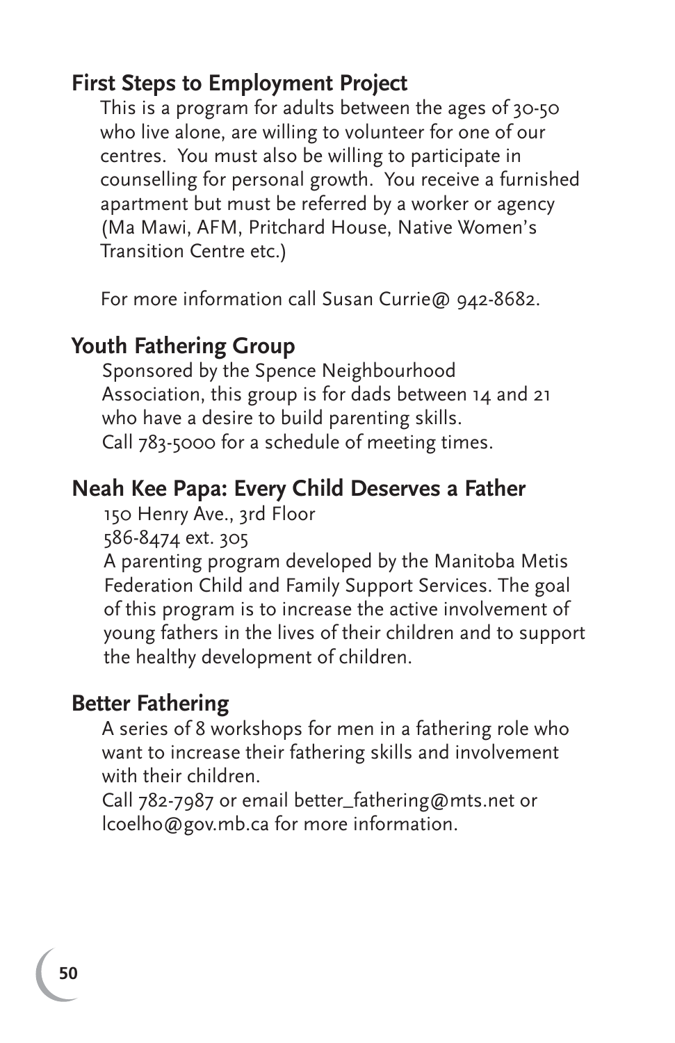## First Steps to Employment Project

This is a program for adults between the ages of 30-50 who live alone, are willing to volunteer for one of our centres. You must also be willing to participate in counselling for personal growth. You receive a furnished apartment but must be referred by a worker or agency (Ma Mawi, AFM, Pritchard House, Native Women's Transition Centre etc.)

For more information call Susan Currie@ 942-8682.

## Youth Fathering Group

Sponsored by the Spence Neighbourhood Association, this group is for dads between 14 and 21 who have a desire to build parenting skills.
Call 783-5000 for a schedule of meeting times.

## Neah Kee Papa: Every Child Deserves a Father

150 Henry Ave., 3rd Floor
586-8474 ext. 305
A parenting program developed by the Manitoba Metis Federation Child and Family Support Services. The goal of this program is to increase the active involvement of young fathers in the lives of their children and to support the healthy development of children.

## Better Fathering

A series of 8 workshops for men in a fathering role who want to increase their fathering skills and involvement with their children.
Call 782-7987 or email better_fathering@mts.net or lcoelho@gov.mb.ca for more information.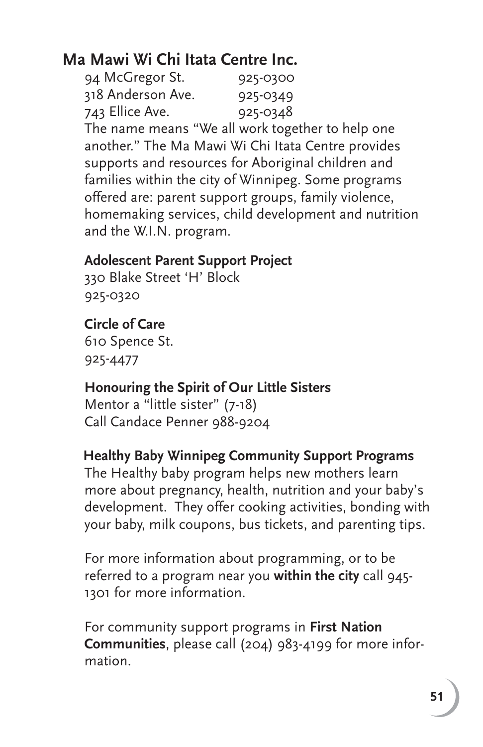## Ma Mawi Wi Chi Itata Centre Inc.

94 McGregor St. 925-0300
318 Anderson Ave. 925-0349
743 Ellice Ave. 925-0348

The name means "We all work together to help one another." The Ma Mawi Wi Chi Itata Centre provides supports and resources for Aboriginal children and families within the city of Winnipeg. Some programs offered are: parent support groups, family violence, homemaking services, child development and nutrition and the W.I.N. program.

### Adolescent Parent Support Project

330 Blake Street 'H' Block
925-0320

### Circle of Care

610 Spence St.
925-4477

### Honouring the Spirit of Our Little Sisters

Mentor a "little sister" (7-18)
Call Candace Penner 988-9204

### Healthy Baby Winnipeg Community Support Programs

The Healthy baby program helps new mothers learn more about pregnancy, health, nutrition and your baby's development. They offer cooking activities, bonding with your baby, milk coupons, bus tickets, and parenting tips.

For more information about programming, or to be referred to a program near you **within the city** call 945-1301 for more information.

For community support programs in **First Nation Communities**, please call (204) 983-4199 for more information.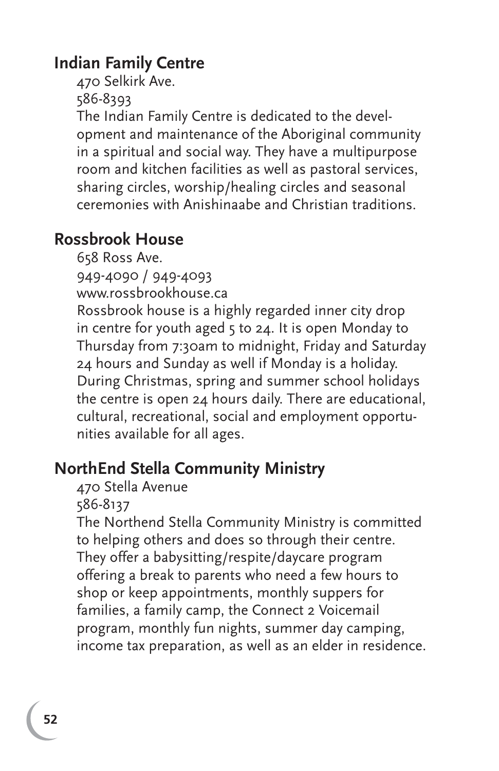## Indian Family Centre

470 Selkirk Ave.

586-8393

The Indian Family Centre is dedicated to the development and maintenance of the Aboriginal community in a spiritual and social way. They have a multipurpose room and kitchen facilities as well as pastoral services, sharing circles, worship/healing circles and seasonal ceremonies with Anishinaabe and Christian traditions.

## Rossbrook House

658 Ross Ave.

949-4090 / 949-4093

www.rossbrookhouse.ca

Rossbrook house is a highly regarded inner city drop in centre for youth aged 5 to 24. It is open Monday to Thursday from 7:30am to midnight, Friday and Saturday 24 hours and Sunday as well if Monday is a holiday. During Christmas, spring and summer school holidays the centre is open 24 hours daily. There are educational, cultural, recreational, social and employment opportunities available for all ages.

## NorthEnd Stella Community Ministry

470 Stella Avenue

586-8137

The Northend Stella Community Ministry is committed to helping others and does so through their centre. They offer a babysitting/respite/daycare program offering a break to parents who need a few hours to shop or keep appointments, monthly suppers for families, a family camp, the Connect 2 Voicemail program, monthly fun nights, summer day camping, income tax preparation, as well as an elder in residence.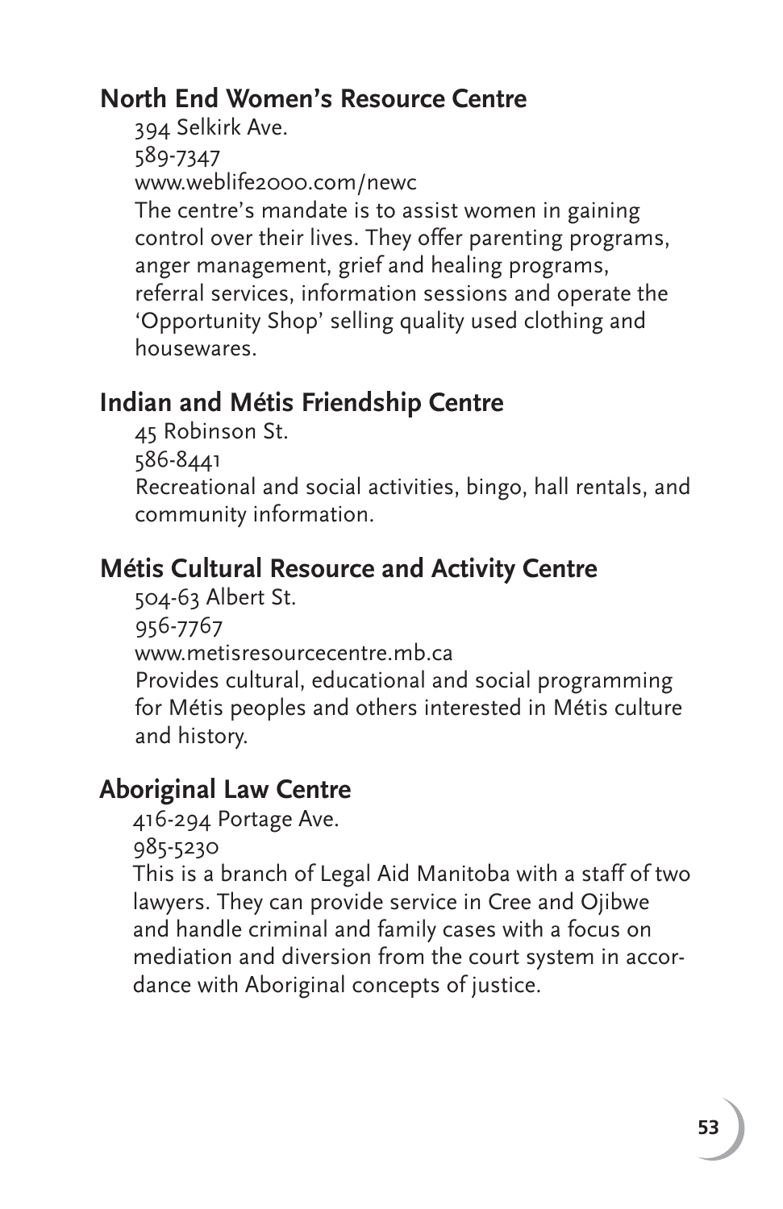## North End Women's Resource Centre

394 Selkirk Ave.
589-7347
www.weblife2000.com/newc
The centre's mandate is to assist women in gaining control over their lives. They offer parenting programs, anger management, grief and healing programs, referral services, information sessions and operate the 'Opportunity Shop' selling quality used clothing and housewares.

## Indian and Métis Friendship Centre

45 Robinson St.
586-8441
Recreational and social activities, bingo, hall rentals, and community information.

## Métis Cultural Resource and Activity Centre

504-63 Albert St.
956-7767
www.metisresourcecentre.mb.ca
Provides cultural, educational and social programming for Métis peoples and others interested in Métis culture and history.

## Aboriginal Law Centre

416-294 Portage Ave.
985-5230
This is a branch of Legal Aid Manitoba with a staff of two lawyers. They can provide service in Cree and Ojibwe and handle criminal and family cases with a focus on mediation and diversion from the court system in accordance with Aboriginal concepts of justice.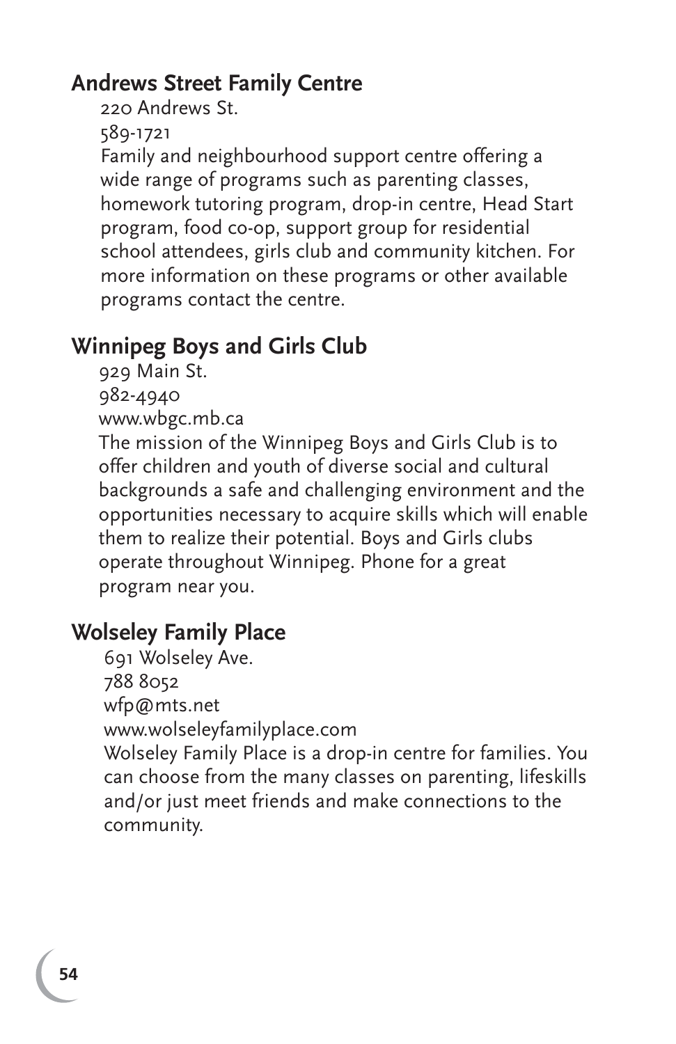## Andrews Street Family Centre

220 Andrews St.
589-1721
Family and neighbourhood support centre offering a wide range of programs such as parenting classes, homework tutoring program, drop-in centre, Head Start program, food co-op, support group for residential school attendees, girls club and community kitchen. For more information on these programs or other available programs contact the centre.

## Winnipeg Boys and Girls Club

929 Main St.
982-4940
www.wbgc.mb.ca
The mission of the Winnipeg Boys and Girls Club is to offer children and youth of diverse social and cultural backgrounds a safe and challenging environment and the opportunities necessary to acquire skills which will enable them to realize their potential. Boys and Girls clubs operate throughout Winnipeg. Phone for a great program near you.

## Wolseley Family Place

691 Wolseley Ave.
788 8052
wfp@mts.net
www.wolseleyfamilyplace.com
Wolseley Family Place is a drop-in centre for families. You can choose from the many classes on parenting, lifeskills and/or just meet friends and make connections to the community.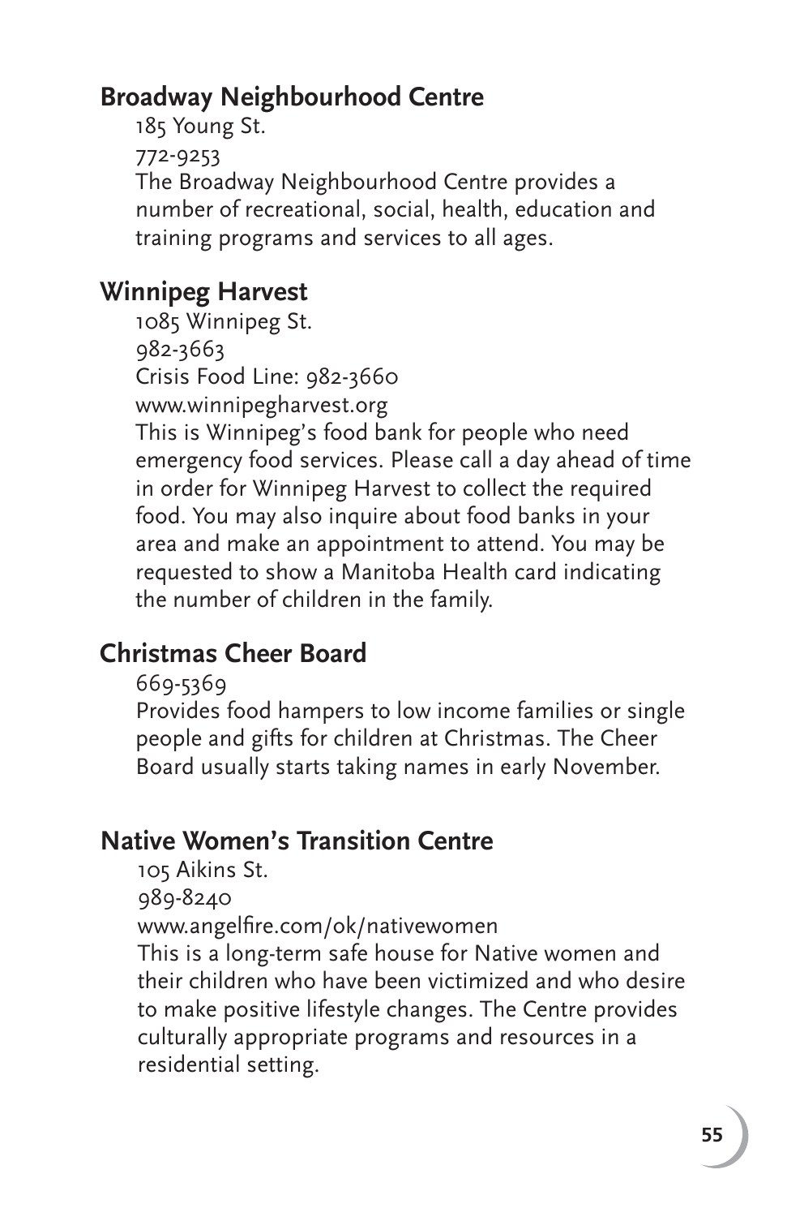## Broadway Neighbourhood Centre

185 Young St.
772-9253
The Broadway Neighbourhood Centre provides a number of recreational, social, health, education and training programs and services to all ages.

## Winnipeg Harvest

1085 Winnipeg St.
982-3663
Crisis Food Line: 982-3660
www.winnipegharvest.org
This is Winnipeg's food bank for people who need emergency food services. Please call a day ahead of time in order for Winnipeg Harvest to collect the required food. You may also inquire about food banks in your area and make an appointment to attend. You may be requested to show a Manitoba Health card indicating the number of children in the family.

## Christmas Cheer Board

669-5369
Provides food hampers to low income families or single people and gifts for children at Christmas. The Cheer Board usually starts taking names in early November.

## Native Women's Transition Centre

105 Aikins St.
989-8240
www.angelfire.com/ok/nativewomen
This is a long-term safe house for Native women and their children who have been victimized and who desire to make positive lifestyle changes. The Centre provides culturally appropriate programs and resources in a residential setting.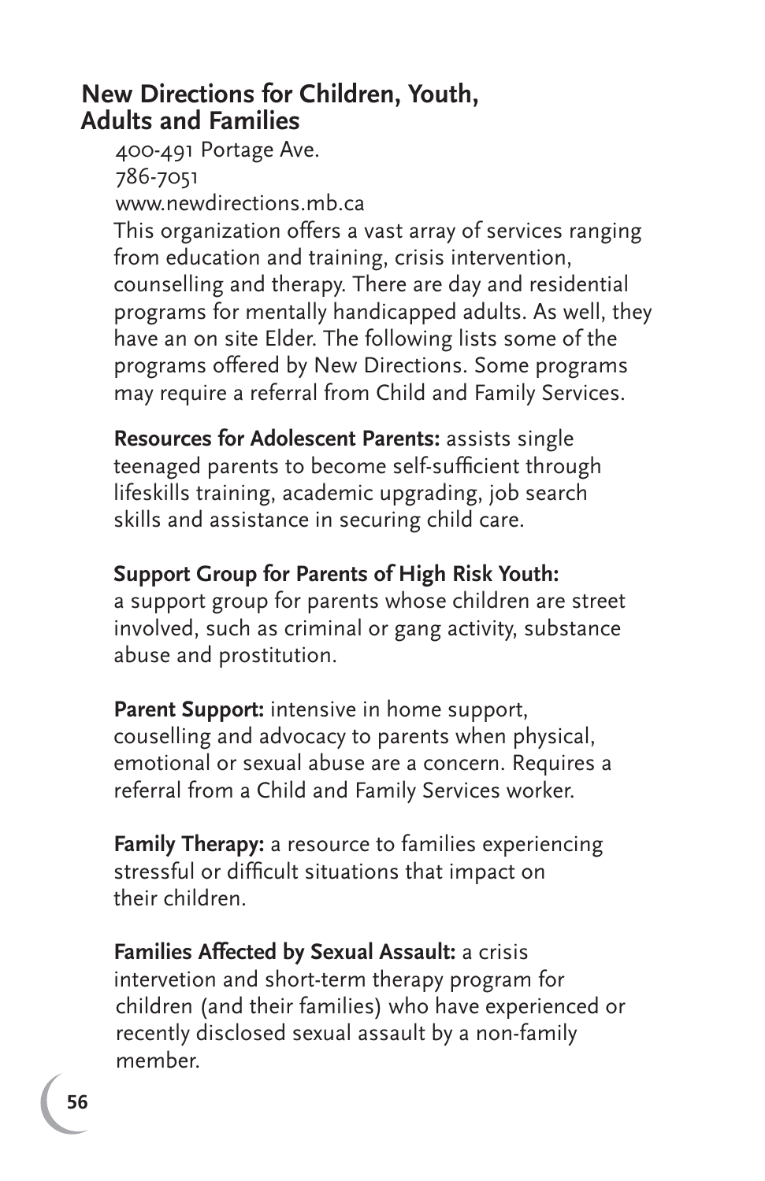## New Directions for Children, Youth, Adults and Families

400-491 Portage Ave.
786-7051
www.newdirections.mb.ca

This organization offers a vast array of services ranging from education and training, crisis intervention, counselling and therapy. There are day and residential programs for mentally handicapped adults. As well, they have an on site Elder. The following lists some of the programs offered by New Directions. Some programs may require a referral from Child and Family Services.

**Resources for Adolescent Parents:** assists single teenaged parents to become self-sufficient through lifeskills training, academic upgrading, job search skills and assistance in securing child care.

**Support Group for Parents of High Risk Youth:** a support group for parents whose children are street involved, such as criminal or gang activity, substance abuse and prostitution.

**Parent Support:** intensive in home support, couselling and advocacy to parents when physical, emotional or sexual abuse are a concern. Requires a referral from a Child and Family Services worker.

**Family Therapy:** a resource to families experiencing stressful or difficult situations that impact on their children.

**Families Affected by Sexual Assault:** a crisis intervetion and short-term therapy program for children (and their families) who have experienced or recently disclosed sexual assault by a non-family member.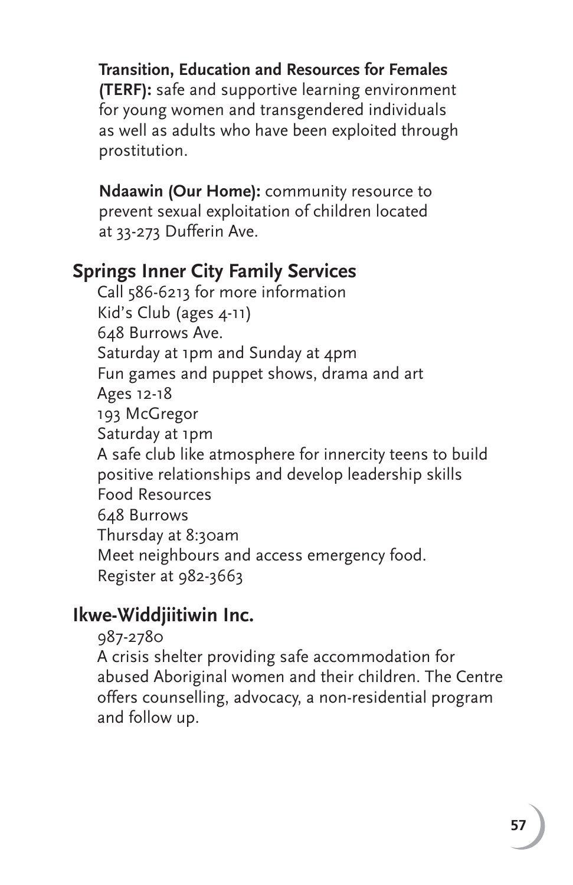**Transition, Education and Resources for Females (TERF):** safe and supportive learning environment for young women and transgendered individuals as well as adults who have been exploited through prostitution.

**Ndaawin (Our Home):** community resource to prevent sexual exploitation of children located at 33-273 Dufferin Ave.

## Springs Inner City Family Services

Call 586-6213 for more information
Kid's Club (ages 4-11)
648 Burrows Ave.
Saturday at 1pm and Sunday at 4pm
Fun games and puppet shows, drama and art
Ages 12-18
193 McGregor
Saturday at 1pm
A safe club like atmosphere for innercity teens to build positive relationships and develop leadership skills
Food Resources
648 Burrows
Thursday at 8:30am
Meet neighbours and access emergency food.
Register at 982-3663

## Ikwe-Widdjiitiwin Inc.

987-2780
A crisis shelter providing safe accommodation for abused Aboriginal women and their children. The Centre offers counselling, advocacy, a non-residential program and follow up.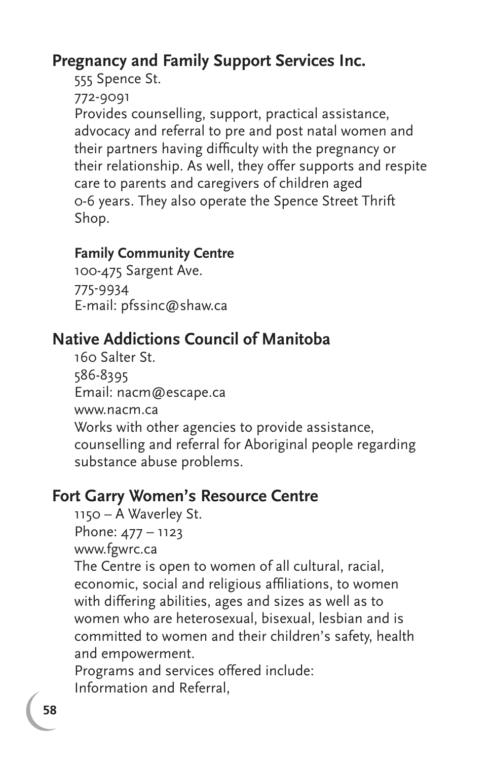## Pregnancy and Family Support Services Inc.

555 Spence St.  
772-9091  
Provides counselling, support, practical assistance, advocacy and referral to pre and post natal women and their partners having difficulty with the pregnancy or their relationship. As well, they offer supports and respite care to parents and caregivers of children aged 0-6 years. They also operate the Spence Street Thrift Shop.

### Family Community Centre

100-475 Sargent Ave.  
775-9934  
E-mail: pfssinc@shaw.ca

## Native Addictions Council of Manitoba

160 Salter St.  
586-8395  
Email: nacm@escape.ca  
www.nacm.ca  
Works with other agencies to provide assistance, counselling and referral for Aboriginal people regarding substance abuse problems.

## Fort Garry Women's Resource Centre

1150 – A Waverley St.  
Phone: 477 – 1123  
www.fgwrc.ca  
The Centre is open to women of all cultural, racial, economic, social and religious affiliations, to women with differing abilities, ages and sizes as well as to women who are heterosexual, bisexual, lesbian and is committed to women and their children's safety, health and empowerment.  
Programs and services offered include:  
Information and Referral,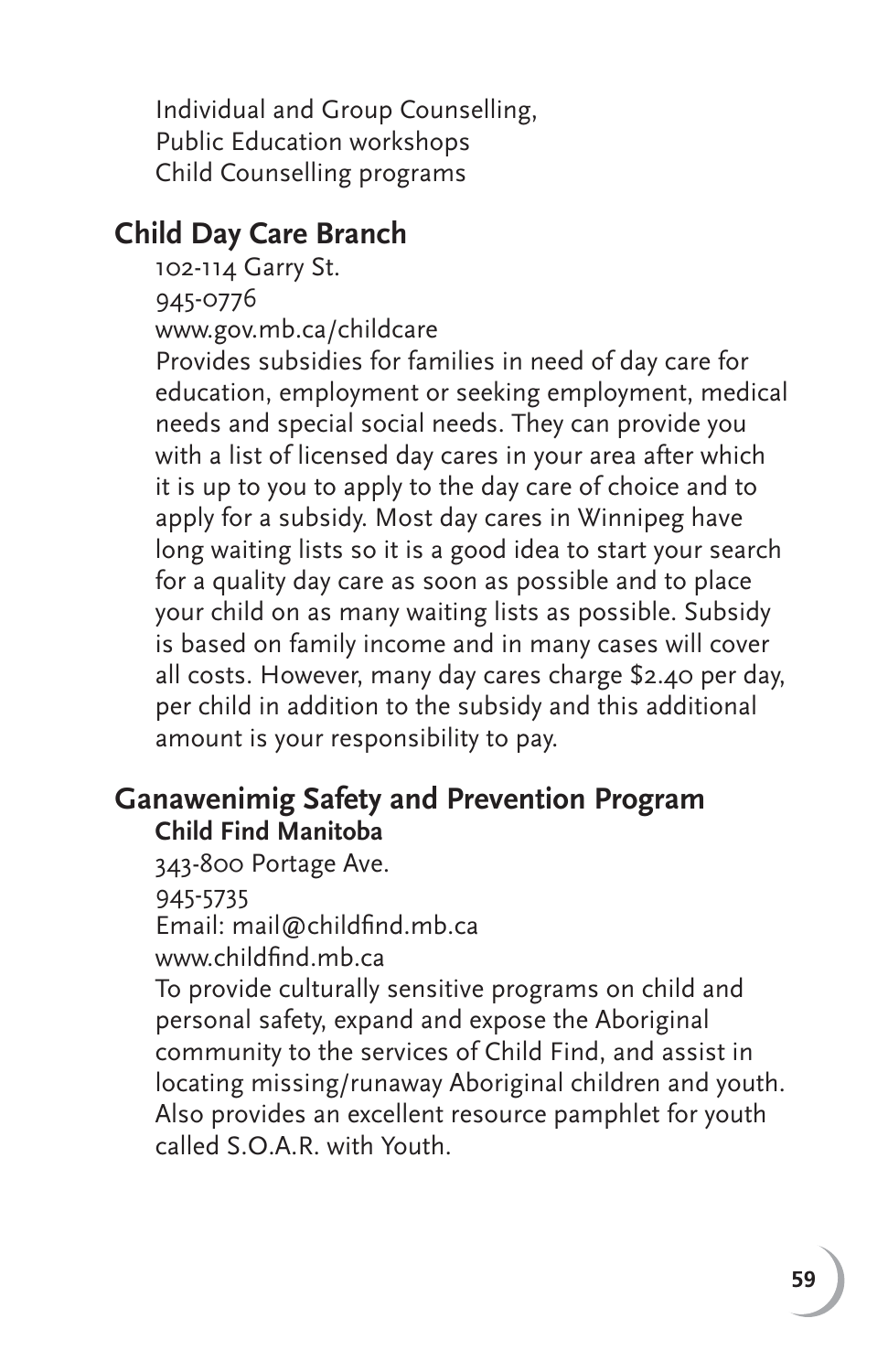Individual and Group Counselling,
Public Education workshops
Child Counselling programs

## Child Day Care Branch

102-114 Garry St.
945-0776
www.gov.mb.ca/childcare
Provides subsidies for families in need of day care for education, employment or seeking employment, medical needs and special social needs. They can provide you with a list of licensed day cares in your area after which it is up to you to apply to the day care of choice and to apply for a subsidy. Most day cares in Winnipeg have long waiting lists so it is a good idea to start your search for a quality day care as soon as possible and to place your child on as many waiting lists as possible. Subsidy is based on family income and in many cases will cover all costs. However, many day cares charge $2.40 per day, per child in addition to the subsidy and this additional amount is your responsibility to pay.

## Ganawenimig Safety and Prevention Program

### Child Find Manitoba

343-800 Portage Ave.
945-5735
Email: mail@childfind.mb.ca
www.childfind.mb.ca
To provide culturally sensitive programs on child and personal safety, expand and expose the Aboriginal community to the services of Child Find, and assist in locating missing/runaway Aboriginal children and youth. Also provides an excellent resource pamphlet for youth called S.O.A.R. with Youth.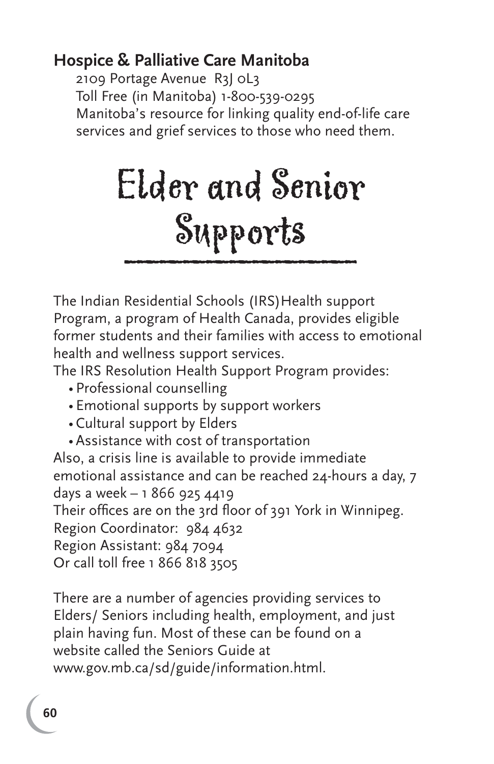**Hospice & Palliative Care Manitoba**

2109 Portage Avenue R3J 0L3
Toll Free (in Manitoba) 1-800-539-0295
Manitoba's resource for linking quality end-of-life care services and grief services to those who need them.

# Elder and Senior Supports

The Indian Residential Schools (IRS) Health support Program, a program of Health Canada, provides eligible former students and their families with access to emotional health and wellness support services.

The IRS Resolution Health Support Program provides:

- Professional counselling
- Emotional supports by support workers
- Cultural support by Elders
- Assistance with cost of transportation

Also, a crisis line is available to provide immediate emotional assistance and can be reached 24-hours a day, 7 days a week – 1 866 925 4419
Their offices are on the 3rd floor of 391 York in Winnipeg.
Region Coordinator: 984 4632
Region Assistant: 984 7094
Or call toll free 1 866 818 3505

There are a number of agencies providing services to Elders/ Seniors including health, employment, and just plain having fun. Most of these can be found on a website called the Seniors Guide at www.gov.mb.ca/sd/guide/information.html.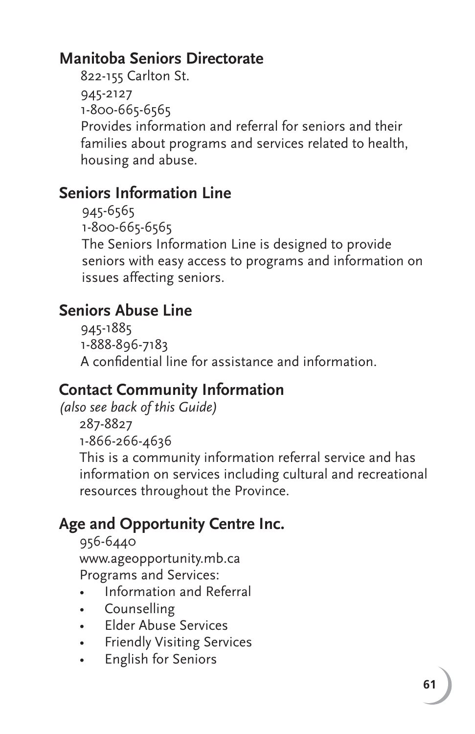## Manitoba Seniors Directorate

822-155 Carlton St.
945-2127
1-800-665-6565
Provides information and referral for seniors and their families about programs and services related to health, housing and abuse.

## Seniors Information Line

945-6565
1-800-665-6565
The Seniors Information Line is designed to provide seniors with easy access to programs and information on issues affecting seniors.

## Seniors Abuse Line

945-1885
1-888-896-7183
A confidential line for assistance and information.

## Contact Community Information

*(also see back of this Guide)*

287-8827
1-866-266-4636
This is a community information referral service and has information on services including cultural and recreational resources throughout the Province.

## Age and Opportunity Centre Inc.

956-6440
www.ageopportunity.mb.ca
Programs and Services:

- Information and Referral
- Counselling
- Elder Abuse Services
- Friendly Visiting Services
- English for Seniors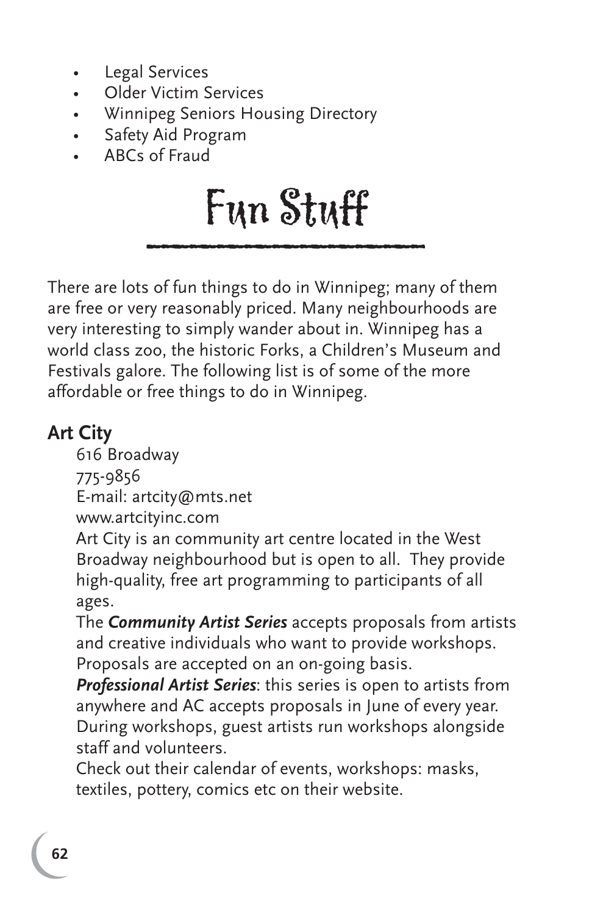- Legal Services
- Older Victim Services
- Winnipeg Seniors Housing Directory
- Safety Aid Program
- ABCs of Fraud

# Fun Stuff

There are lots of fun things to do in Winnipeg; many of them are free or very reasonably priced. Many neighbourhoods are very interesting to simply wander about in. Winnipeg has a world class zoo, the historic Forks, a Children's Museum and Festivals galore. The following list is of some of the more affordable or free things to do in Winnipeg.

## Art City

616 Broadway
775-9856
E-mail: artcity@mts.net
www.artcityinc.com

Art City is an community art centre located in the West Broadway neighbourhood but is open to all. They provide high-quality, free art programming to participants of all ages.

The ***Community Artist Series*** accepts proposals from artists and creative individuals who want to provide workshops. Proposals are accepted on an on-going basis.

***Professional Artist Series***: this series is open to artists from anywhere and AC accepts proposals in June of every year. During workshops, guest artists run workshops alongside staff and volunteers.

Check out their calendar of events, workshops: masks, textiles, pottery, comics etc on their website.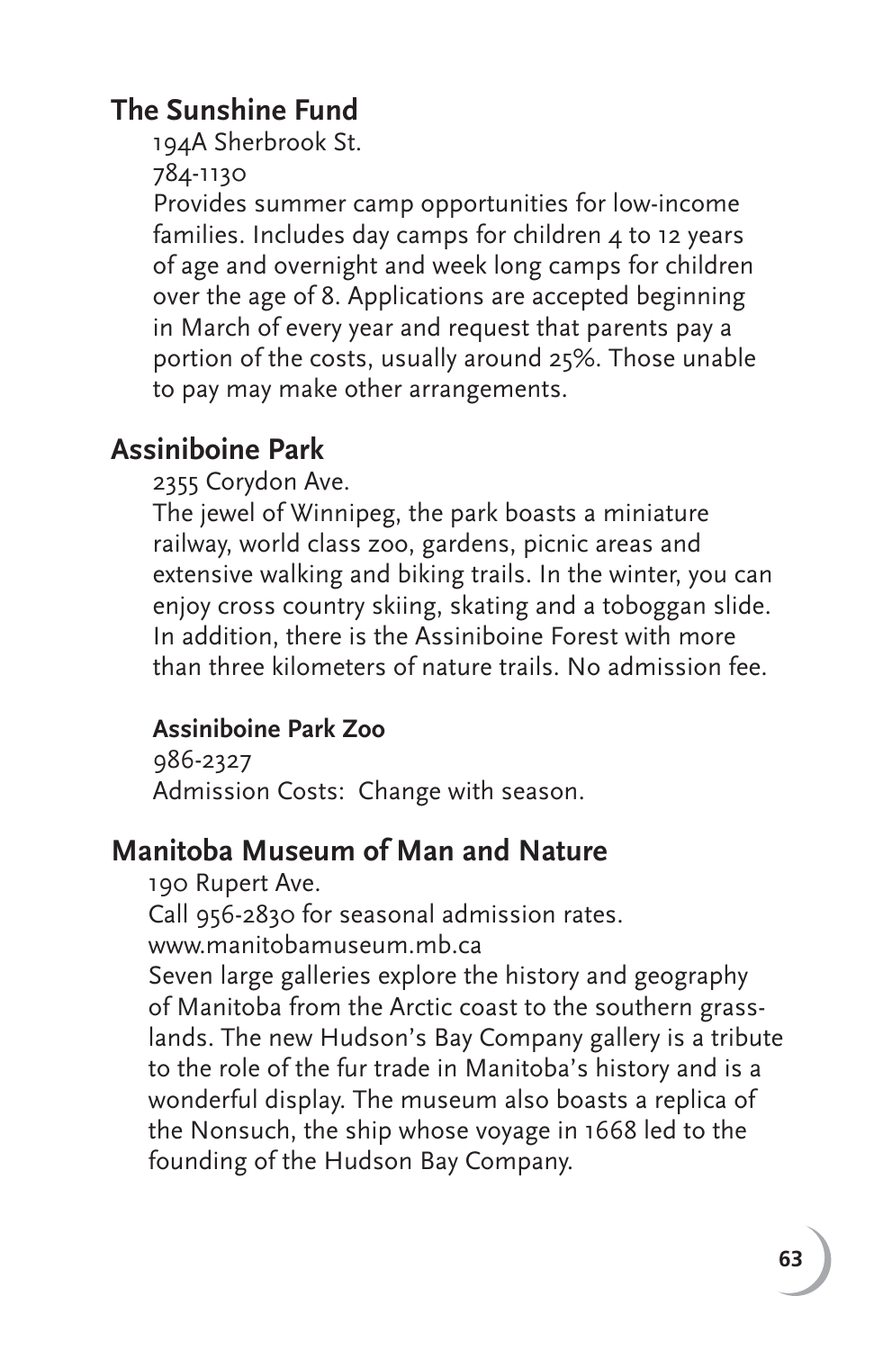## The Sunshine Fund

194A Sherbrook St.

784-1130

Provides summer camp opportunities for low-income families. Includes day camps for children 4 to 12 years of age and overnight and week long camps for children over the age of 8. Applications are accepted beginning in March of every year and request that parents pay a portion of the costs, usually around 25%. Those unable to pay may make other arrangements.

## Assiniboine Park

2355 Corydon Ave.

The jewel of Winnipeg, the park boasts a miniature railway, world class zoo, gardens, picnic areas and extensive walking and biking trails. In the winter, you can enjoy cross country skiing, skating and a toboggan slide. In addition, there is the Assiniboine Forest with more than three kilometers of nature trails. No admission fee.

### Assiniboine Park Zoo

986-2327

Admission Costs: Change with season.

## Manitoba Museum of Man and Nature

190 Rupert Ave.

Call 956-2830 for seasonal admission rates.

www.manitobamuseum.mb.ca

Seven large galleries explore the history and geography of Manitoba from the Arctic coast to the southern grasslands. The new Hudson's Bay Company gallery is a tribute to the role of the fur trade in Manitoba's history and is a wonderful display. The museum also boasts a replica of the Nonsuch, the ship whose voyage in 1668 led to the founding of the Hudson Bay Company.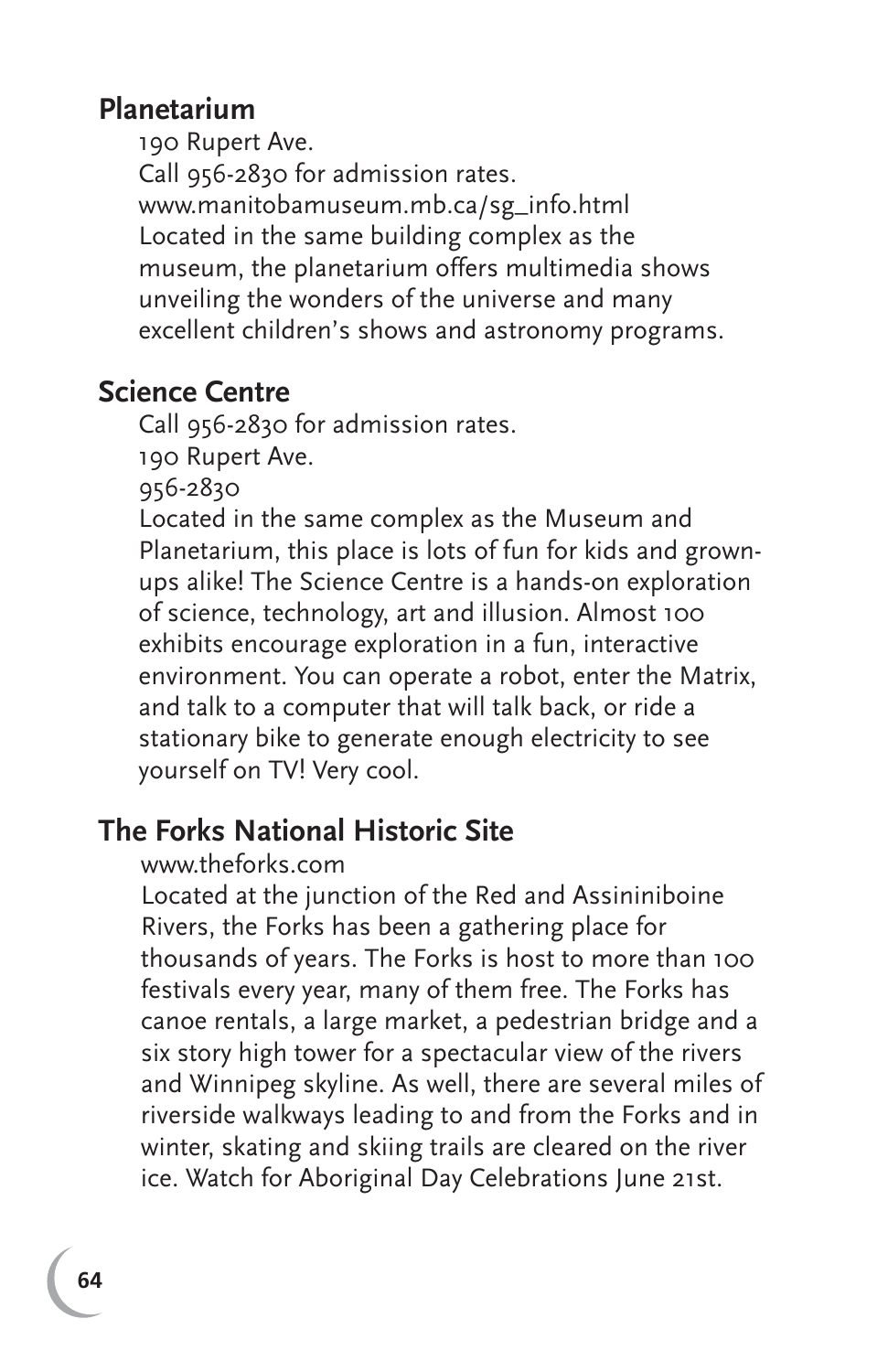## Planetarium

190 Rupert Ave.
Call 956-2830 for admission rates.
www.manitobamuseum.mb.ca/sg_info.html
Located in the same building complex as the museum, the planetarium offers multimedia shows unveiling the wonders of the universe and many excellent children's shows and astronomy programs.

## Science Centre

Call 956-2830 for admission rates.
190 Rupert Ave.
956-2830
Located in the same complex as the Museum and Planetarium, this place is lots of fun for kids and grown-ups alike! The Science Centre is a hands-on exploration of science, technology, art and illusion. Almost 100 exhibits encourage exploration in a fun, interactive environment. You can operate a robot, enter the Matrix, and talk to a computer that will talk back, or ride a stationary bike to generate enough electricity to see yourself on TV! Very cool.

## The Forks National Historic Site

www.theforks.com
Located at the junction of the Red and Assininiboine Rivers, the Forks has been a gathering place for thousands of years. The Forks is host to more than 100 festivals every year, many of them free. The Forks has canoe rentals, a large market, a pedestrian bridge and a six story high tower for a spectacular view of the rivers and Winnipeg skyline. As well, there are several miles of riverside walkways leading to and from the Forks and in winter, skating and skiing trails are cleared on the river ice. Watch for Aboriginal Day Celebrations June 21st.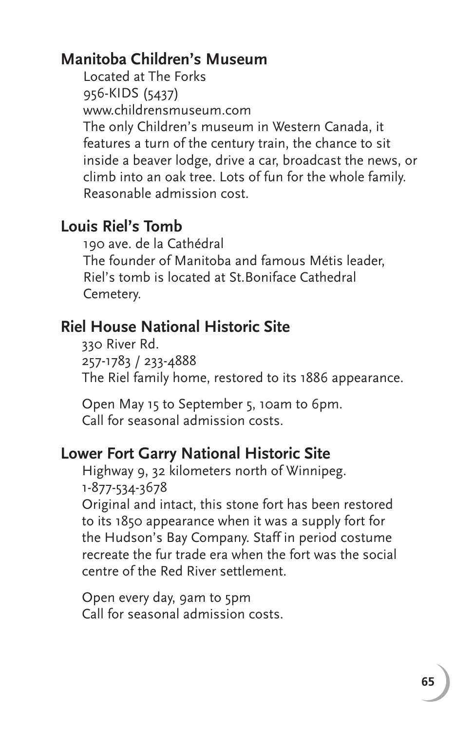## Manitoba Children's Museum

Located at The Forks
956-KIDS (5437)
www.childrensmuseum.com
The only Children's museum in Western Canada, it features a turn of the century train, the chance to sit inside a beaver lodge, drive a car, broadcast the news, or climb into an oak tree. Lots of fun for the whole family. Reasonable admission cost.

## Louis Riel's Tomb

190 ave. de la Cathédral
The founder of Manitoba and famous Métis leader, Riel's tomb is located at St.Boniface Cathedral Cemetery.

## Riel House National Historic Site

330 River Rd.
257-1783 / 233-4888
The Riel family home, restored to its 1886 appearance.

Open May 15 to September 5, 10am to 6pm.
Call for seasonal admission costs.

## Lower Fort Garry National Historic Site

Highway 9, 32 kilometers north of Winnipeg.
1-877-534-3678
Original and intact, this stone fort has been restored to its 1850 appearance when it was a supply fort for the Hudson's Bay Company. Staff in period costume recreate the fur trade era when the fort was the social centre of the Red River settlement.

Open every day, 9am to 5pm
Call for seasonal admission costs.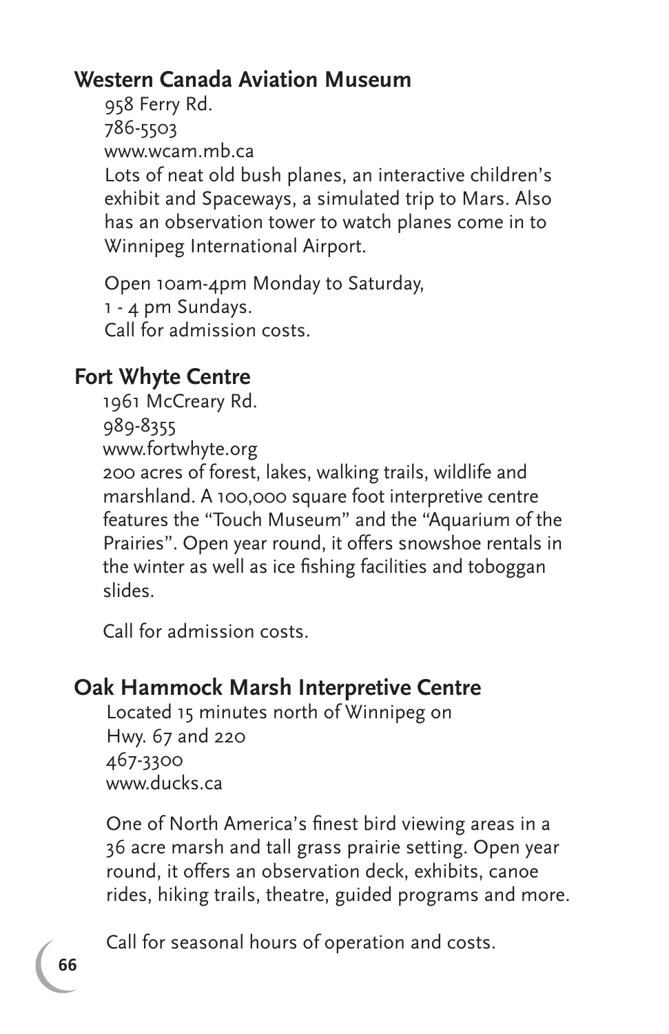## Western Canada Aviation Museum

958 Ferry Rd.
786-5503
www.wcam.mb.ca
Lots of neat old bush planes, an interactive children's exhibit and Spaceways, a simulated trip to Mars. Also has an observation tower to watch planes come in to Winnipeg International Airport.

Open 10am-4pm Monday to Saturday,
1 - 4 pm Sundays.
Call for admission costs.

## Fort Whyte Centre

1961 McCreary Rd.
989-8355
www.fortwhyte.org
200 acres of forest, lakes, walking trails, wildlife and marshland. A 100,000 square foot interpretive centre features the "Touch Museum" and the "Aquarium of the Prairies". Open year round, it offers snowshoe rentals in the winter as well as ice fishing facilities and toboggan slides.

Call for admission costs.

## Oak Hammock Marsh Interpretive Centre

Located 15 minutes north of Winnipeg on Hwy. 67 and 220
467-3300
www.ducks.ca

One of North America's finest bird viewing areas in a 36 acre marsh and tall grass prairie setting. Open year round, it offers an observation deck, exhibits, canoe rides, hiking trails, theatre, guided programs and more.

Call for seasonal hours of operation and costs.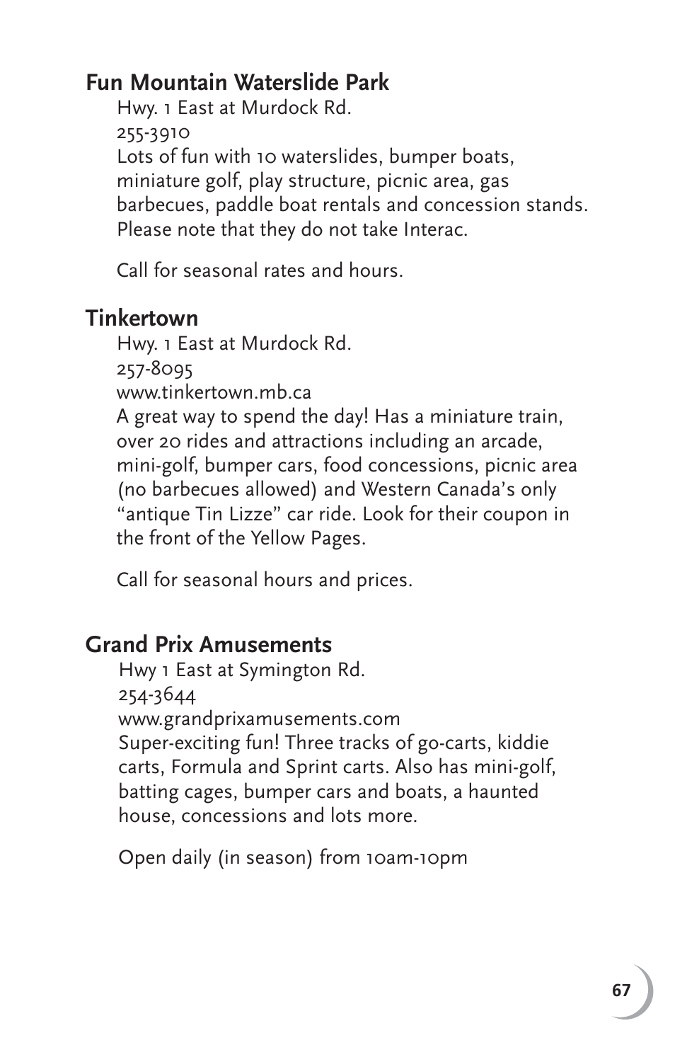## Fun Mountain Waterslide Park

Hwy. 1 East at Murdock Rd.
255-3910
Lots of fun with 10 waterslides, bumper boats, miniature golf, play structure, picnic area, gas barbecues, paddle boat rentals and concession stands. Please note that they do not take Interac.

Call for seasonal rates and hours.

## Tinkertown

Hwy. 1 East at Murdock Rd.
257-8095
www.tinkertown.mb.ca
A great way to spend the day! Has a miniature train, over 20 rides and attractions including an arcade, mini-golf, bumper cars, food concessions, picnic area (no barbecues allowed) and Western Canada's only "antique Tin Lizze" car ride. Look for their coupon in the front of the Yellow Pages.

Call for seasonal hours and prices.

## Grand Prix Amusements

Hwy 1 East at Symington Rd.
254-3644
www.grandprixamusements.com
Super-exciting fun! Three tracks of go-carts, kiddie carts, Formula and Sprint carts. Also has mini-golf, batting cages, bumper cars and boats, a haunted house, concessions and lots more.

Open daily (in season) from 10am-10pm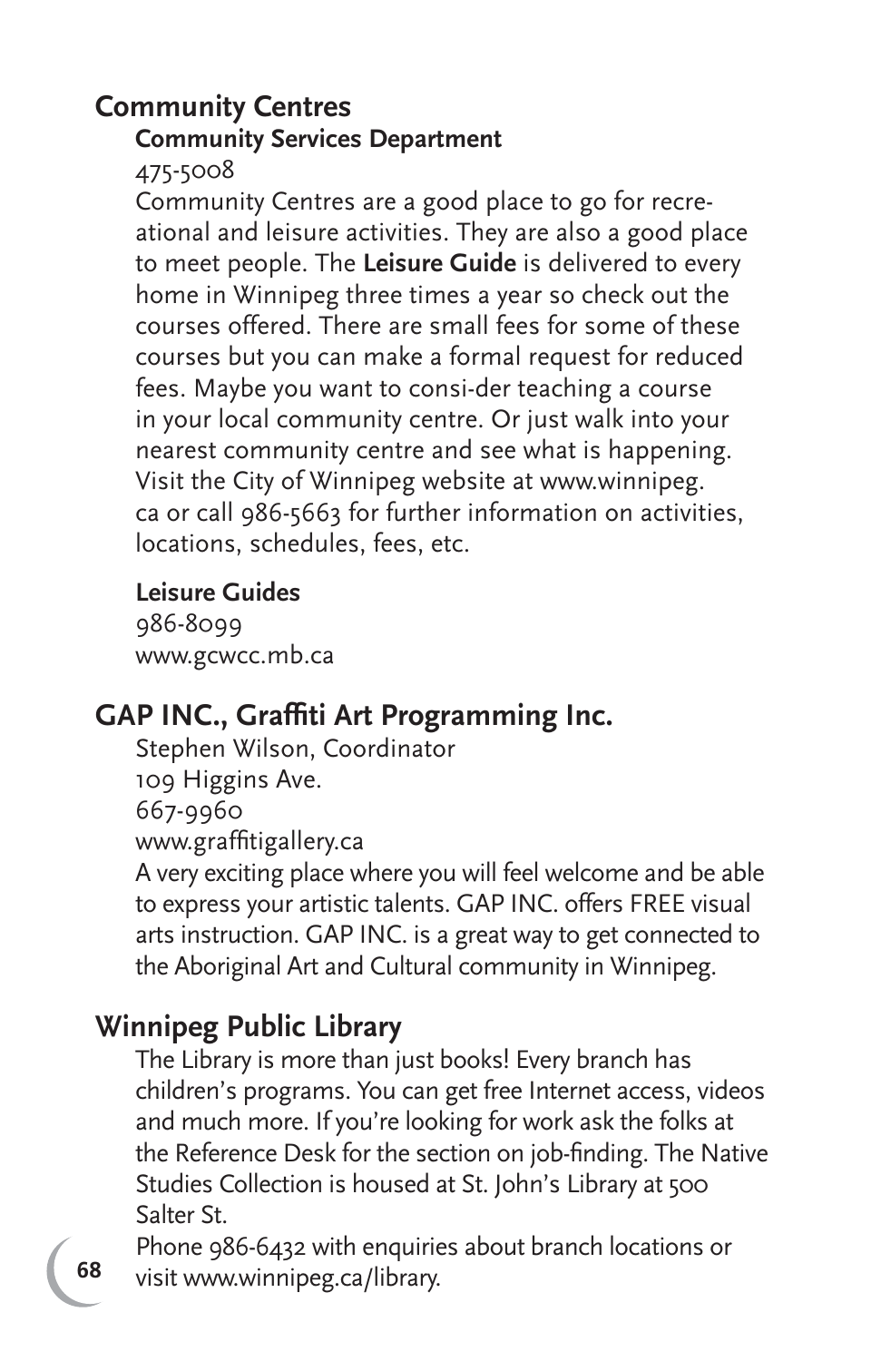## Community Centres

### Community Services Department

475-5008

Community Centres are a good place to go for recreational and leisure activities. They are also a good place to meet people. The **Leisure Guide** is delivered to every home in Winnipeg three times a year so check out the courses offered. There are small fees for some of these courses but you can make a formal request for reduced fees. Maybe you want to consi-der teaching a course in your local community centre. Or just walk into your nearest community centre and see what is happening. Visit the City of Winnipeg website at www.winnipeg.ca or call 986-5663 for further information on activities, locations, schedules, fees, etc.

### Leisure Guides

986-8099
www.gcwcc.mb.ca

## GAP INC., Graffiti Art Programming Inc.

Stephen Wilson, Coordinator
109 Higgins Ave.
667-9960
www.graffitigallery.ca

A very exciting place where you will feel welcome and be able to express your artistic talents. GAP INC. offers FREE visual arts instruction. GAP INC. is a great way to get connected to the Aboriginal Art and Cultural community in Winnipeg.

## Winnipeg Public Library

The Library is more than just books! Every branch has children's programs. You can get free Internet access, videos and much more. If you're looking for work ask the folks at the Reference Desk for the section on job-finding. The Native Studies Collection is housed at St. John's Library at 500 Salter St.

Phone 986-6432 with enquiries about branch locations or visit www.winnipeg.ca/library.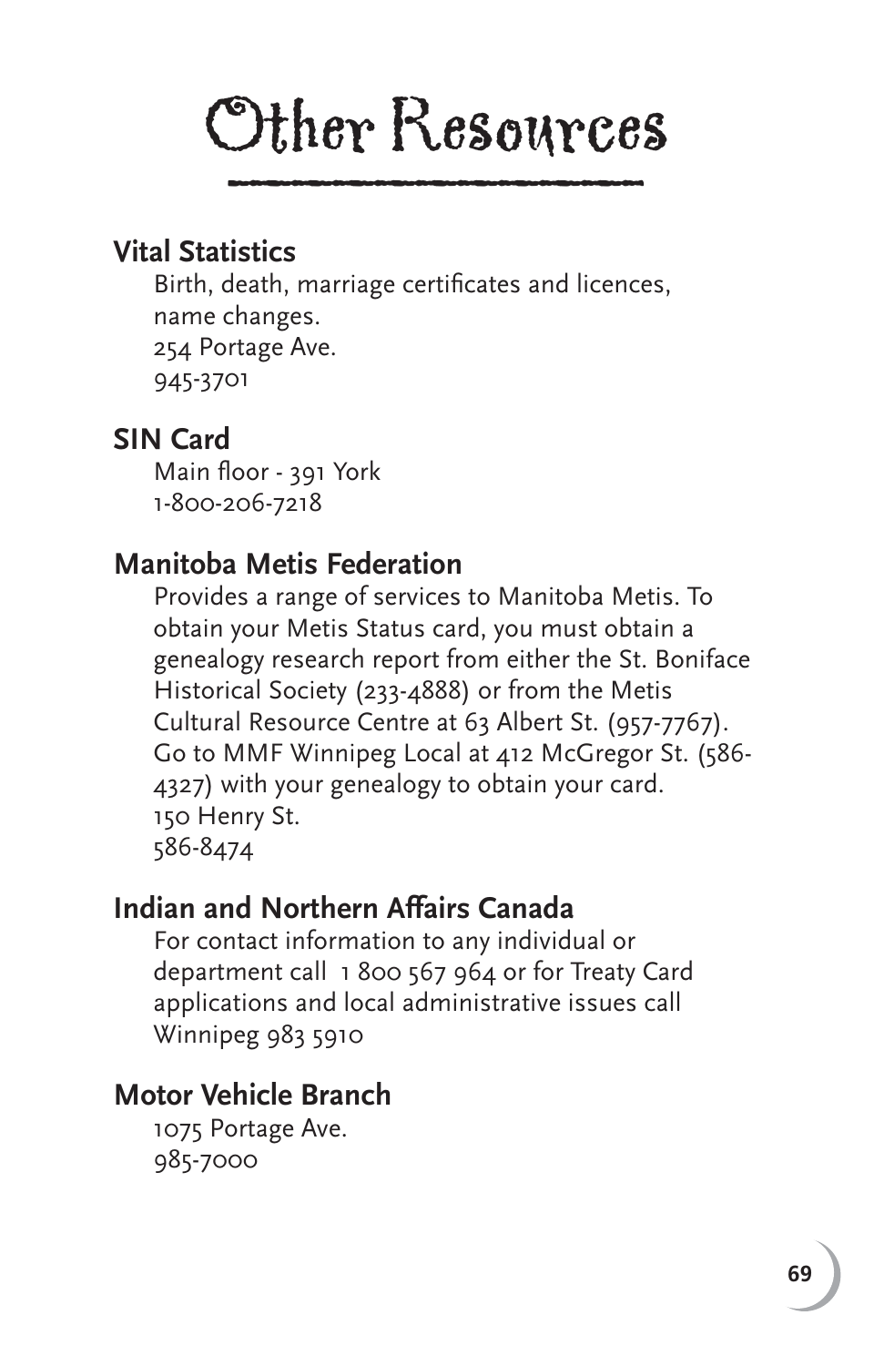# Other Resources

## Vital Statistics

Birth, death, marriage certificates and licences, name changes.
254 Portage Ave.
945-3701

## SIN Card

Main floor - 391 York
1-800-206-7218

## Manitoba Metis Federation

Provides a range of services to Manitoba Metis. To obtain your Metis Status card, you must obtain a genealogy research report from either the St. Boniface Historical Society (233-4888) or from the Metis Cultural Resource Centre at 63 Albert St. (957-7767). Go to MMF Winnipeg Local at 412 McGregor St. (586-4327) with your genealogy to obtain your card.
150 Henry St.
586-8474

## Indian and Northern Affairs Canada

For contact information to any individual or department call 1 800 567 964 or for Treaty Card applications and local administrative issues call Winnipeg 983 5910

## Motor Vehicle Branch

1075 Portage Ave.
985-7000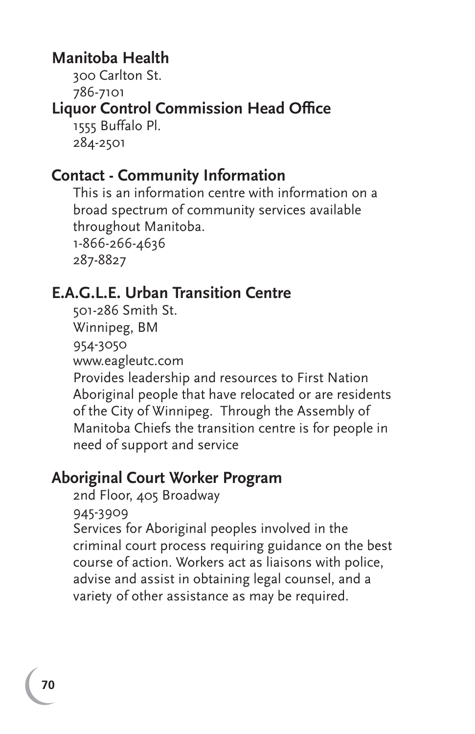## Manitoba Health

300 Carlton St.
786-7101

## Liquor Control Commission Head Office

1555 Buffalo Pl.
284-2501

## Contact - Community Information

This is an information centre with information on a broad spectrum of community services available throughout Manitoba.
1-866-266-4636
287-8827

## E.A.G.L.E. Urban Transition Centre

501-286 Smith St.
Winnipeg, BM
954-3050
www.eagleutc.com
Provides leadership and resources to First Nation Aboriginal people that have relocated or are residents of the City of Winnipeg. Through the Assembly of Manitoba Chiefs the transition centre is for people in need of support and service

## Aboriginal Court Worker Program

2nd Floor, 405 Broadway
945-3909
Services for Aboriginal peoples involved in the criminal court process requiring guidance on the best course of action. Workers act as liaisons with police, advise and assist in obtaining legal counsel, and a variety of other assistance as may be required.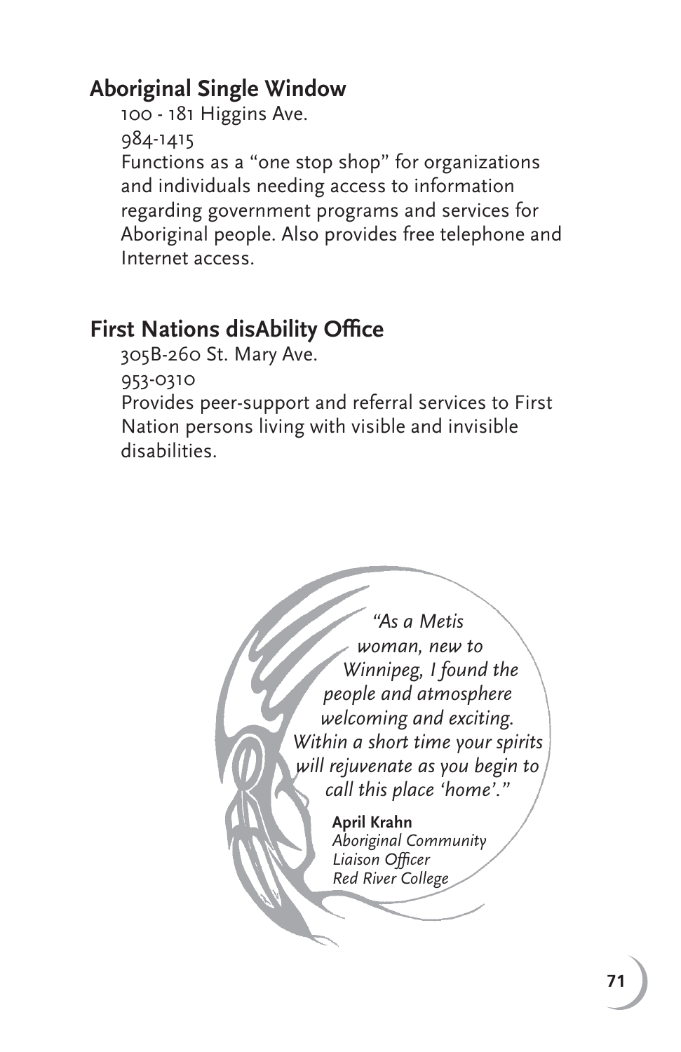## Aboriginal Single Window

100 - 181 Higgins Ave.

984-1415

Functions as a "one stop shop" for organizations and individuals needing access to information regarding government programs and services for Aboriginal people. Also provides free telephone and Internet access.

## First Nations disAbility Office

305B-260 St. Mary Ave.

953-0310

Provides peer-support and referral services to First Nation persons living with visible and invisible disabilities.

*"As a Metis woman, new to Winnipeg, I found the people and atmosphere welcoming and exciting. Within a short time your spirits will rejuvenate as you begin to call this place 'home'."*

**April Krahn**
*Aboriginal Community Liaison Officer*
*Red River College*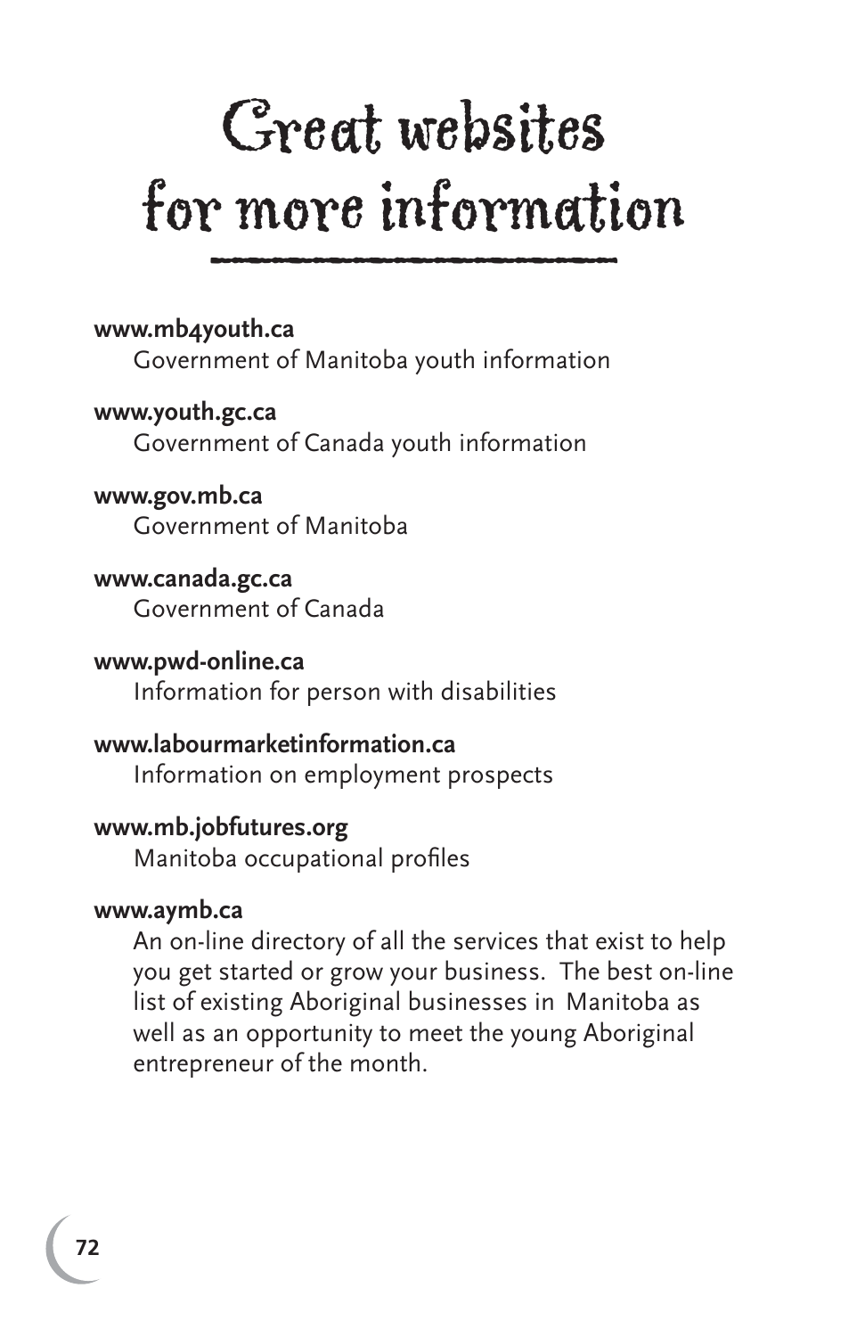# Great websites for more information

**www.mb4youth.ca**
Government of Manitoba youth information

**www.youth.gc.ca**
Government of Canada youth information

**www.gov.mb.ca**
Government of Manitoba

**www.canada.gc.ca**
Government of Canada

**www.pwd-online.ca**
Information for person with disabilities

**www.labourmarketinformation.ca**
Information on employment prospects

**www.mb.jobfutures.org**
Manitoba occupational profiles

**www.aymb.ca**
An on-line directory of all the services that exist to help you get started or grow your business. The best on-line list of existing Aboriginal businesses in Manitoba as well as an opportunity to meet the young Aboriginal entrepreneur of the month.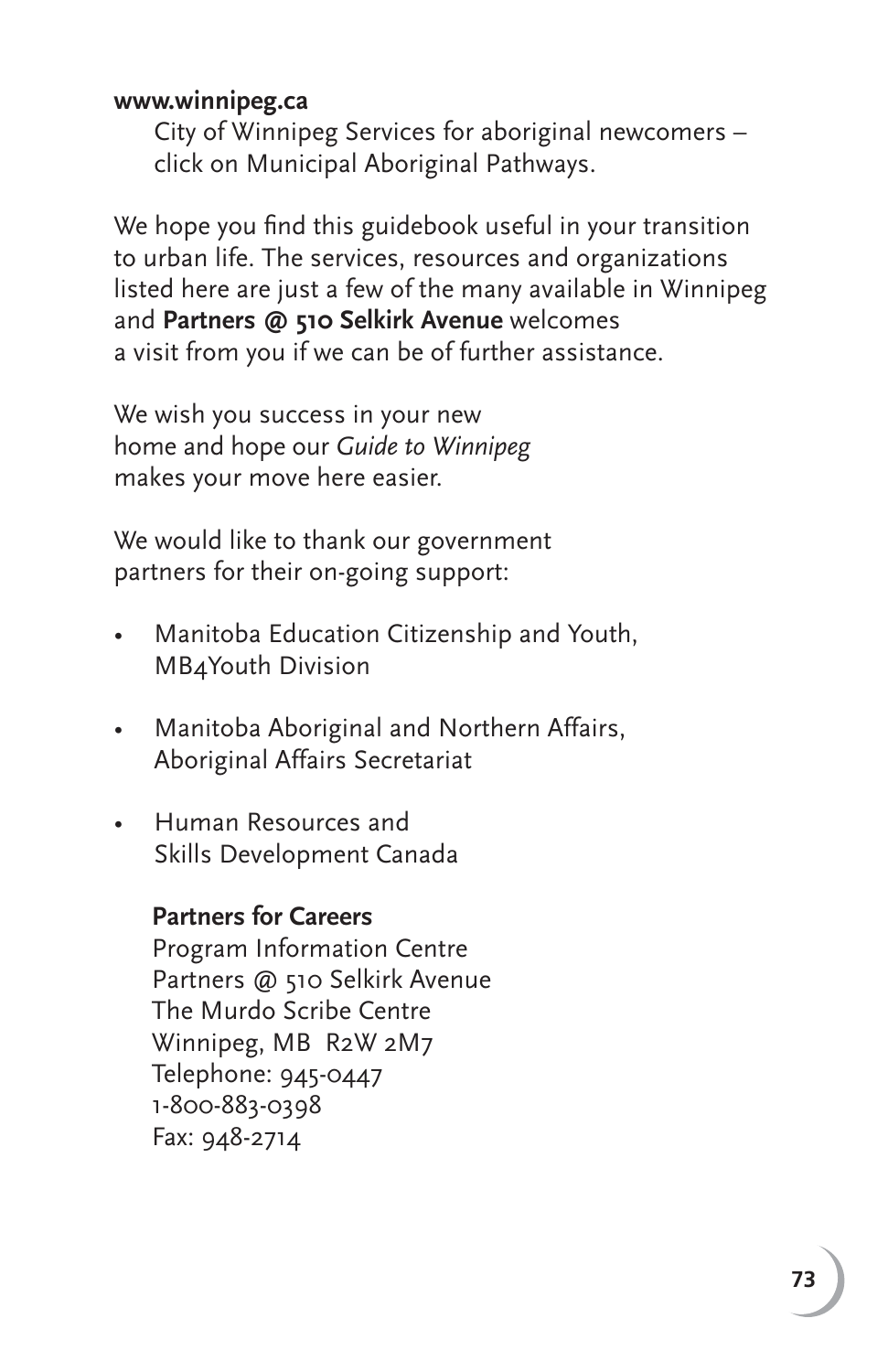**www.winnipeg.ca**

City of Winnipeg Services for aboriginal newcomers – click on Municipal Aboriginal Pathways.

We hope you find this guidebook useful in your transition to urban life. The services, resources and organizations listed here are just a few of the many available in Winnipeg and **Partners @ 510 Selkirk Avenue** welcomes a visit from you if we can be of further assistance.

We wish you success in your new home and hope our *Guide to Winnipeg* makes your move here easier.

We would like to thank our government partners for their on-going support:

- Manitoba Education Citizenship and Youth, MB4Youth Division
- Manitoba Aboriginal and Northern Affairs, Aboriginal Affairs Secretariat
- Human Resources and Skills Development Canada

**Partners for Careers**
Program Information Centre
Partners @ 510 Selkirk Avenue
The Murdo Scribe Centre
Winnipeg, MB R2W 2M7
Telephone: 945-0447
1-800-883-0398
Fax: 948-2714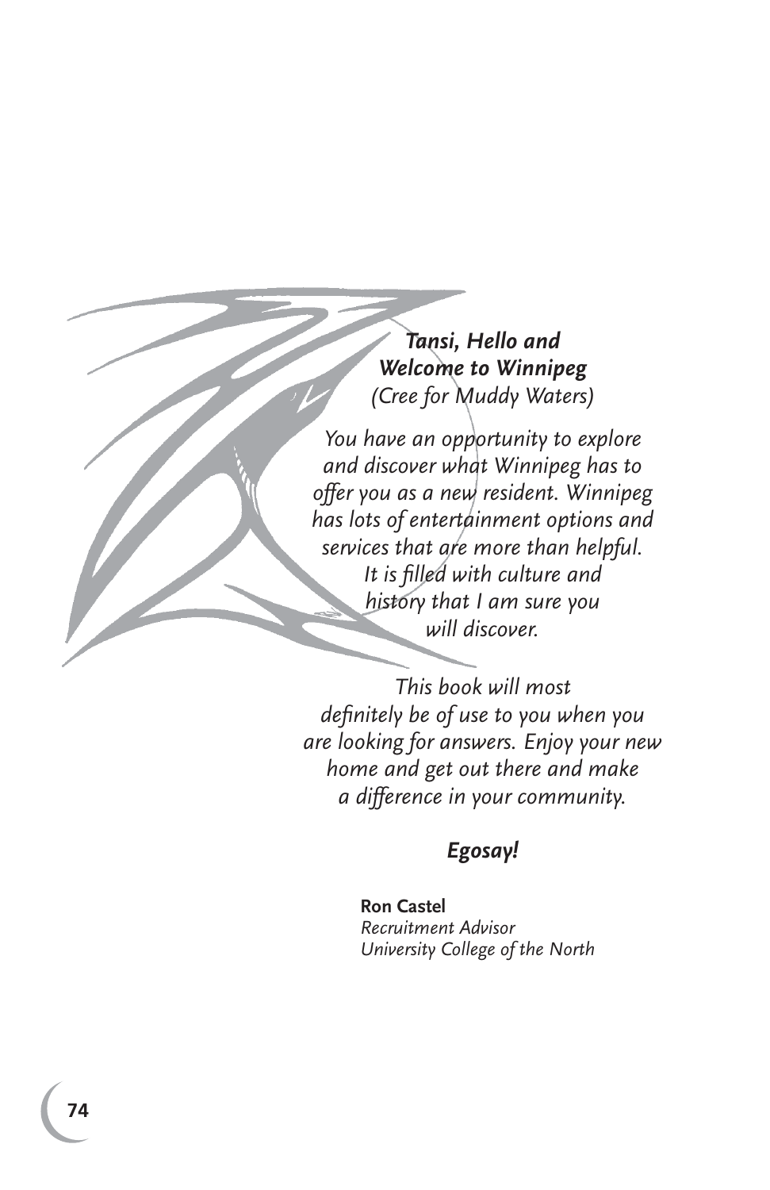***Tansi, Hello and***
***Welcome to Winnipeg***
*(Cree for Muddy Waters)*

*You have an opportunity to explore and discover what Winnipeg has to offer you as a new resident. Winnipeg has lots of entertainment options and services that are more than helpful. It is filled with culture and history that I am sure you will discover.*

*This book will most definitely be of use to you when you are looking for answers. Enjoy your new home and get out there and make a difference in your community.*

***Egosay!***

**Ron Castel**
*Recruitment Advisor*
*University College of the North*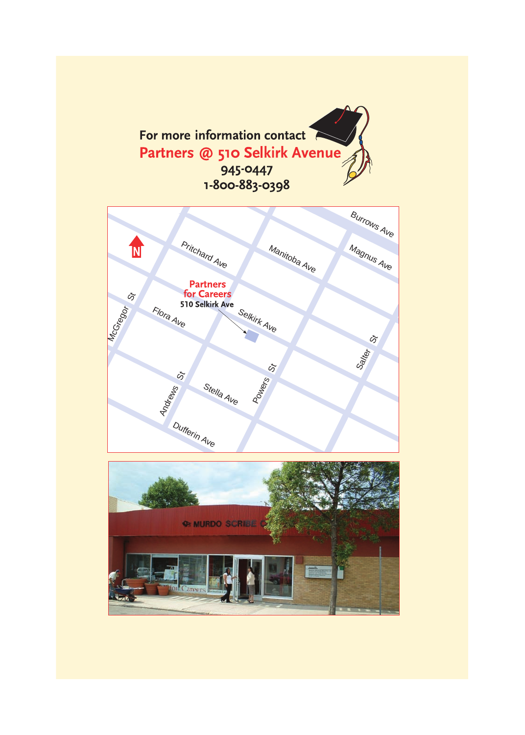For more information contact

**Partners @ 510 Selkirk Avenue**

945-0447

1-800-883-0398

N

Burrows Ave

Pritchard Ave

Manitoba Ave

Magnus Ave

Partners for Careers

510 Selkirk Ave

Selkirk Ave

McGregor St

Flora Ave

Salter St

Andrews St

Stella Ave

Powers St

Dufferin Ave